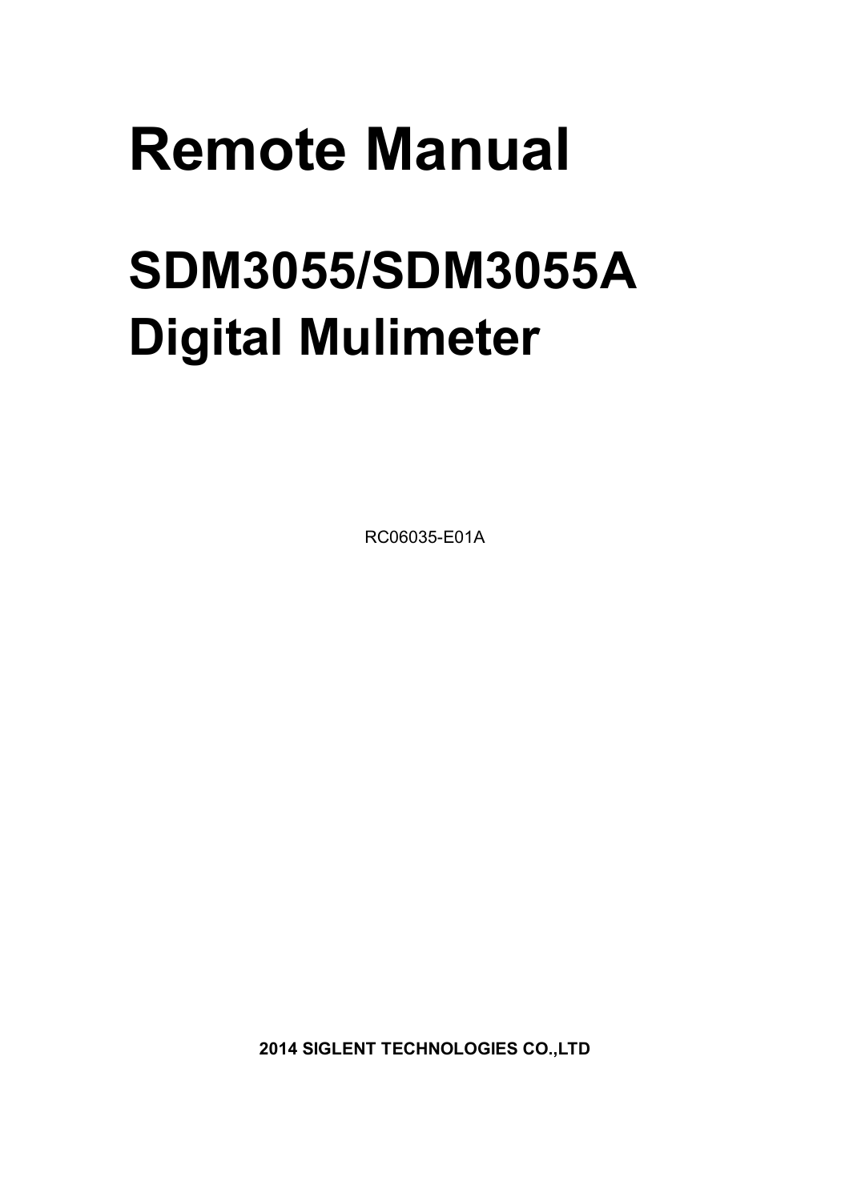# Remote Manual

# SDM3055/SDM3055A Digital Mulimeter

RC06035-E01A

**2014 SIGLENT TECHNOLOGIES CO.,LTD**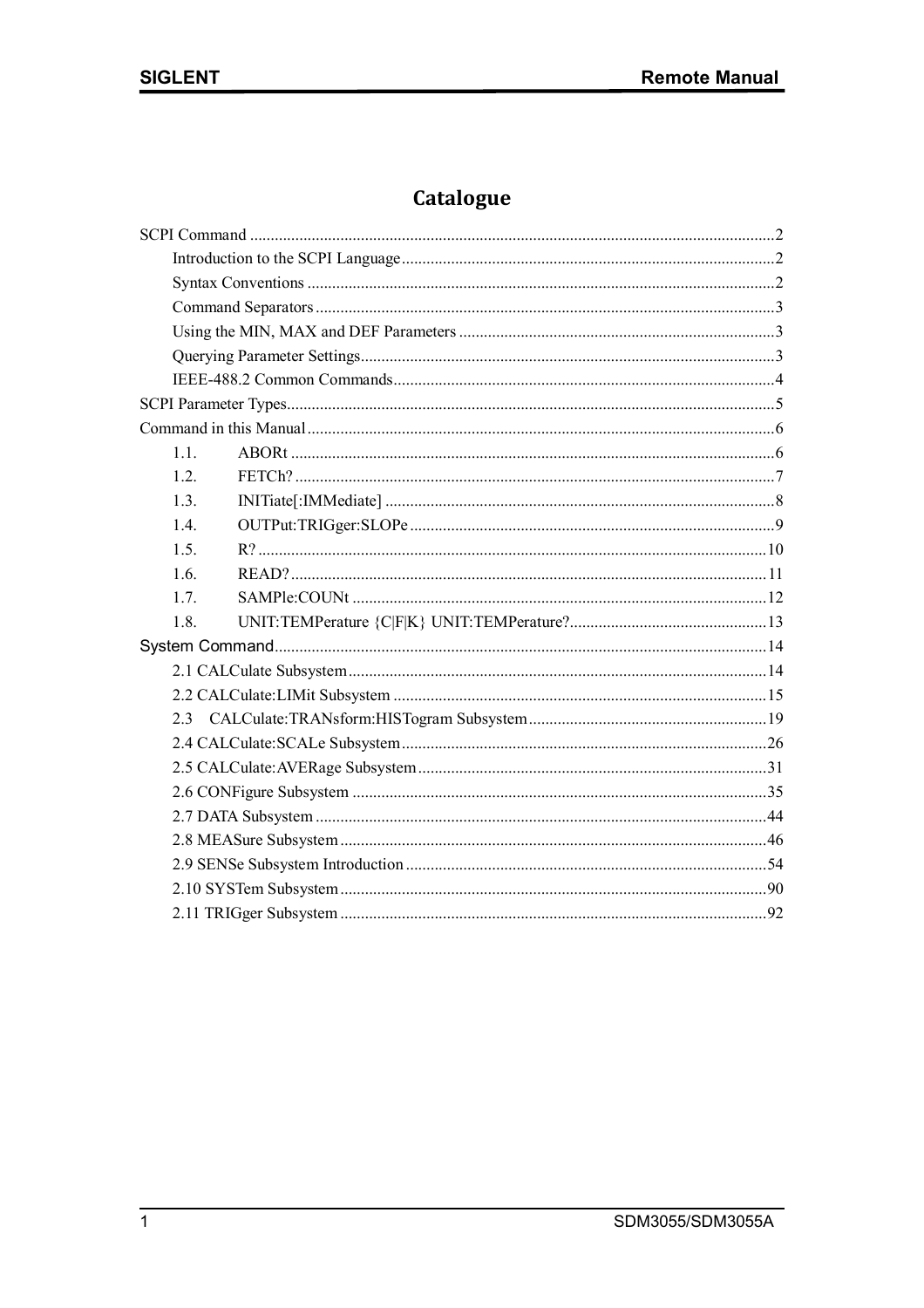# Catalogue

SCPI Command ..... 2
- Introduction to the SCPI Language ..... 2
- Syntax Conventions ..... 2
- Command Separators ..... 3
- Using the MIN, MAX and DEF Parameters ..... 3
- Querying Parameter Settings ..... 3
- IEEE-488.2 Common Commands ..... 4

SCPI Parameter Types ..... 5

Command in this Manual ..... 6
- 1.1. ABORt ..... 6
- 1.2. FETCh? ..... 7
- 1.3. INITiate[:IMMediate] ..... 8
- 1.4. OUTPut:TRIGger:SLOPe ..... 9
- 1.5. R? ..... 10
- 1.6. READ? ..... 11
- 1.7. SAMPle:COUNt ..... 12
- 1.8. UNIT:TEMPerature {C|F|K} UNIT:TEMPerature? ..... 13

System Command ..... 14
- 2.1 CALCulate Subsystem ..... 14
- 2.2 CALCulate:LIMit Subsystem ..... 15
- 2.3 CALCulate:TRANsform:HISTogram Subsystem ..... 19
- 2.4 CALCulate:SCALe Subsystem ..... 26
- 2.5 CALCulate:AVERage Subsystem ..... 31
- 2.6 CONFigure Subsystem ..... 35
- 2.7 DATA Subsystem ..... 44
- 2.8 MEASure Subsystem ..... 46
- 2.9 SENSe Subsystem Introduction ..... 54
- 2.10 SYSTem Subsystem ..... 90
- 2.11 TRIGger Subsystem ..... 92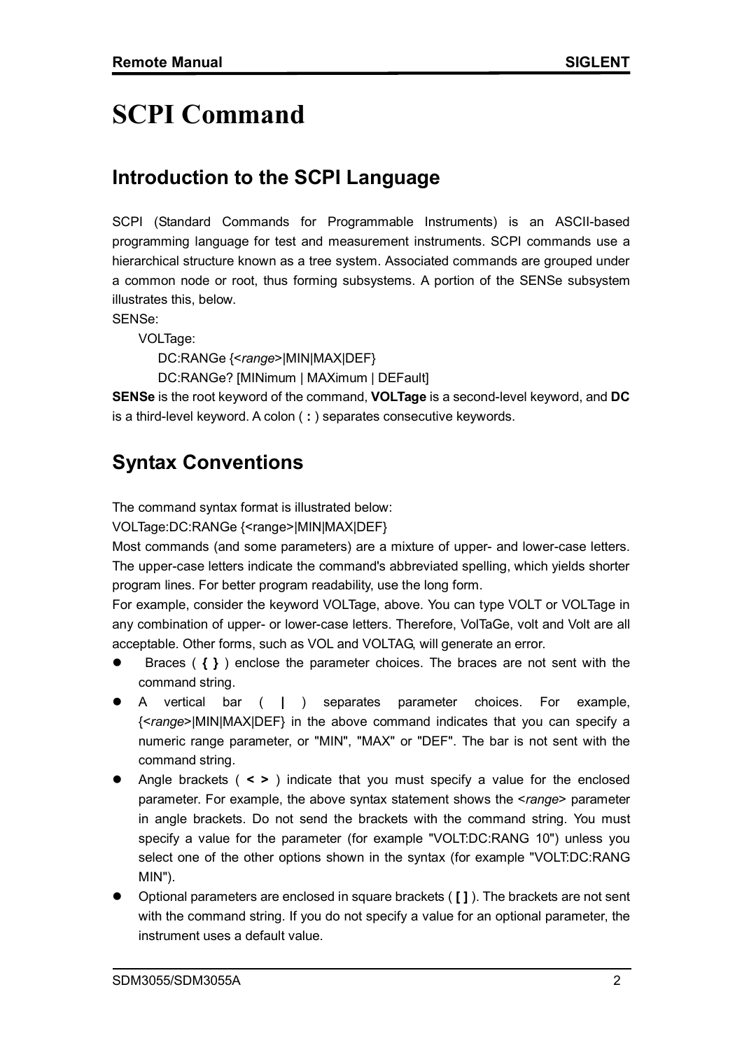# SCPI Command

## Introduction to the SCPI Language

SCPI (Standard Commands for Programmable Instruments) is an ASCII-based programming language for test and measurement instruments. SCPI commands use a hierarchical structure known as a tree system. Associated commands are grouped under a common node or root, thus forming subsystems. A portion of the SENSe subsystem illustrates this, below.

SENSe:

  VOLTage:

    DC:RANGe {<*range*>|MIN|MAX|DEF}

    DC:RANGe? [MINimum | MAXimum | DEFault]

**SENSe** is the root keyword of the command, **VOLTage** is a second-level keyword, and **DC** is a third-level keyword. A colon ( **:** ) separates consecutive keywords.

## Syntax Conventions

The command syntax format is illustrated below:

VOLTage:DC:RANGe {<range>|MIN|MAX|DEF}

Most commands (and some parameters) are a mixture of upper- and lower-case letters. The upper-case letters indicate the command's abbreviated spelling, which yields shorter program lines. For better program readability, use the long form.

For example, consider the keyword VOLTage, above. You can type VOLT or VOLTage in any combination of upper- or lower-case letters. Therefore, VolTaGe, volt and Volt are all acceptable. Other forms, such as VOL and VOLTAG, will generate an error.

- Braces ( **{ }** ) enclose the parameter choices. The braces are not sent with the command string.
- A vertical bar ( **|** ) separates parameter choices. For example, {<*range*>|MIN|MAX|DEF} in the above command indicates that you can specify a numeric range parameter, or "MIN", "MAX" or "DEF". The bar is not sent with the command string.
- Angle brackets ( **< >** ) indicate that you must specify a value for the enclosed parameter. For example, the above syntax statement shows the <*range*> parameter in angle brackets. Do not send the brackets with the command string. You must specify a value for the parameter (for example "VOLT:DC:RANG 10") unless you select one of the other options shown in the syntax (for example "VOLT:DC:RANG MIN").
- Optional parameters are enclosed in square brackets ( **[ ]** ). The brackets are not sent with the command string. If you do not specify a value for an optional parameter, the instrument uses a default value.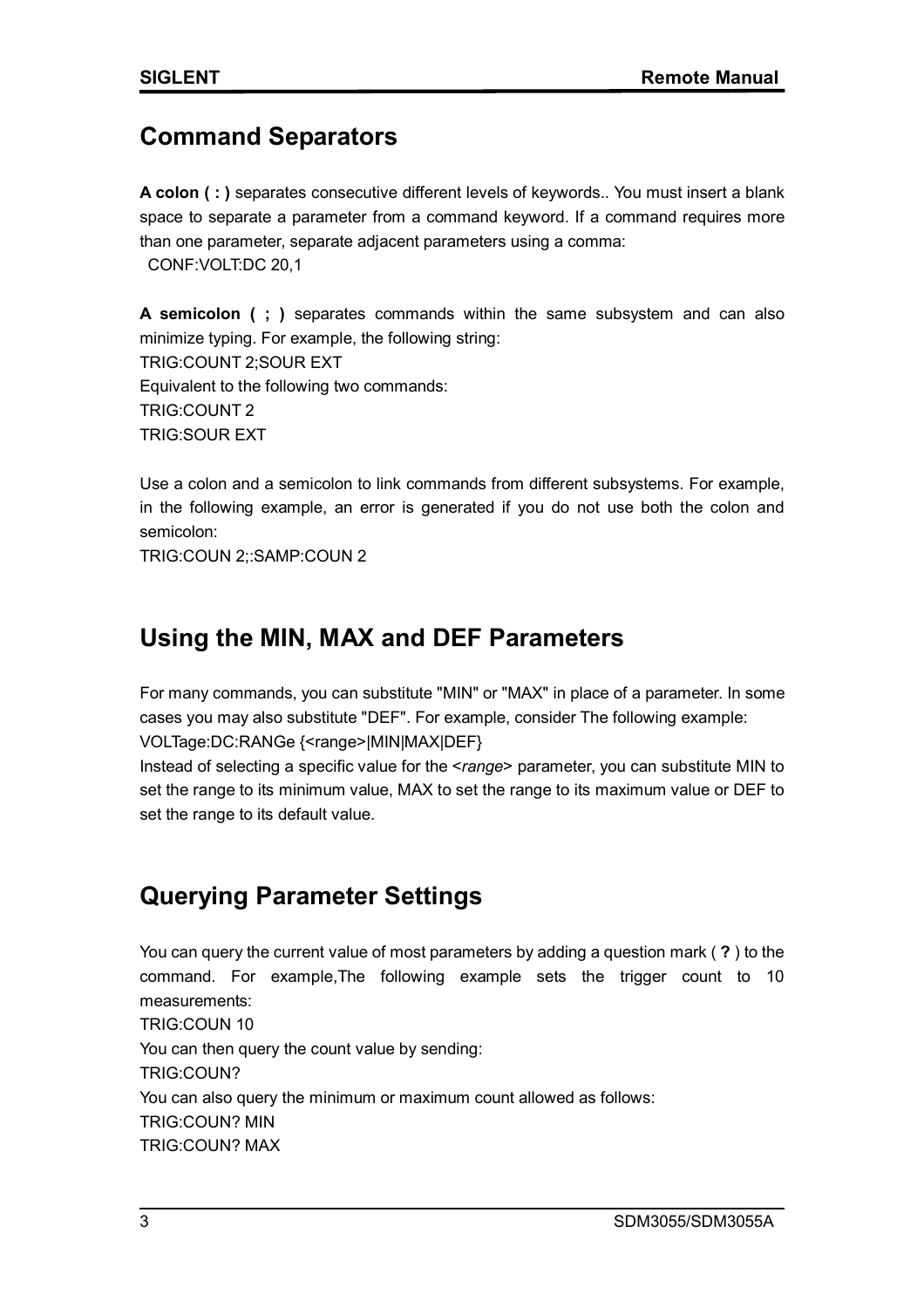## Command Separators

**A colon ( : )** separates consecutive different levels of keywords.. You must insert a blank space to separate a parameter from a command keyword. If a command requires more than one parameter, separate adjacent parameters using a comma:

CONF:VOLT:DC 20,1

**A semicolon ( ; )** separates commands within the same subsystem and can also minimize typing. For example, the following string:

TRIG:COUNT 2;SOUR EXT

Equivalent to the following two commands:

TRIG:COUNT 2

TRIG:SOUR EXT

Use a colon and a semicolon to link commands from different subsystems. For example, in the following example, an error is generated if you do not use both the colon and semicolon:

TRIG:COUN 2;:SAMP:COUN 2

## Using the MIN, MAX and DEF Parameters

For many commands, you can substitute "MIN" or "MAX" in place of a parameter. In some cases you may also substitute "DEF". For example, consider The following example:

VOLTage:DC:RANGe {<range>|MIN|MAX|DEF}

Instead of selecting a specific value for the <*range*> parameter, you can substitute MIN to set the range to its minimum value, MAX to set the range to its maximum value or DEF to set the range to its default value.

## Querying Parameter Settings

You can query the current value of most parameters by adding a question mark ( **?** ) to the command. For example,The following example sets the trigger count to 10 measurements:

TRIG:COUN 10

You can then query the count value by sending:

TRIG:COUN?

You can also query the minimum or maximum count allowed as follows:

TRIG:COUN? MIN

TRIG:COUN? MAX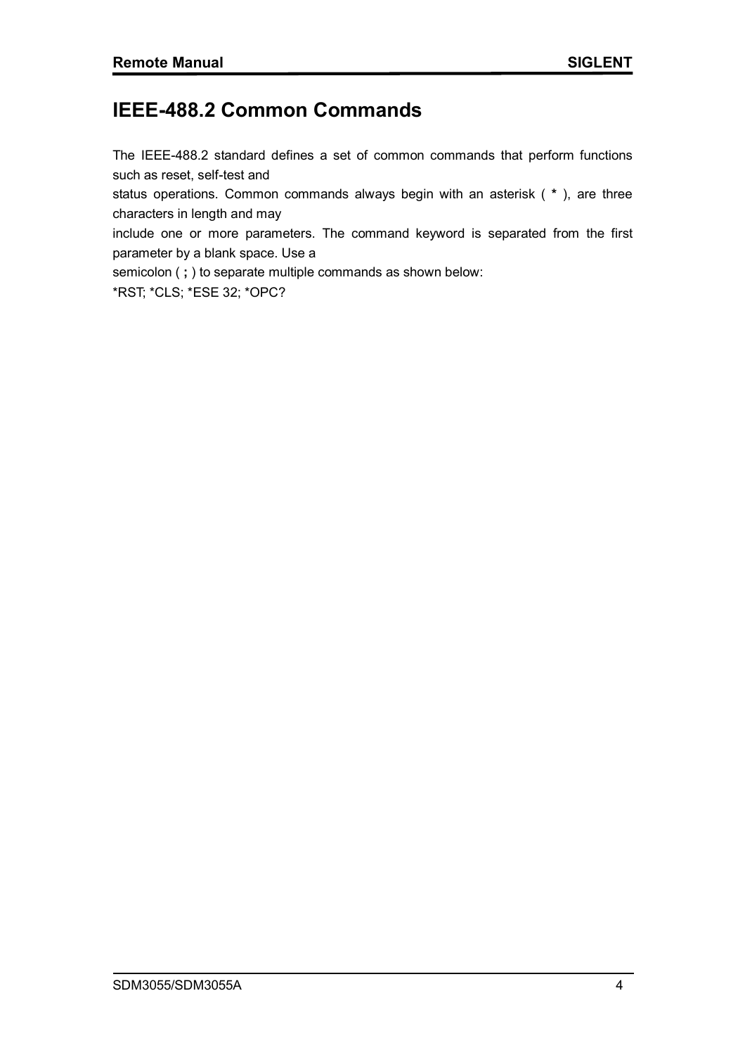# IEEE-488.2 Common Commands

The IEEE-488.2 standard defines a set of common commands that perform functions such as reset, self-test and status operations. Common commands always begin with an asterisk ( * ), are three characters in length and may include one or more parameters. The command keyword is separated from the first parameter by a blank space. Use a semicolon ( ; ) to separate multiple commands as shown below:

*RST; *CLS; *ESE 32; *OPC?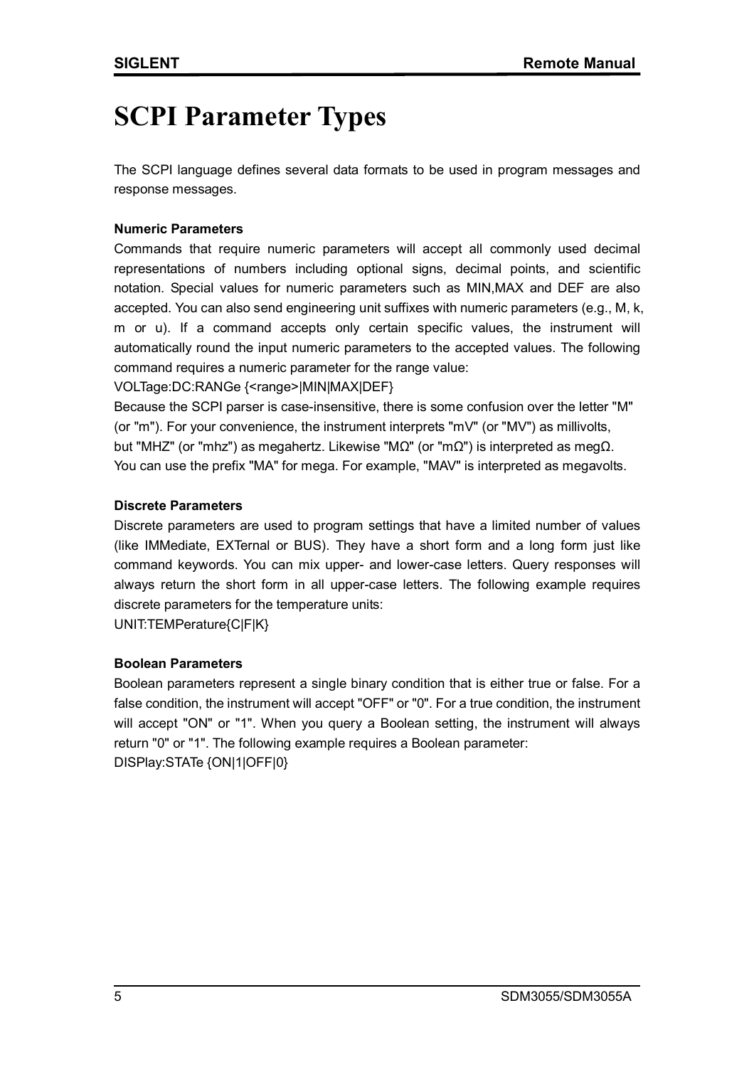# SCPI Parameter Types

The SCPI language defines several data formats to be used in program messages and response messages.

**Numeric Parameters**

Commands that require numeric parameters will accept all commonly used decimal representations of numbers including optional signs, decimal points, and scientific notation. Special values for numeric parameters such as MIN,MAX and DEF are also accepted. You can also send engineering unit suffixes with numeric parameters (e.g., M, k, m or u). If a command accepts only certain specific values, the instrument will automatically round the input numeric parameters to the accepted values. The following command requires a numeric parameter for the range value:

VOLTage:DC:RANGe {<range>|MIN|MAX|DEF}

Because the SCPI parser is case-insensitive, there is some confusion over the letter "M" (or "m"). For your convenience, the instrument interprets "mV" (or "MV") as millivolts, but "MHZ" (or "mhz") as megahertz. Likewise "MΩ" (or "mΩ") is interpreted as megΩ. You can use the prefix "MA" for mega. For example, "MAV" is interpreted as megavolts.

**Discrete Parameters**

Discrete parameters are used to program settings that have a limited number of values (like IMMediate, EXTernal or BUS). They have a short form and a long form just like command keywords. You can mix upper- and lower-case letters. Query responses will always return the short form in all upper-case letters. The following example requires discrete parameters for the temperature units:

UNIT:TEMPerature{C|F|K}

**Boolean Parameters**

Boolean parameters represent a single binary condition that is either true or false. For a false condition, the instrument will accept "OFF" or "0". For a true condition, the instrument will accept "ON" or "1". When you query a Boolean setting, the instrument will always return "0" or "1". The following example requires a Boolean parameter:

DISPlay:STATe {ON|1|OFF|0}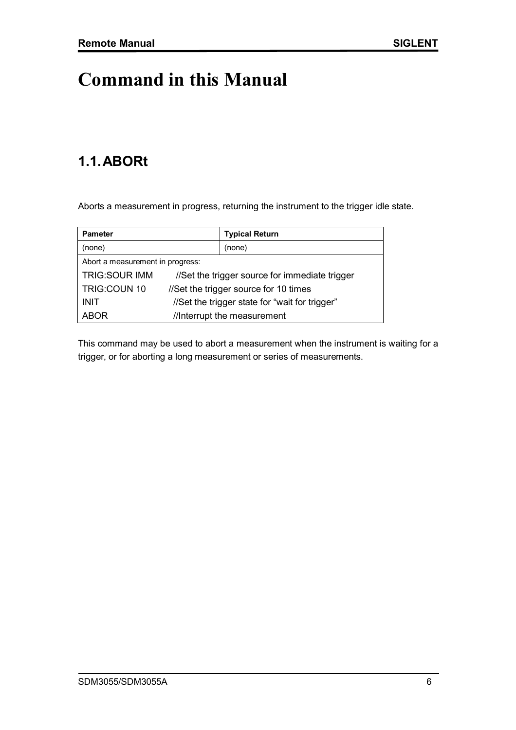# Command in this Manual

## 1.1. ABORt

Aborts a measurement in progress, returning the instrument to the trigger idle state.

| Pameter | Typical Return |
| --- | --- |
| (none) | (none) |
| Abort a measurement in progress: | |
| TRIG:SOUR IMM //Set the trigger source for immediate trigger | |
| TRIG:COUN 10 //Set the trigger source for 10 times | |
| INIT //Set the trigger state for "wait for trigger" | |
| ABOR //Interrupt the measurement | |

This command may be used to abort a measurement when the instrument is waiting for a trigger, or for aborting a long measurement or series of measurements.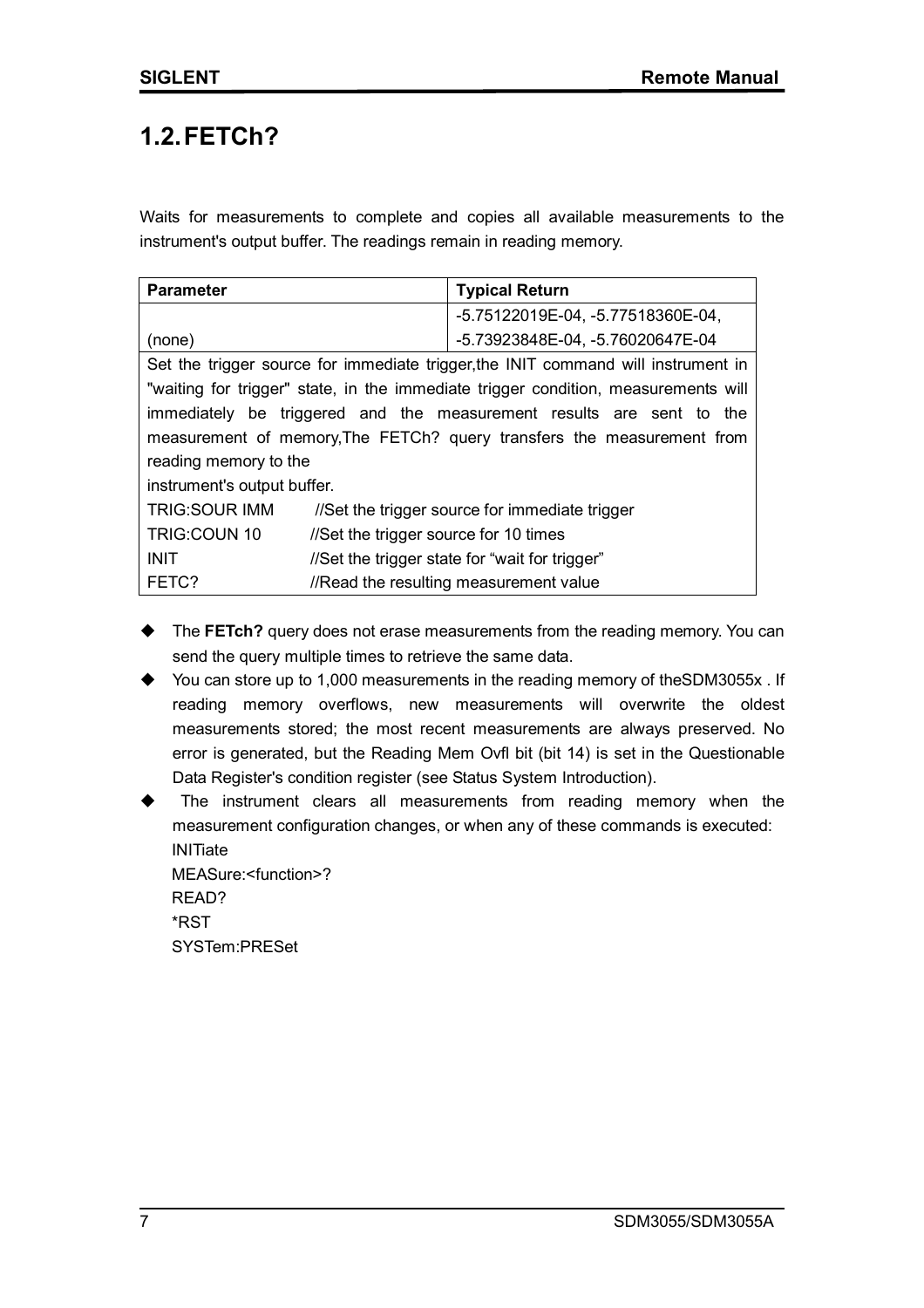## 1.2. FETCh?

Waits for measurements to complete and copies all available measurements to the instrument's output buffer. The readings remain in reading memory.

| Parameter | Typical Return |
| --- | --- |
| (none) | -5.75122019E-04, -5.77518360E-04, -5.73923848E-04, -5.76020647E-04 |
| Set the trigger source for immediate trigger,the INIT command will instrument in "waiting for trigger" state, in the immediate trigger condition, measurements will immediately be triggered and the measurement results are sent to the measurement of memory,The FETCh? query transfers the measurement from reading memory to the instrument's output buffer. | |
| TRIG:SOUR IMM //Set the trigger source for immediate trigger | |
| TRIG:COUN 10 //Set the trigger source for 10 times | |
| INIT //Set the trigger state for "wait for trigger" | |
| FETC? //Read the resulting measurement value | |

- The **FETch?** query does not erase measurements from the reading memory. You can send the query multiple times to retrieve the same data.
- You can store up to 1,000 measurements in the reading memory of theSDM3055x . If reading memory overflows, new measurements will overwrite the oldest measurements stored; the most recent measurements are always preserved. No error is generated, but the Reading Mem Ovfl bit (bit 14) is set in the Questionable Data Register's condition register (see Status System Introduction).
- The instrument clears all measurements from reading memory when the measurement configuration changes, or when any of these commands is executed:
  INITiate
  MEASure:<function>?
  READ?
  *RST
  SYSTem:PRESet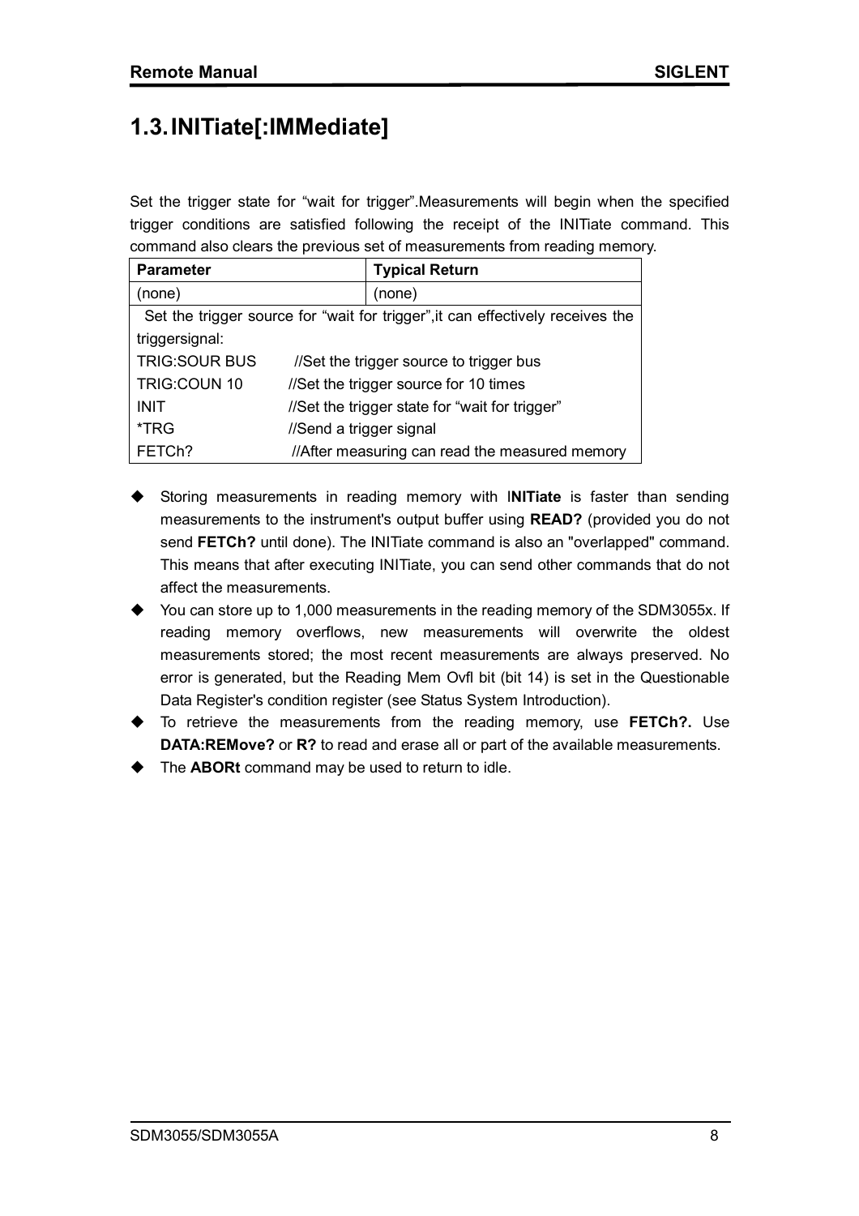## 1.3. INITiate[:IMMediate]

Set the trigger state for "wait for trigger".Measurements will begin when the specified trigger conditions are satisfied following the receipt of the INITiate command. This command also clears the previous set of measurements from reading memory.

| Parameter | Typical Return |
|---|---|
| (none) | (none) |
| Set the trigger source for "wait for trigger",it can effectively receives the triggersignal: | |
| TRIG:SOUR BUS | //Set the trigger source to trigger bus |
| TRIG:COUN 10 | //Set the trigger source for 10 times |
| INIT | //Set the trigger state for "wait for trigger" |
| *TRG | //Send a trigger signal |
| FETCh? | //After measuring can read the measured memory |

- Storing measurements in reading memory with I**NITiate** is faster than sending measurements to the instrument's output buffer using **READ?** (provided you do not send **FETCh?** until done). The INITiate command is also an "overlapped" command. This means that after executing INITiate, you can send other commands that do not affect the measurements.
- You can store up to 1,000 measurements in the reading memory of the SDM3055x. If reading memory overflows, new measurements will overwrite the oldest measurements stored; the most recent measurements are always preserved. No error is generated, but the Reading Mem Ovfl bit (bit 14) is set in the Questionable Data Register's condition register (see Status System Introduction).
- To retrieve the measurements from the reading memory, use **FETCh?.** Use **DATA:REMove?** or **R?** to read and erase all or part of the available measurements.
- The **ABORt** command may be used to return to idle.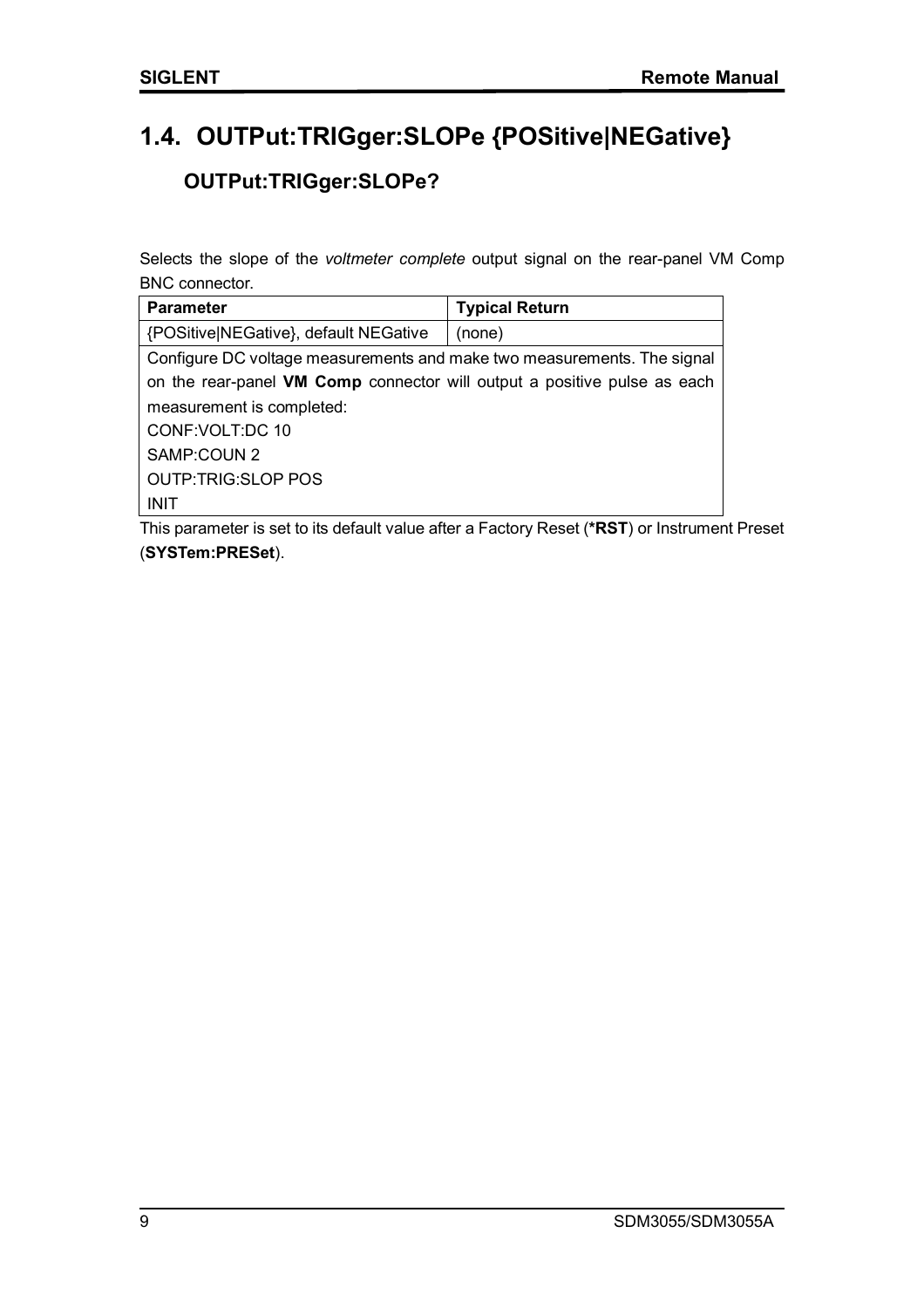## 1.4. OUTPut:TRIGger:SLOPe {POSitive|NEGative}

### OUTPut:TRIGger:SLOPe?

Selects the slope of the *voltmeter complete* output signal on the rear-panel VM Comp BNC connector.

| Parameter | Typical Return |
|---|---|
| {POSitive\|NEGative}, default NEGative | (none) |
| Configure DC voltage measurements and make two measurements. The signal on the rear-panel **VM Comp** connector will output a positive pulse as each measurement is completed:<br>CONF:VOLT:DC 10<br>SAMP:COUN 2<br>OUTP:TRIG:SLOP POS<br>INIT | |

This parameter is set to its default value after a Factory Reset (**\*RST**) or Instrument Preset (**SYSTem:PRESet**).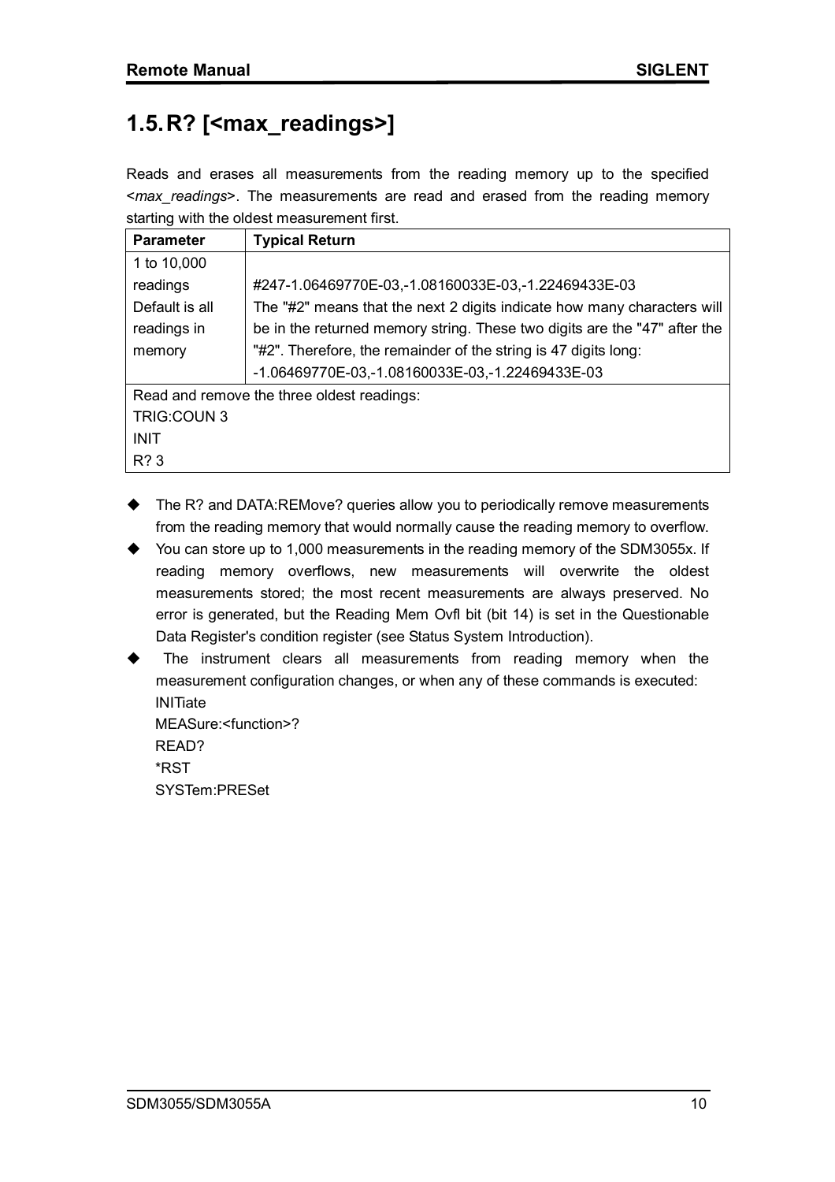## 1.5. R? [<max_readings>]

Reads and erases all measurements from the reading memory up to the specified <*max_readings*>. The measurements are read and erased from the reading memory starting with the oldest measurement first.

| Parameter | Typical Return |
|---|---|
| 1 to 10,000 readings Default is all readings in memory | #247-1.06469770E-03,-1.08160033E-03,-1.22469433E-03 The "#2" means that the next 2 digits indicate how many characters will be in the returned memory string. These two digits are the "47" after the "#2". Therefore, the remainder of the string is 47 digits long: -1.06469770E-03,-1.08160033E-03,-1.22469433E-03 |
| Read and remove the three oldest readings: TRIG:COUN 3 INIT R? 3 | |

- The R? and DATA:REMove? queries allow you to periodically remove measurements from the reading memory that would normally cause the reading memory to overflow.
- You can store up to 1,000 measurements in the reading memory of the SDM3055x. If reading memory overflows, new measurements will overwrite the oldest measurements stored; the most recent measurements are always preserved. No error is generated, but the Reading Mem Ovfl bit (bit 14) is set in the Questionable Data Register's condition register (see Status System Introduction).
- The instrument clears all measurements from reading memory when the measurement configuration changes, or when any of these commands is executed:
  INITiate
  MEASure:<function>?
  READ?
  *RST
  SYSTem:PRESet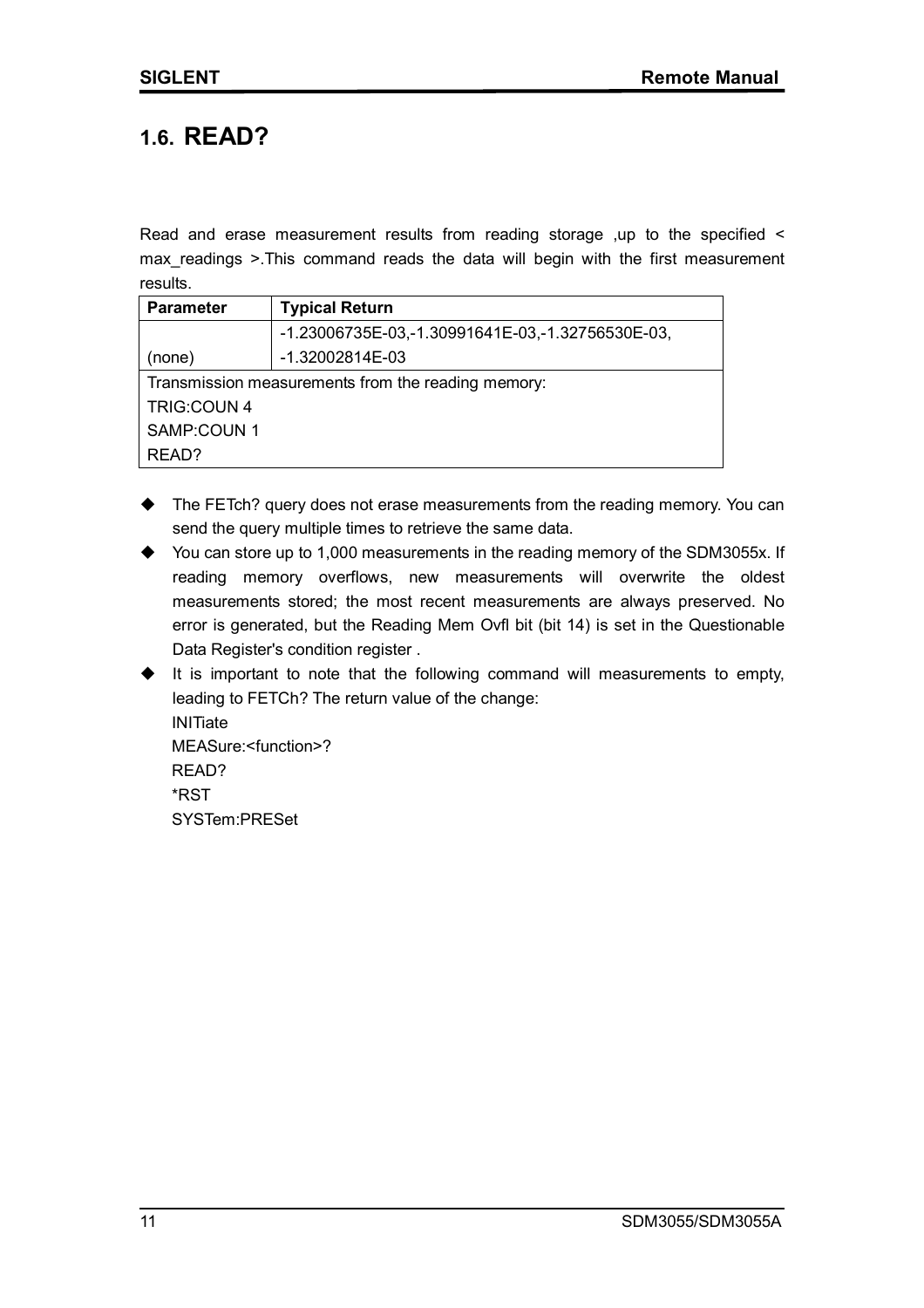## 1.6. READ?

Read and erase measurement results from reading storage ,up to the specified < max_readings >.This command reads the data will begin with the first measurement results.

| Parameter | Typical Return |
|---|---|
| (none) | -1.23006735E-03,-1.30991641E-03,-1.32756530E-03, -1.32002814E-03 |
| Transmission measurements from the reading memory:<br>TRIG:COUN 4<br>SAMP:COUN 1<br>READ? | |

- The FETch? query does not erase measurements from the reading memory. You can send the query multiple times to retrieve the same data.
- You can store up to 1,000 measurements in the reading memory of the SDM3055x. If reading memory overflows, new measurements will overwrite the oldest measurements stored; the most recent measurements are always preserved. No error is generated, but the Reading Mem Ovfl bit (bit 14) is set in the Questionable Data Register's condition register .
- It is important to note that the following command will measurements to empty, leading to FETCh? The return value of the change:
  INITiate
  MEASure:<function>?
  READ?
  *RST
  SYSTem:PRESet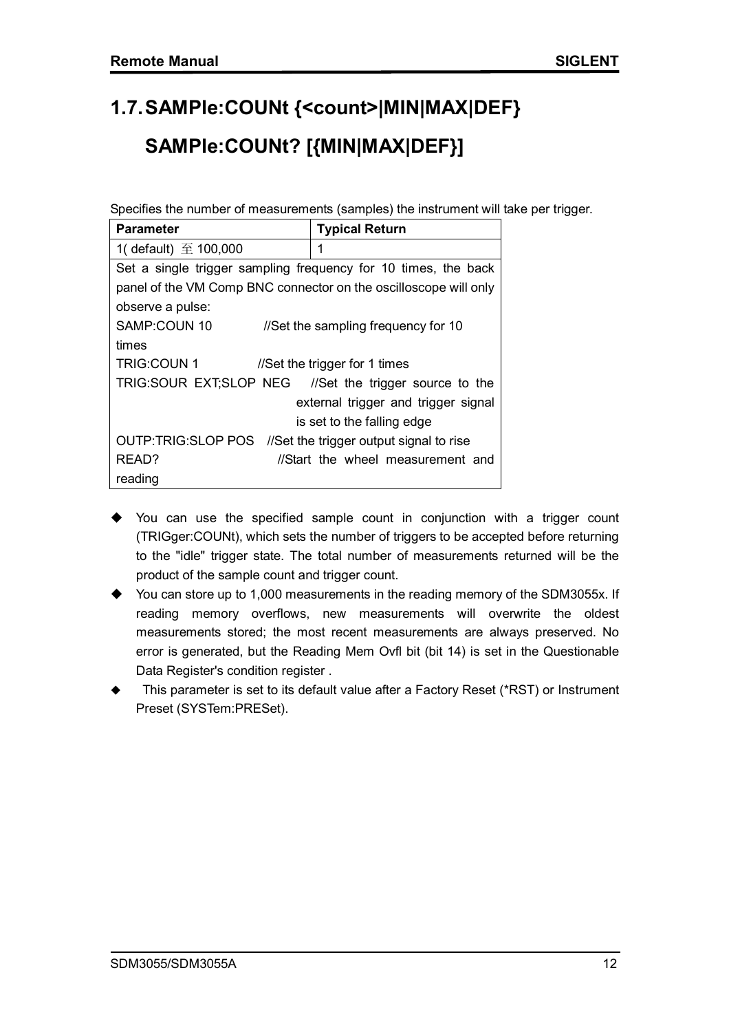## 1.7. SAMPle:COUNt {<count>|MIN|MAX|DEF}

## SAMPle:COUNt? [{MIN|MAX|DEF}]

Specifies the number of measurements (samples) the instrument will take per trigger.

| Parameter | Typical Return |
|---|---|
| 1( default) 至 100,000 | 1 |
| Set a single trigger sampling frequency for 10 times, the back panel of the VM Comp BNC connector on the oscilloscope will only observe a pulse:<br>SAMP:COUN 10 //Set the sampling frequency for 10 times<br>TRIG:COUN 1 //Set the trigger for 1 times<br>TRIG:SOUR EXT;SLOP NEG //Set the trigger source to the external trigger and trigger signal is set to the falling edge<br>OUTP:TRIG:SLOP POS //Set the trigger output signal to rise<br>READ? //Start the wheel measurement and reading | |

- You can use the specified sample count in conjunction with a trigger count (TRIGger:COUNt), which sets the number of triggers to be accepted before returning to the "idle" trigger state. The total number of measurements returned will be the product of the sample count and trigger count.
- You can store up to 1,000 measurements in the reading memory of the SDM3055x. If reading memory overflows, new measurements will overwrite the oldest measurements stored; the most recent measurements are always preserved. No error is generated, but the Reading Mem Ovfl bit (bit 14) is set in the Questionable Data Register's condition register .
- This parameter is set to its default value after a Factory Reset (*RST) or Instrument Preset (SYSTem:PRESet).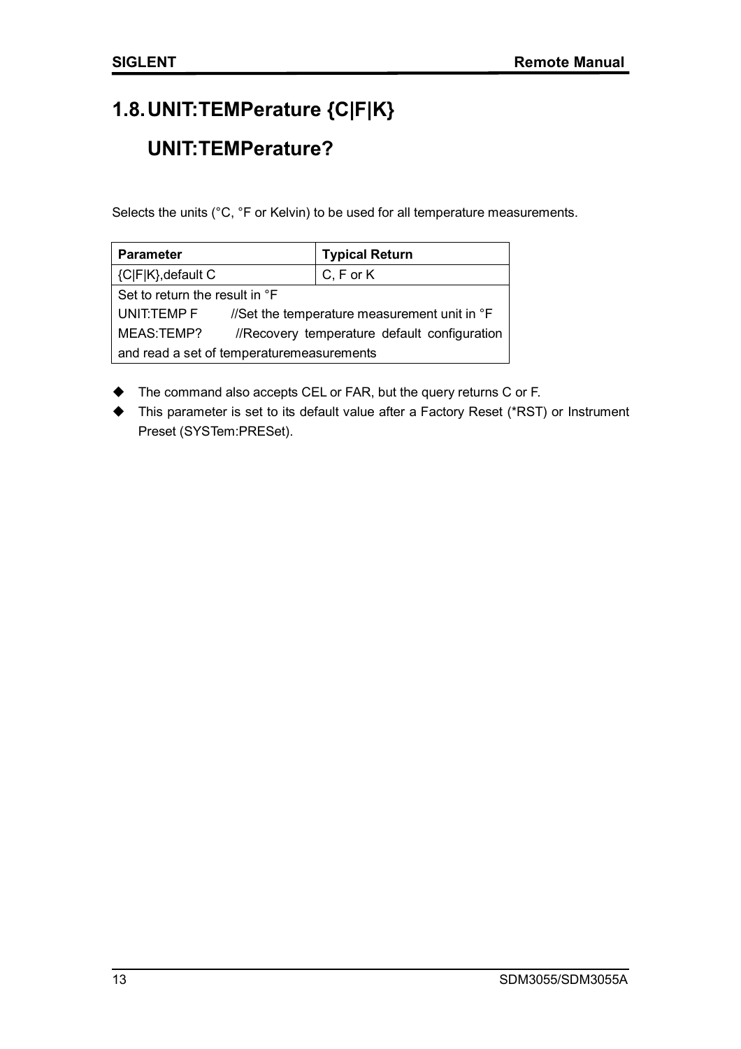## 1.8. UNIT:TEMPerature {C|F|K}

## UNIT:TEMPerature?

Selects the units (°C, °F or Kelvin) to be used for all temperature measurements.

| Parameter | Typical Return |
|---|---|
| {C\|F\|K},default C | C, F or K |
| Set to return the result in °F<br>UNIT:TEMP F //Set the temperature measurement unit in °F<br>MEAS:TEMP? //Recovery temperature default configuration and read a set of temperaturemeasurements | |

- The command also accepts CEL or FAR, but the query returns C or F.
- This parameter is set to its default value after a Factory Reset (*RST) or Instrument Preset (SYSTem:PRESet).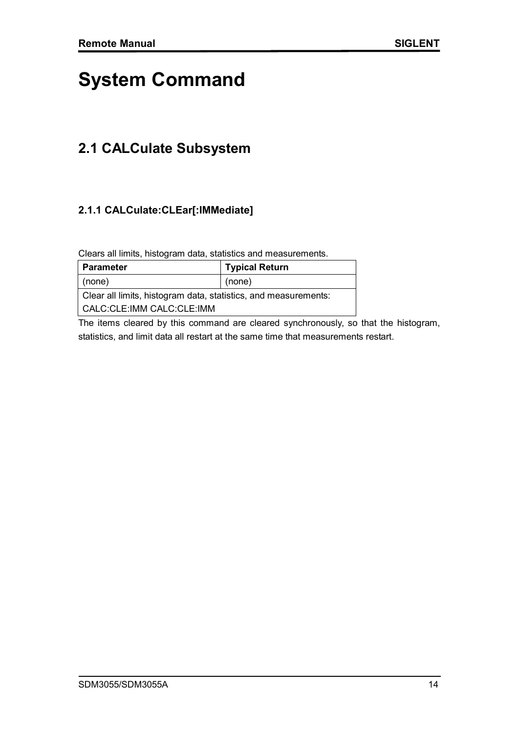# System Command

## 2.1 CALCulate Subsystem

### 2.1.1 CALCulate:CLEar[:IMMediate]

Clears all limits, histogram data, statistics and measurements.

| Parameter | Typical Return |
| --- | --- |
| (none) | (none) |
| Clear all limits, histogram data, statistics, and measurements: CALC:CLE:IMM CALC:CLE:IMM | |

The items cleared by this command are cleared synchronously, so that the histogram, statistics, and limit data all restart at the same time that measurements restart.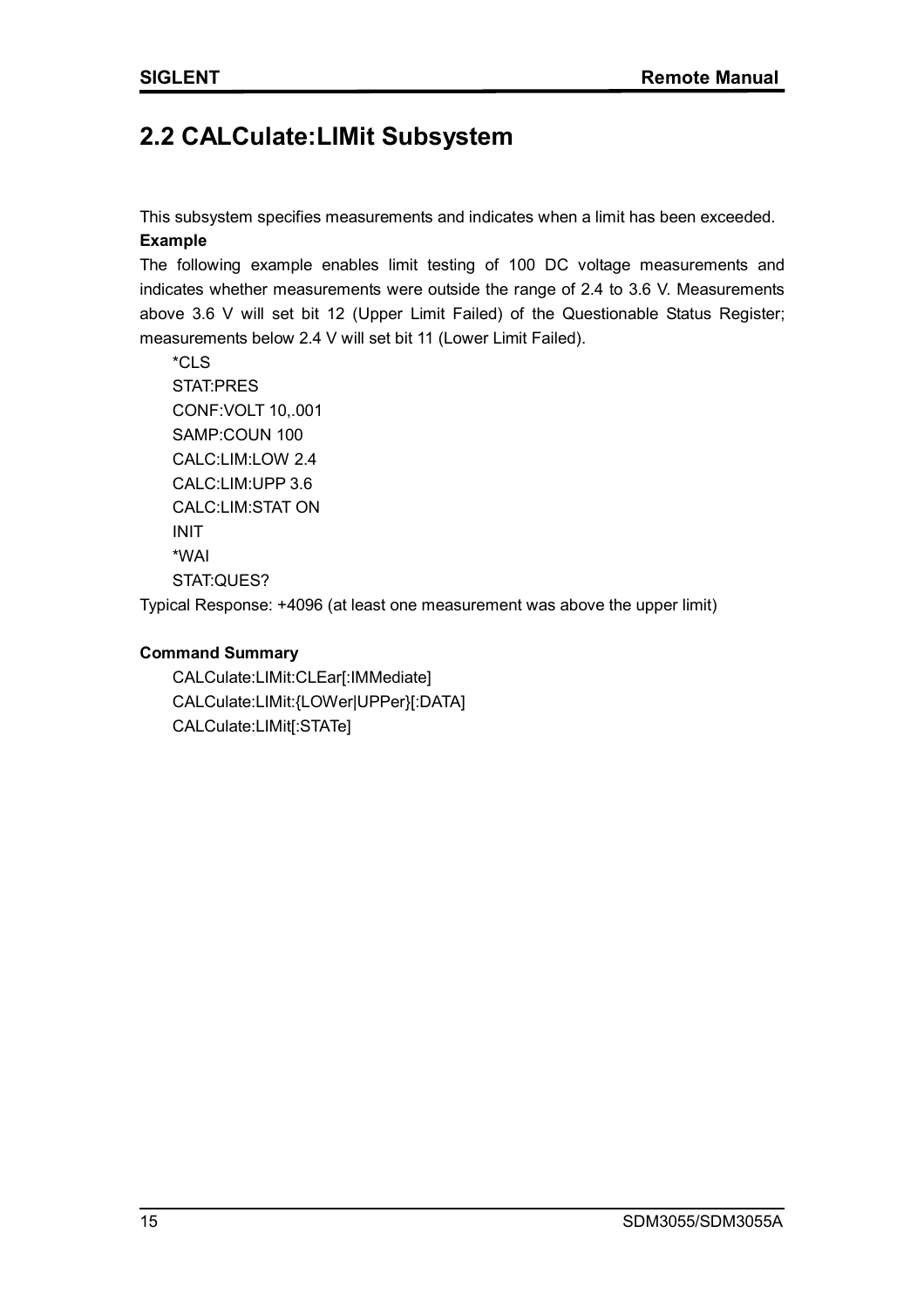## 2.2 CALCulate:LIMit Subsystem

This subsystem specifies measurements and indicates when a limit has been exceeded.

**Example**

The following example enables limit testing of 100 DC voltage measurements and indicates whether measurements were outside the range of 2.4 to 3.6 V. Measurements above 3.6 V will set bit 12 (Upper Limit Failed) of the Questionable Status Register; measurements below 2.4 V will set bit 11 (Lower Limit Failed).

```
*CLS
STAT:PRES
CONF:VOLT 10,.001
SAMP:COUN 100
CALC:LIM:LOW 2.4
CALC:LIM:UPP 3.6
CALC:LIM:STAT ON
INIT
*WAI
STAT:QUES?
```

Typical Response: +4096 (at least one measurement was above the upper limit)

**Command Summary**

```
CALCulate:LIMit:CLEar[:IMMediate]
CALCulate:LIMit:{LOWer|UPPer}[:DATA]
CALCulate:LIMit[:STATe]
```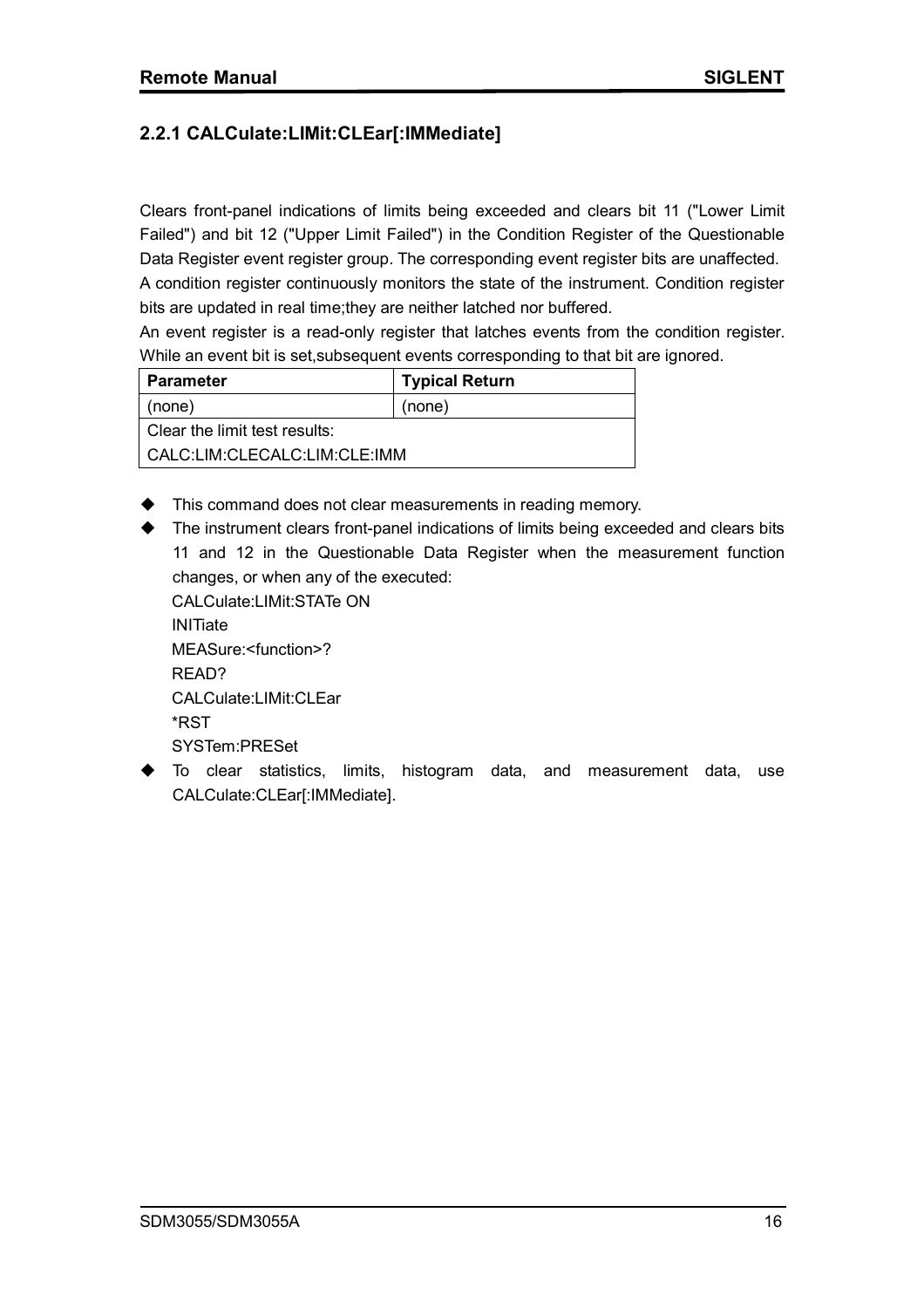### 2.2.1 CALCulate:LIMit:CLEar[:IMMediate]

Clears front-panel indications of limits being exceeded and clears bit 11 ("Lower Limit Failed") and bit 12 ("Upper Limit Failed") in the Condition Register of the Questionable Data Register event register group. The corresponding event register bits are unaffected.
A condition register continuously monitors the state of the instrument. Condition register bits are updated in real time;they are neither latched nor buffered.
An event register is a read-only register that latches events from the condition register. While an event bit is set,subsequent events corresponding to that bit are ignored.

| Parameter | Typical Return |
|---|---|
| (none) | (none) |
| Clear the limit test results:<br>CALC:LIM:CLECALC:LIM:CLE:IMM | |

- This command does not clear measurements in reading memory.
- The instrument clears front-panel indications of limits being exceeded and clears bits 11 and 12 in the Questionable Data Register when the measurement function changes, or when any of the executed:
  CALCulate:LIMit:STATe ON
  INITiate
  MEASure:<function>?
  READ?
  CALCulate:LIMit:CLEar
  *RST
  SYSTem:PRESet
- To clear statistics, limits, histogram data, and measurement data, use CALCulate:CLEar[:IMMediate].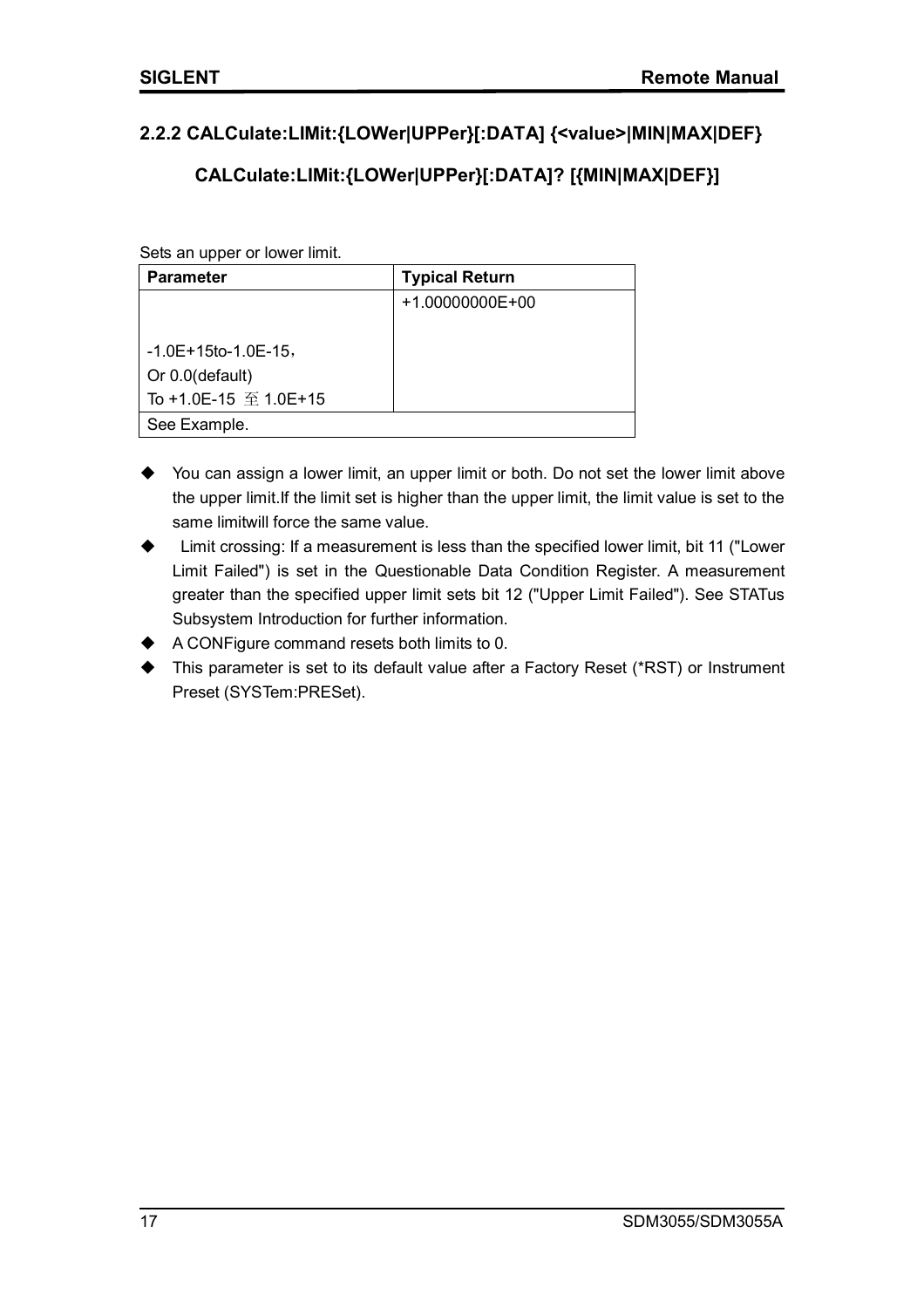## 2.2.2 CALCulate:LIMit:{LOWer|UPPer}[:DATA] {<value>|MIN|MAX|DEF}

### CALCulate:LIMit:{LOWer|UPPer}[:DATA]? [{MIN|MAX|DEF}]

Sets an upper or lower limit.

| Parameter | Typical Return |
|---|---|
| -1.0E+15to-1.0E-15，<br>Or 0.0(default)<br>To +1.0E-15 至 1.0E+15 | +1.00000000E+00 |
| See Example. | |

- You can assign a lower limit, an upper limit or both. Do not set the lower limit above the upper limit.If the limit set is higher than the upper limit, the limit value is set to the same limitwill force the same value.
- Limit crossing: If a measurement is less than the specified lower limit, bit 11 ("Lower Limit Failed") is set in the Questionable Data Condition Register. A measurement greater than the specified upper limit sets bit 12 ("Upper Limit Failed"). See STATus Subsystem Introduction for further information.
- A CONFigure command resets both limits to 0.
- This parameter is set to its default value after a Factory Reset (*RST) or Instrument Preset (SYSTem:PRESet).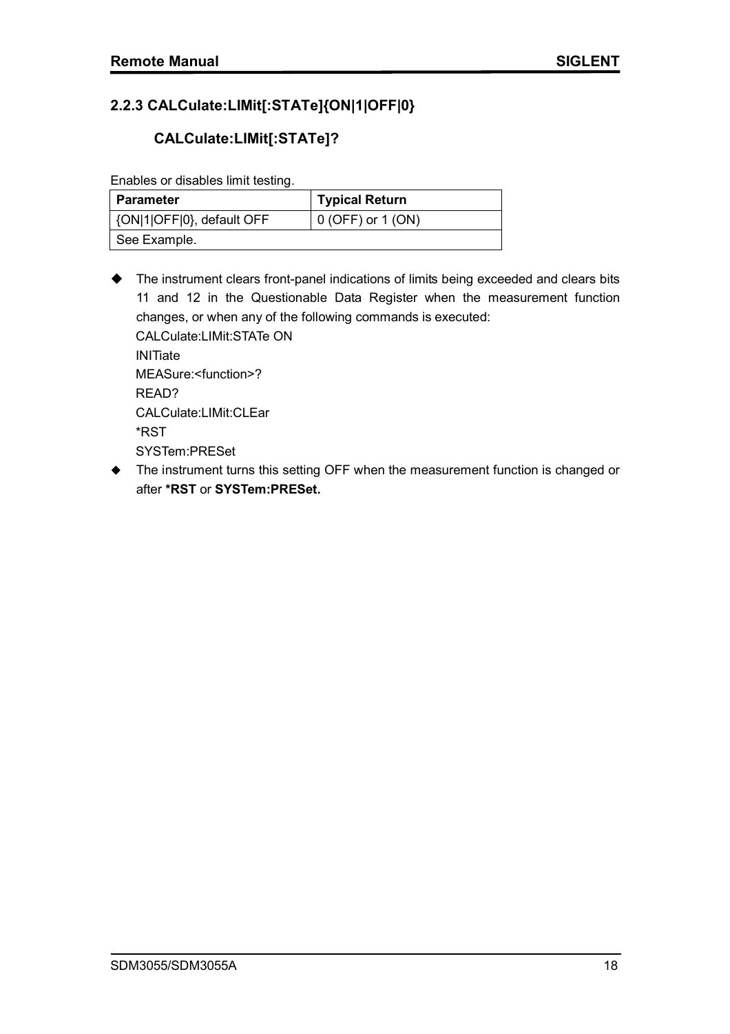### 2.2.3 CALCulate:LIMit[:STATe]{ON|1|OFF|0}

### CALCulate:LIMit[:STATe]?

Enables or disables limit testing.

| Parameter | Typical Return |
|---|---|
| {ON|1|OFF|0}, default OFF | 0 (OFF) or 1 (ON) |
| See Example. | |

- The instrument clears front-panel indications of limits being exceeded and clears bits 11 and 12 in the Questionable Data Register when the measurement function changes, or when any of the following commands is executed:
  CALCulate:LIMit:STATe ON
  INITiate
  MEASure:<function>?
  READ?
  CALCulate:LIMit:CLEar
  *RST
  SYSTem:PRESet
- The instrument turns this setting OFF when the measurement function is changed or after **\*RST** or **SYSTem:PRESet.**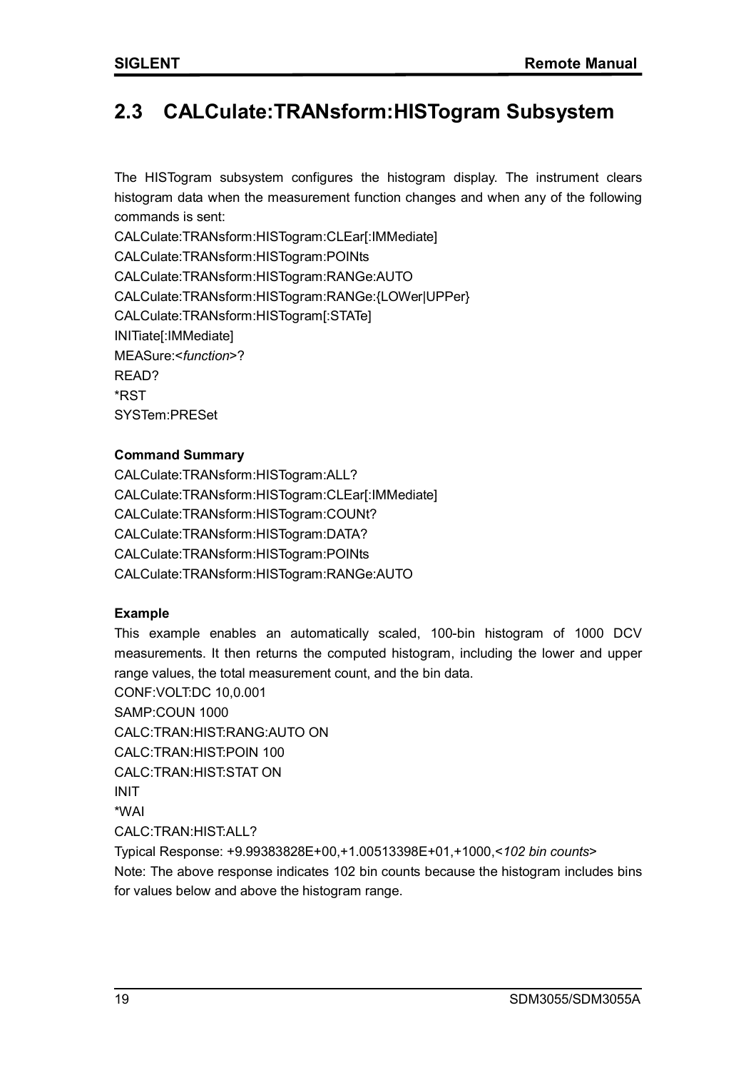## 2.3 CALCulate:TRANsform:HISTogram Subsystem

The HISTogram subsystem configures the histogram display. The instrument clears histogram data when the measurement function changes and when any of the following commands is sent:

CALCulate:TRANsform:HISTogram:CLEar[:IMMediate]
CALCulate:TRANsform:HISTogram:POINts
CALCulate:TRANsform:HISTogram:RANGe:AUTO
CALCulate:TRANsform:HISTogram:RANGe:{LOWer|UPPer}
CALCulate:TRANsform:HISTogram[:STATe]
INITiate[:IMMediate]
MEASure:<*function*>?
READ?
*RST
SYSTem:PRESet

**Command Summary**

CALCulate:TRANsform:HISTogram:ALL?
CALCulate:TRANsform:HISTogram:CLEar[:IMMediate]
CALCulate:TRANsform:HISTogram:COUNt?
CALCulate:TRANsform:HISTogram:DATA?
CALCulate:TRANsform:HISTogram:POINts
CALCulate:TRANsform:HISTogram:RANGe:AUTO

**Example**

This example enables an automatically scaled, 100-bin histogram of 1000 DCV measurements. It then returns the computed histogram, including the lower and upper range values, the total measurement count, and the bin data.

CONF:VOLT:DC 10,0.001
SAMP:COUN 1000
CALC:TRAN:HIST:RANG:AUTO ON
CALC:TRAN:HIST:POIN 100
CALC:TRAN:HIST:STAT ON
INIT
*WAI
CALC:TRAN:HIST:ALL?

Typical Response: +9.99383828E+00,+1.00513398E+01,+1000,<*102 bin counts*>

Note: The above response indicates 102 bin counts because the histogram includes bins for values below and above the histogram range.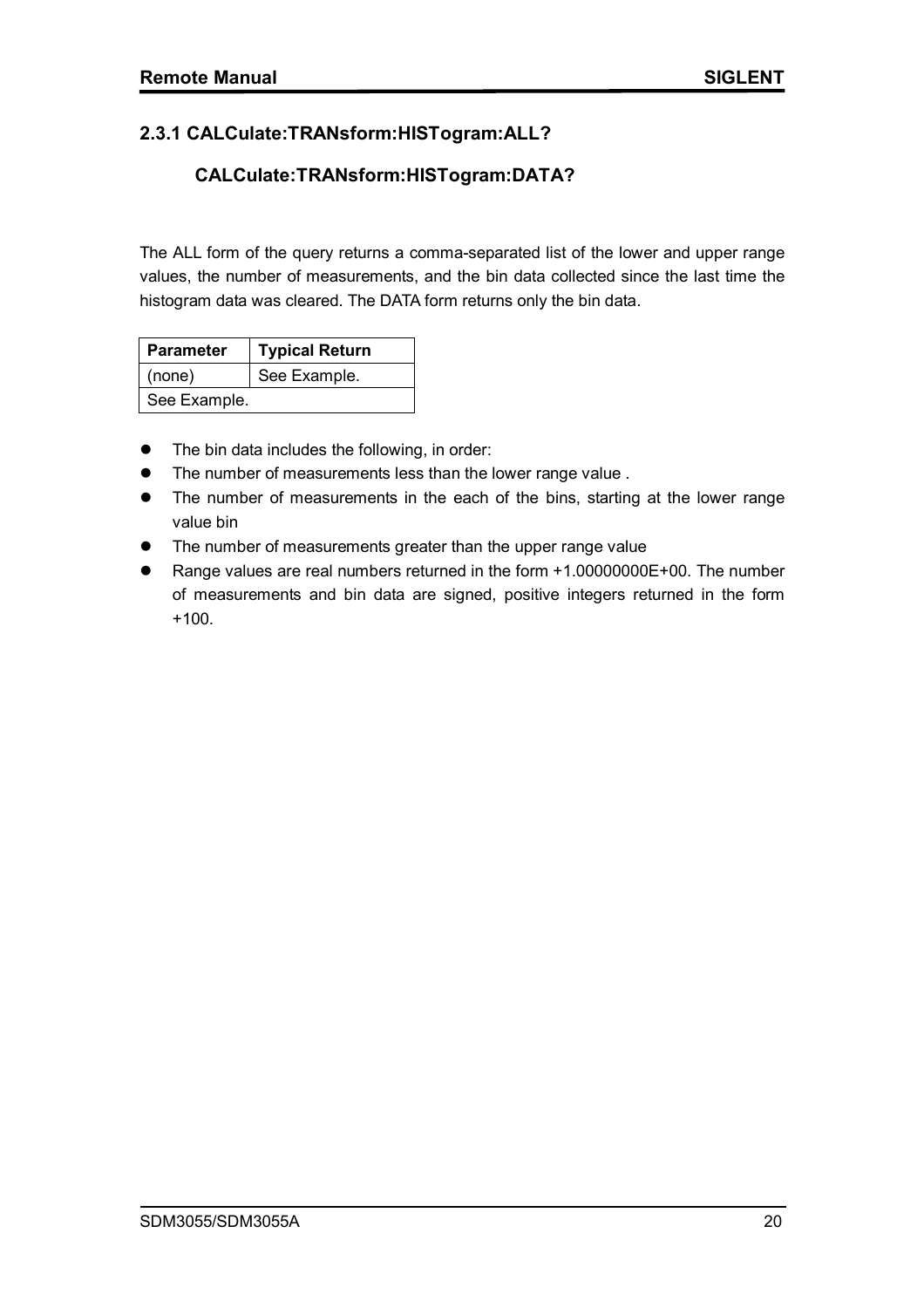### 2.3.1 CALCulate:TRANsform:HISTogram:ALL?

### CALCulate:TRANsform:HISTogram:DATA?

The ALL form of the query returns a comma-separated list of the lower and upper range values, the number of measurements, and the bin data collected since the last time the histogram data was cleared. The DATA form returns only the bin data.

| Parameter | Typical Return |
|---|---|
| (none) | See Example. |
| See Example. | |

- The bin data includes the following, in order:
- The number of measurements less than the lower range value .
- The number of measurements in the each of the bins, starting at the lower range value bin
- The number of measurements greater than the upper range value
- Range values are real numbers returned in the form +1.00000000E+00. The number of measurements and bin data are signed, positive integers returned in the form +100.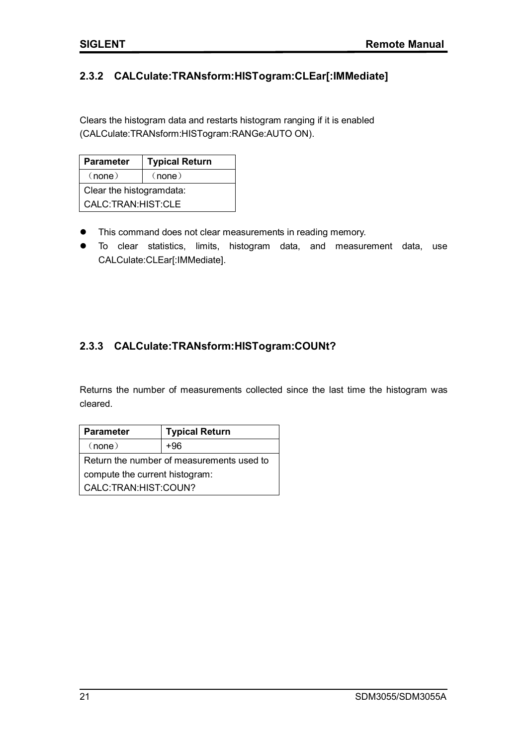### 2.3.2 CALCulate:TRANsform:HISTogram:CLEar[:IMMediate]

Clears the histogram data and restarts histogram ranging if it is enabled (CALCulate:TRANsform:HISTogram:RANGe:AUTO ON).

| Parameter | Typical Return |
|---|---|
| （none） | （none） |
| Clear the histogramdata: CALC:TRAN:HIST:CLE | |

- This command does not clear measurements in reading memory.
- To clear statistics, limits, histogram data, and measurement data, use CALCulate:CLEar[:IMMediate].

### 2.3.3 CALCulate:TRANsform:HISTogram:COUNt?

Returns the number of measurements collected since the last time the histogram was cleared.

| Parameter | Typical Return |
|---|---|
| （none） | +96 |
| Return the number of measurements used to compute the current histogram: CALC:TRAN:HIST:COUN? | |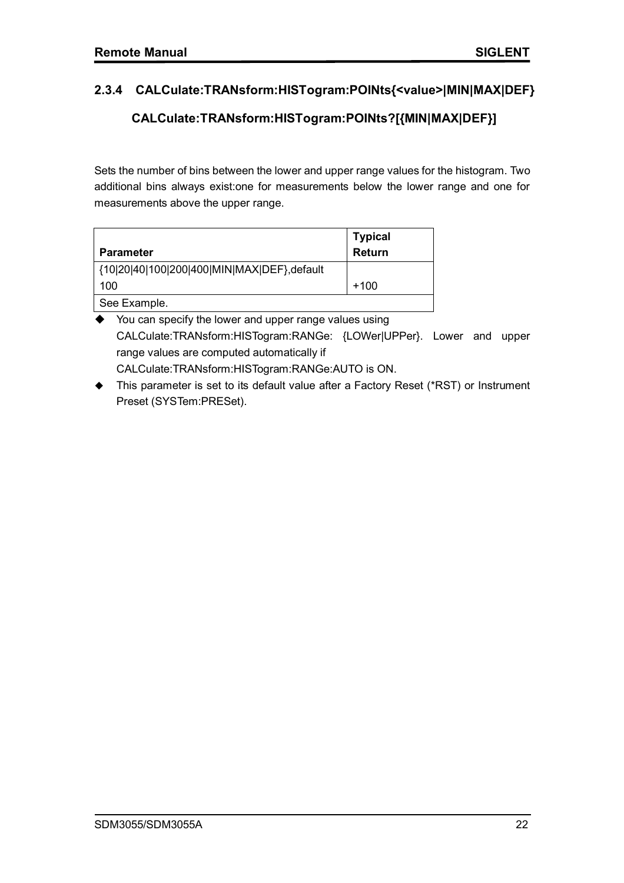### 2.3.4 CALCulate:TRANsform:HISTogram:POINts{<value>|MIN|MAX|DEF}

### CALCulate:TRANsform:HISTogram:POINts?[{MIN|MAX|DEF}]

Sets the number of bins between the lower and upper range values for the histogram. Two additional bins always exist:one for measurements below the lower range and one for measurements above the upper range.

| Parameter | Typical Return |
|---|---|
| {10\|20\|40\|100\|200\|400\|MIN\|MAX\|DEF},default 100 | +100 |
| See Example. | |

- You can specify the lower and upper range values using CALCulate:TRANsform:HISTogram:RANGe: {LOWer|UPPer}. Lower and upper range values are computed automatically if CALCulate:TRANsform:HISTogram:RANGe:AUTO is ON.
- This parameter is set to its default value after a Factory Reset (*RST) or Instrument Preset (SYSTem:PRESet).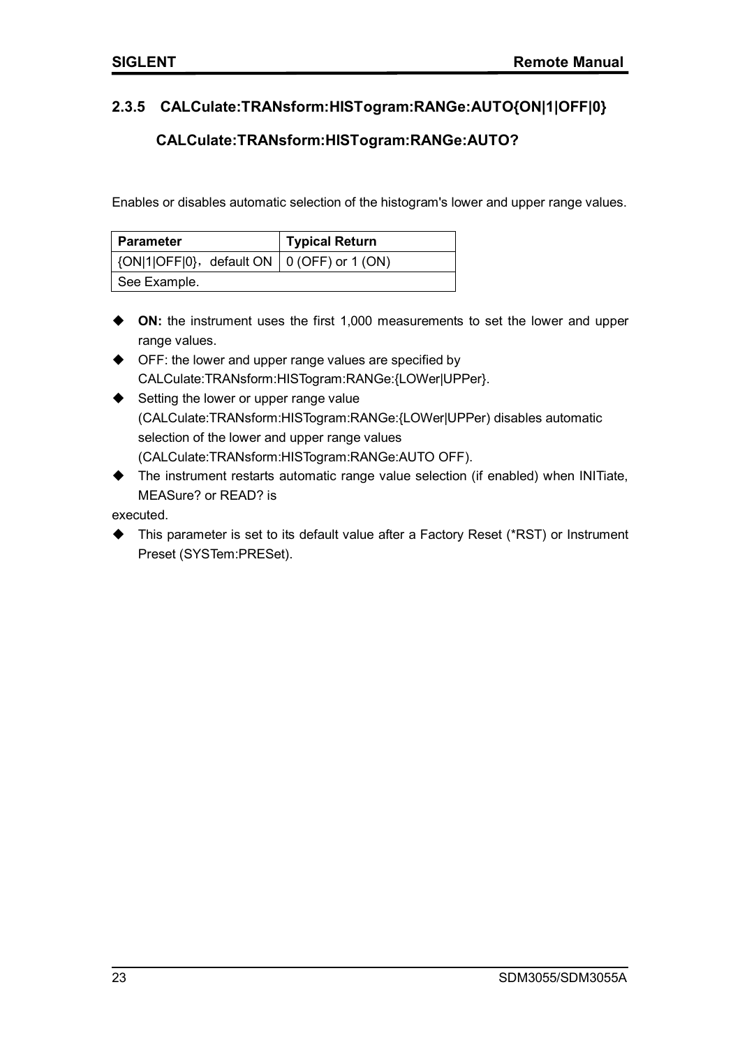### 2.3.5 CALCulate:TRANsform:HISTogram:RANGe:AUTO{ON|1|OFF|0}

### CALCulate:TRANsform:HISTogram:RANGe:AUTO?

Enables or disables automatic selection of the histogram's lower and upper range values.

| Parameter | Typical Return |
|---|---|
| {ON\|1\|OFF\|0}，default ON | 0 (OFF) or 1 (ON) |
| See Example. | |

- **ON:** the instrument uses the first 1,000 measurements to set the lower and upper range values.
- OFF: the lower and upper range values are specified by CALCulate:TRANsform:HISTogram:RANGe:{LOWer|UPPer}.
- Setting the lower or upper range value (CALCulate:TRANsform:HISTogram:RANGe:{LOWer|UPPer) disables automatic selection of the lower and upper range values (CALCulate:TRANsform:HISTogram:RANGe:AUTO OFF).
- The instrument restarts automatic range value selection (if enabled) when INITiate, MEASure? or READ? is

executed.

- This parameter is set to its default value after a Factory Reset (*RST) or Instrument Preset (SYSTem:PRESet).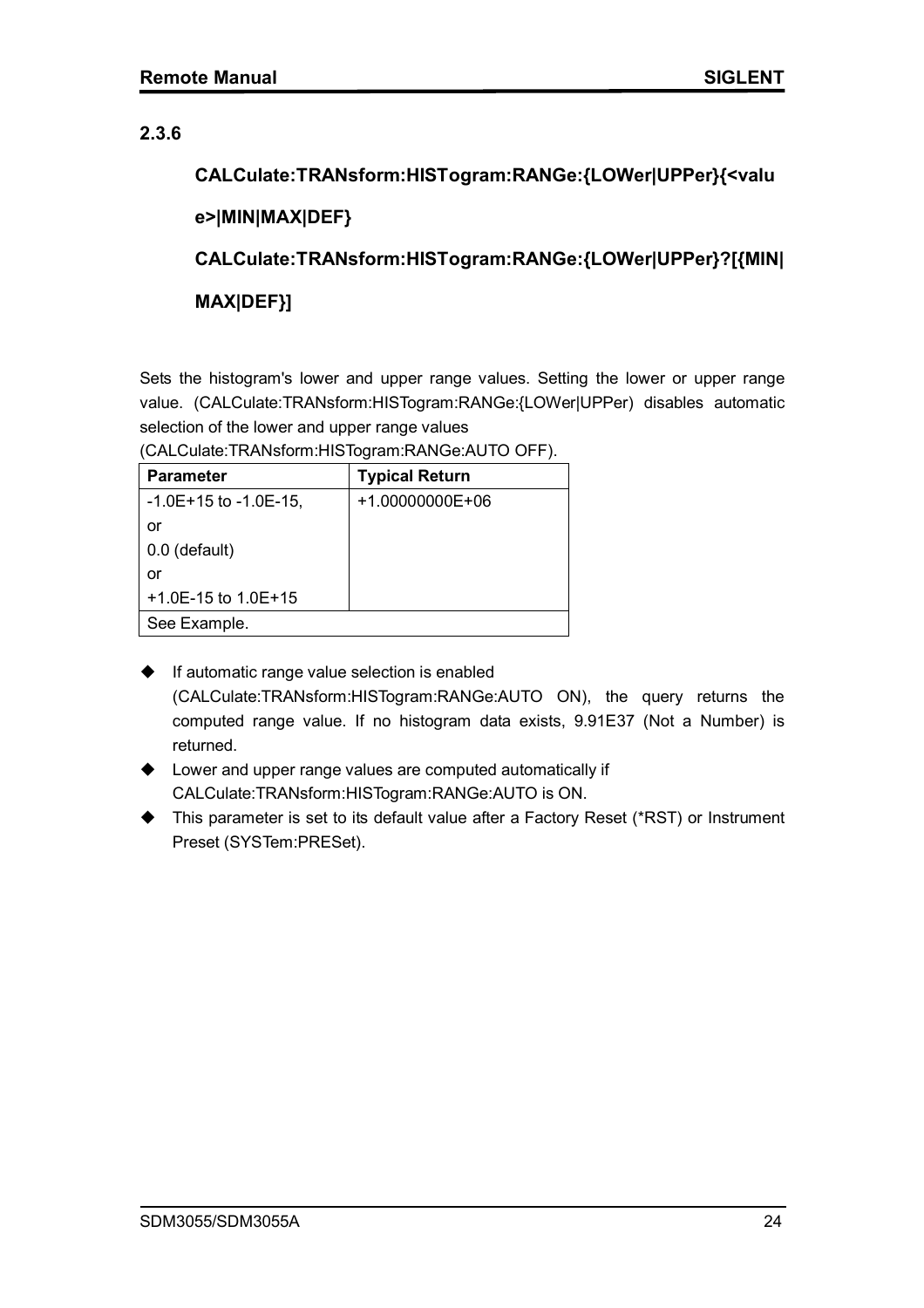### 2.3.6

**CALCulate:TRANsform:HISTogram:RANGe:{LOWer|UPPer}{<value>|MIN|MAX|DEF}**

**CALCulate:TRANsform:HISTogram:RANGe:{LOWer|UPPer}?[{MIN|MAX|DEF}]**

Sets the histogram's lower and upper range values. Setting the lower or upper range value. (CALCulate:TRANsform:HISTogram:RANGe:{LOWer|UPPer) disables automatic selection of the lower and upper range values (CALCulate:TRANsform:HISTogram:RANGe:AUTO OFF).

| Parameter | Typical Return |
| --- | --- |
| -1.0E+15 to -1.0E-15,<br>or<br>0.0 (default)<br>or<br>+1.0E-15 to 1.0E+15 | +1.00000000E+06 |
| See Example. | |

- If automatic range value selection is enabled (CALCulate:TRANsform:HISTogram:RANGe:AUTO ON), the query returns the computed range value. If no histogram data exists, 9.91E37 (Not a Number) is returned.
- Lower and upper range values are computed automatically if CALCulate:TRANsform:HISTogram:RANGe:AUTO is ON.
- This parameter is set to its default value after a Factory Reset (*RST) or Instrument Preset (SYSTem:PRESet).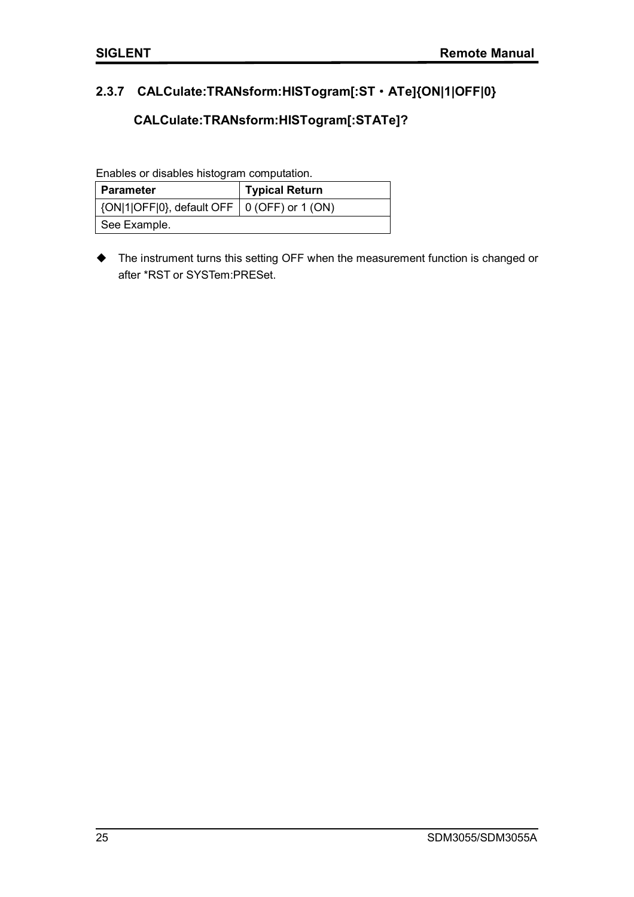### 2.3.7 CALCulate:TRANsform:HISTogram[:ST・ATe]{ON|1|OFF|0}

### CALCulate:TRANsform:HISTogram[:STATe]?

Enables or disables histogram computation.

| Parameter | Typical Return |
|---|---|
| {ON|1|OFF|0}, default OFF | 0 (OFF) or 1 (ON) |
| See Example. | |

- ◆ The instrument turns this setting OFF when the measurement function is changed or after *RST or SYSTem:PRESet.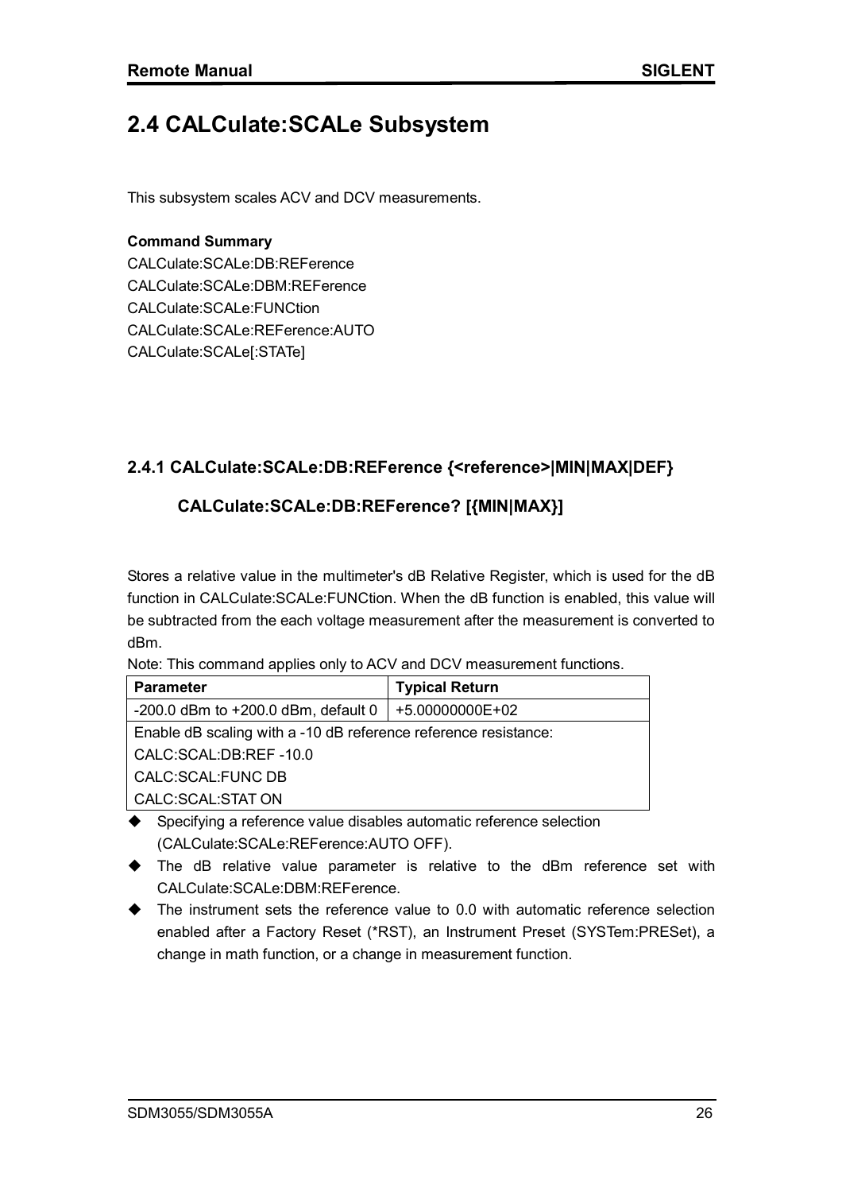## 2.4 CALCulate:SCALe Subsystem

This subsystem scales ACV and DCV measurements.

**Command Summary**

CALCulate:SCALe:DB:REFerence
CALCulate:SCALe:DBM:REFerence
CALCulate:SCALe:FUNCtion
CALCulate:SCALe:REFerence:AUTO
CALCulate:SCALe[:STATe]

### 2.4.1 CALCulate:SCALe:DB:REFerence {<reference>|MIN|MAX|DEF}

### CALCulate:SCALe:DB:REFerence? [{MIN|MAX}]

Stores a relative value in the multimeter's dB Relative Register, which is used for the dB function in CALCulate:SCALe:FUNCtion. When the dB function is enabled, this value will be subtracted from the each voltage measurement after the measurement is converted to dBm.

Note: This command applies only to ACV and DCV measurement functions.

| Parameter | Typical Return |
|---|---|
| -200.0 dBm to +200.0 dBm, default 0 | +5.00000000E+02 |
| Enable dB scaling with a -10 dB reference reference resistance:<br>CALC:SCAL:DB:REF -10.0<br>CALC:SCAL:FUNC DB<br>CALC:SCAL:STAT ON | |

- Specifying a reference value disables automatic reference selection (CALCulate:SCALe:REFerence:AUTO OFF).
- The dB relative value parameter is relative to the dBm reference set with CALCulate:SCALe:DBM:REFerence.
- The instrument sets the reference value to 0.0 with automatic reference selection enabled after a Factory Reset (*RST), an Instrument Preset (SYSTem:PRESet), a change in math function, or a change in measurement function.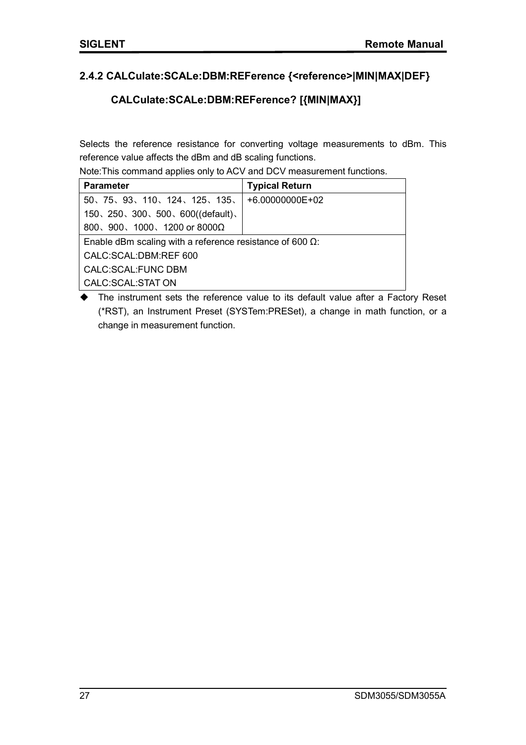## 2.4.2 CALCulate:SCALe:DBM:REFerence {<reference>|MIN|MAX|DEF}

## CALCulate:SCALe:DBM:REFerence? [{MIN|MAX}]

Selects the reference resistance for converting voltage measurements to dBm. This reference value affects the dBm and dB scaling functions.

Note:This command applies only to ACV and DCV measurement functions.

| Parameter | Typical Return |
|---|---|
| 50、75、93、110、124、125、135、150、250、300、500、600((default)、800、900、1000、1200 or 8000Ω | +6.00000000E+02 |
| Enable dBm scaling with a reference resistance of 600 Ω:<br>CALC:SCAL:DBM:REF 600<br>CALC:SCAL:FUNC DBM<br>CALC:SCAL:STAT ON | |

- The instrument sets the reference value to its default value after a Factory Reset (*RST), an Instrument Preset (SYSTem:PRESet), a change in math function, or a change in measurement function.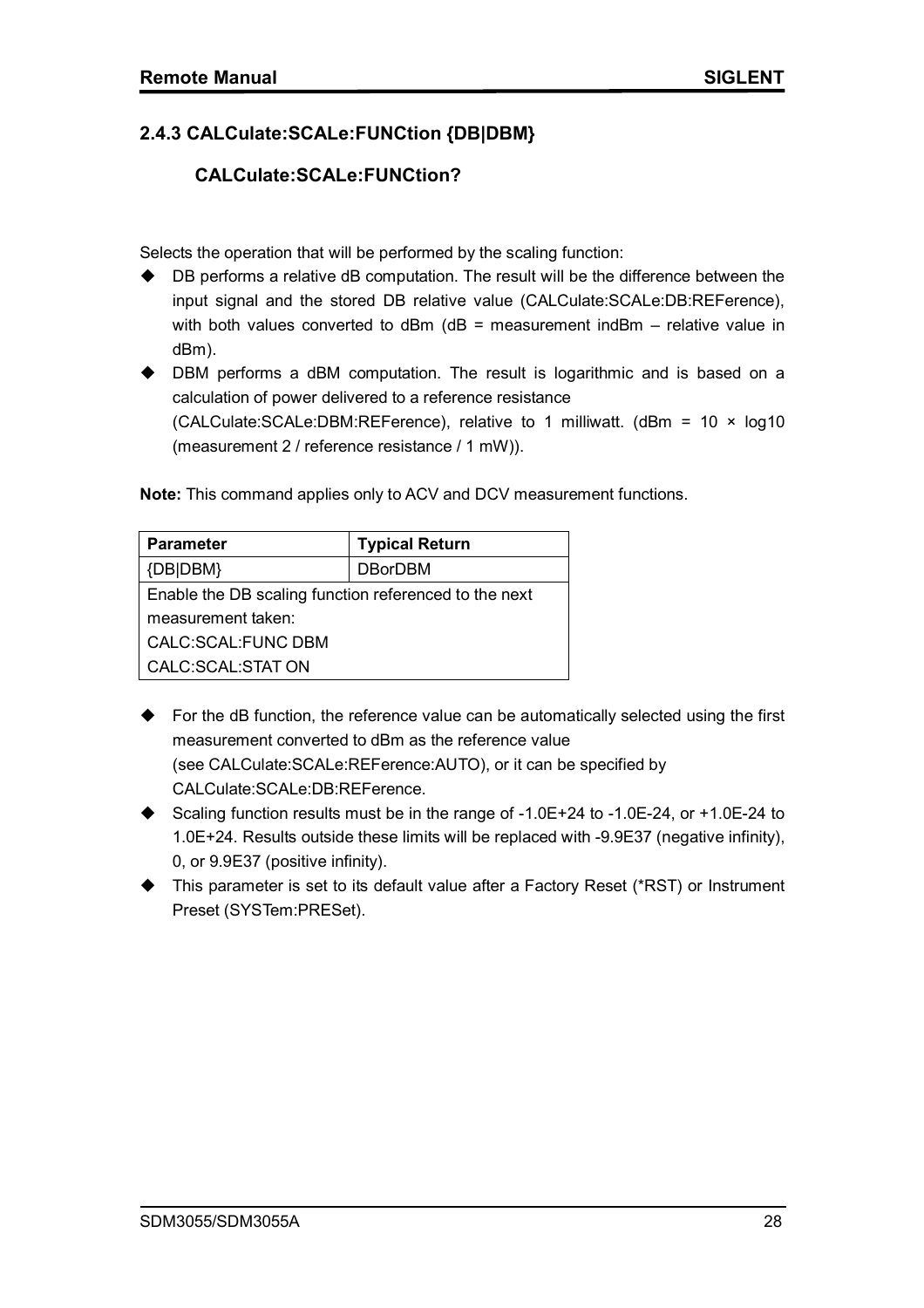### 2.4.3 CALCulate:SCALe:FUNCtion {DB|DBM}

### CALCulate:SCALe:FUNCtion?

Selects the operation that will be performed by the scaling function:

- DB performs a relative dB computation. The result will be the difference between the input signal and the stored DB relative value (CALCulate:SCALe:DB:REFerence), with both values converted to dBm (dB = measurement indBm – relative value in dBm).
- DBM performs a dBM computation. The result is logarithmic and is based on a calculation of power delivered to a reference resistance (CALCulate:SCALe:DBM:REFerence), relative to 1 milliwatt. (dBm = 10 × log10 (measurement 2 / reference resistance / 1 mW)).

**Note:** This command applies only to ACV and DCV measurement functions.

| Parameter | Typical Return |
|---|---|
| {DB\|DBM} | DBorDBM |
| Enable the DB scaling function referenced to the next measurement taken:<br>CALC:SCAL:FUNC DBM<br>CALC:SCAL:STAT ON | |

- For the dB function, the reference value can be automatically selected using the first measurement converted to dBm as the reference value (see CALCulate:SCALe:REFerence:AUTO), or it can be specified by CALCulate:SCALe:DB:REFerence.
- Scaling function results must be in the range of -1.0E+24 to -1.0E-24, or +1.0E-24 to 1.0E+24. Results outside these limits will be replaced with -9.9E37 (negative infinity), 0, or 9.9E37 (positive infinity).
- This parameter is set to its default value after a Factory Reset (*RST) or Instrument Preset (SYSTem:PRESet).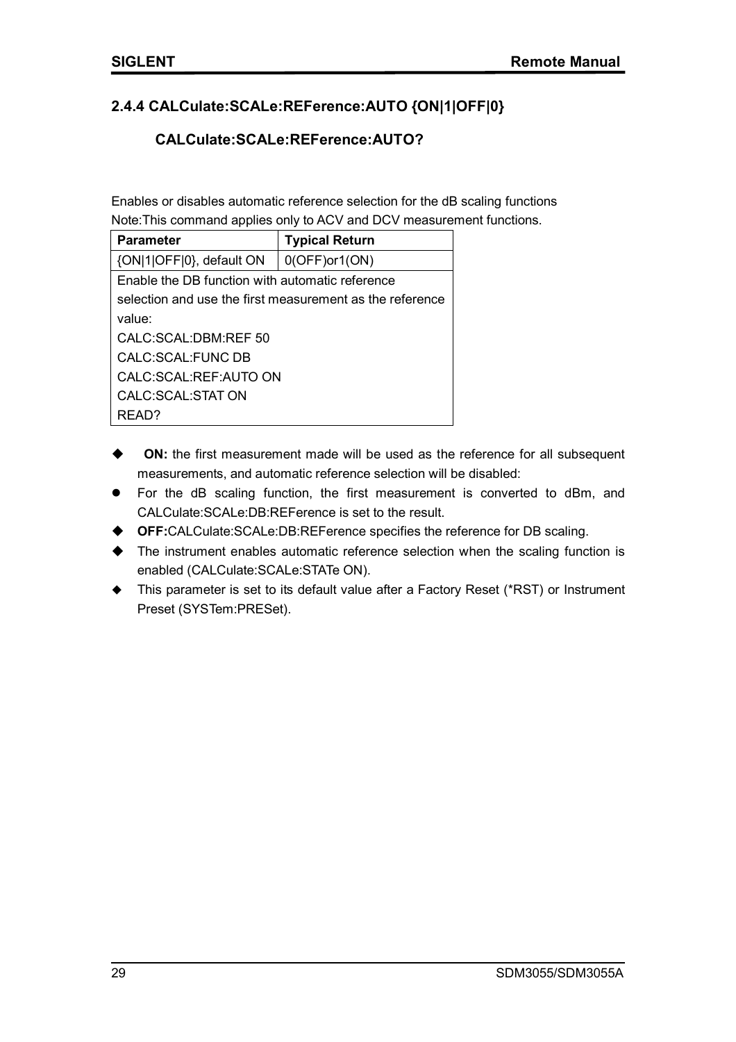### 2.4.4 CALCulate:SCALe:REFerence:AUTO {ON|1|OFF|0}

### CALCulate:SCALe:REFerence:AUTO?

Enables or disables automatic reference selection for the dB scaling functions
Note:This command applies only to ACV and DCV measurement functions.

| Parameter | Typical Return |
| --- | --- |
| {ON|1|OFF|0}, default ON | 0(OFF)or1(ON) |
| Enable the DB function with automatic reference selection and use the first measurement as the reference value:<br>CALC:SCAL:DBM:REF 50<br>CALC:SCAL:FUNC DB<br>CALC:SCAL:REF:AUTO ON<br>CALC:SCAL:STAT ON<br>READ? | |

- **ON:** the first measurement made will be used as the reference for all subsequent measurements, and automatic reference selection will be disabled:
- For the dB scaling function, the first measurement is converted to dBm, and CALCulate:SCALe:DB:REFerence is set to the result.
- **OFF:**CALCulate:SCALe:DB:REFerence specifies the reference for DB scaling.
- The instrument enables automatic reference selection when the scaling function is enabled (CALCulate:SCALe:STATe ON).
- This parameter is set to its default value after a Factory Reset (*RST) or Instrument Preset (SYSTem:PRESet).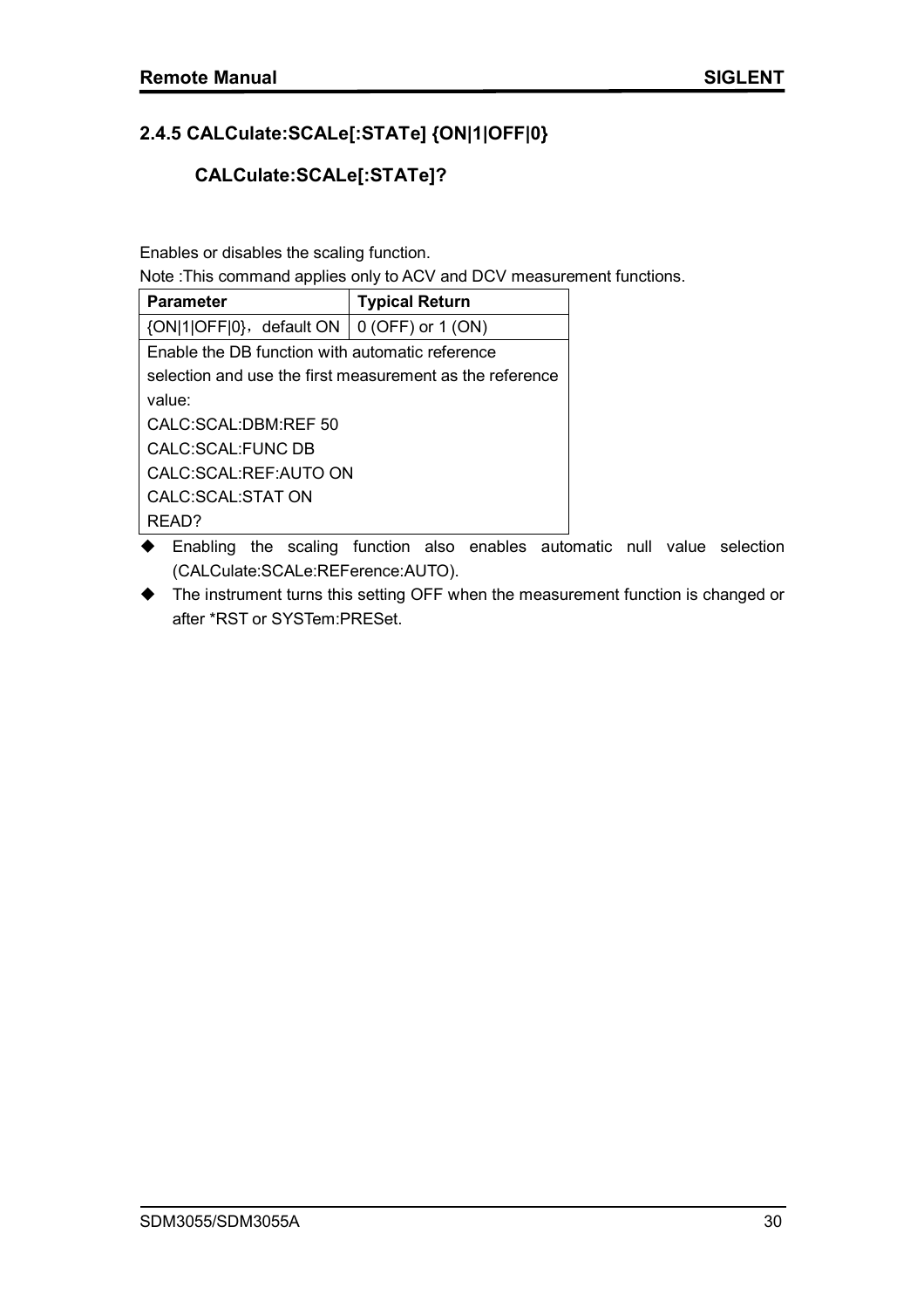### 2.4.5 CALCulate:SCALe[:STATe] {ON|1|OFF|0}

### CALCulate:SCALe[:STATe]?

Enables or disables the scaling function.

Note :This command applies only to ACV and DCV measurement functions.

| Parameter | Typical Return |
|---|---|
| {ON\|1\|OFF\|0}，default ON | 0 (OFF) or 1 (ON) |
| Enable the DB function with automatic reference selection and use the first measurement as the reference value:<br>CALC:SCAL:DBM:REF 50<br>CALC:SCAL:FUNC DB<br>CALC:SCAL:REF:AUTO ON<br>CALC:SCAL:STAT ON<br>READ? | |

- Enabling the scaling function also enables automatic null value selection (CALCulate:SCALe:REFerence:AUTO).
- The instrument turns this setting OFF when the measurement function is changed or after *RST or SYSTem:PRESet.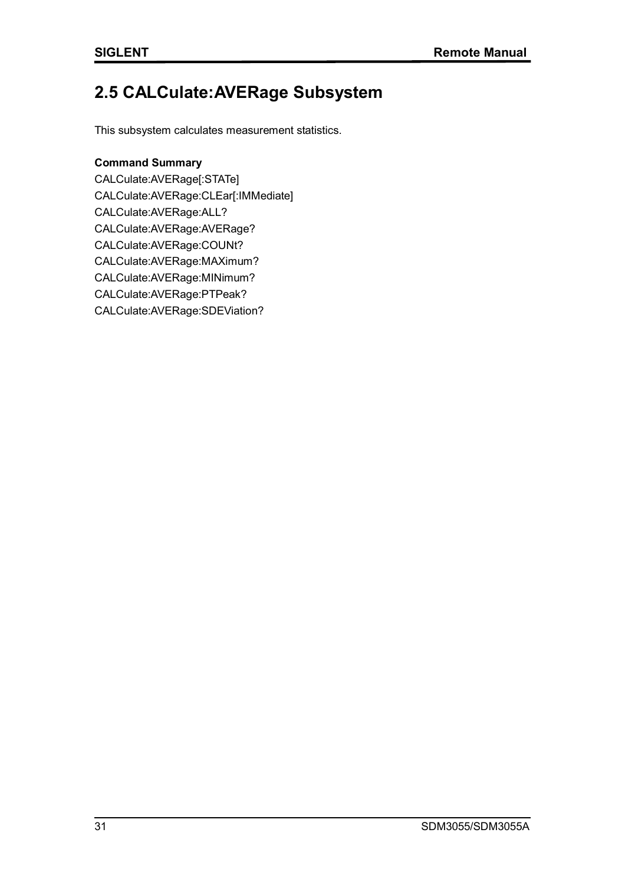## 2.5 CALCulate:AVERage Subsystem

This subsystem calculates measurement statistics.

**Command Summary**

CALCulate:AVERage[:STATe]
CALCulate:AVERage:CLEar[:IMMediate]
CALCulate:AVERage:ALL?
CALCulate:AVERage:AVERage?
CALCulate:AVERage:COUNt?
CALCulate:AVERage:MAXimum?
CALCulate:AVERage:MINimum?
CALCulate:AVERage:PTPeak?
CALCulate:AVERage:SDEViation?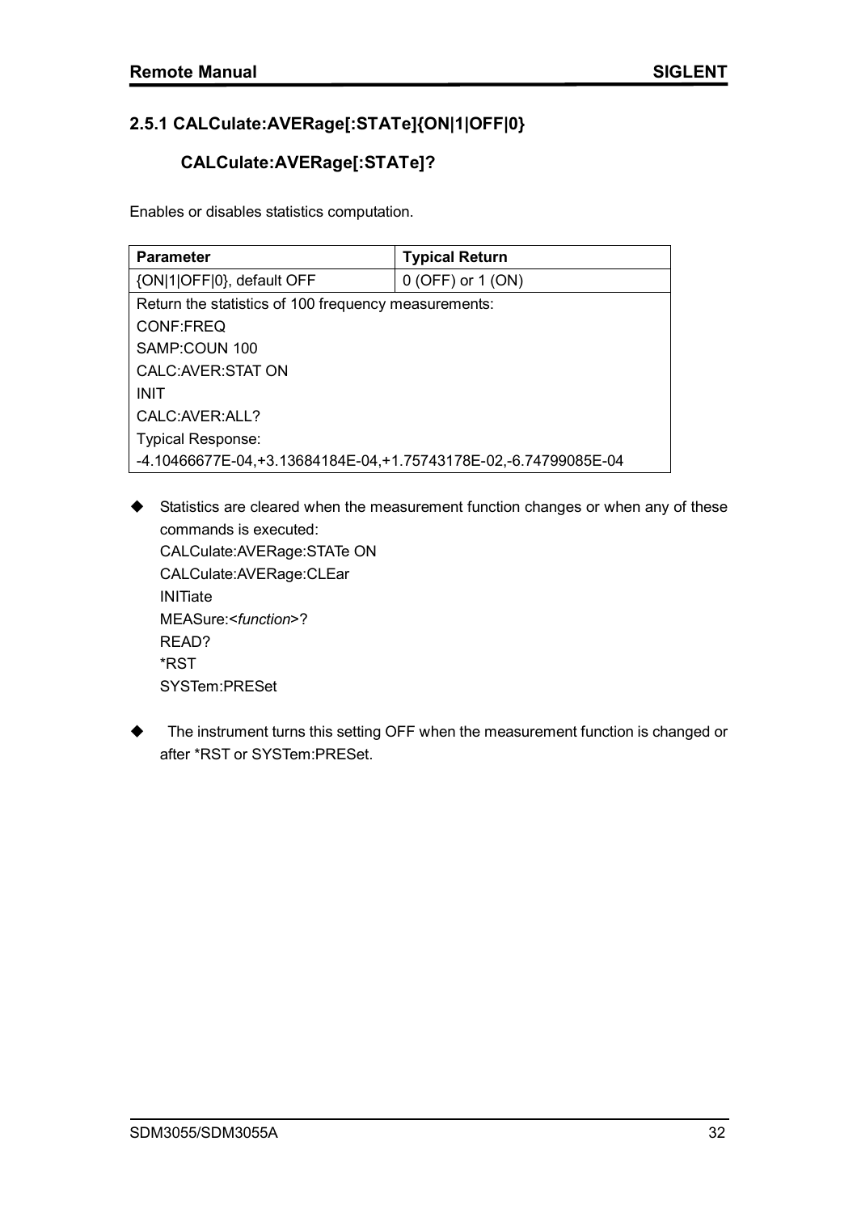### 2.5.1 CALCulate:AVERage[:STATe]{ON|1|OFF|0}

### CALCulate:AVERage[:STATe]?

Enables or disables statistics computation.

| Parameter | Typical Return |
| --- | --- |
| {ON|1|OFF|0}, default OFF | 0 (OFF) or 1 (ON) |
| Return the statistics of 100 frequency measurements:<br>CONF:FREQ<br>SAMP:COUN 100<br>CALC:AVER:STAT ON<br>INIT<br>CALC:AVER:ALL?<br>Typical Response:<br>-4.10466677E-04,+3.13684184E-04,+1.75743178E-02,-6.74799085E-04 | |

- Statistics are cleared when the measurement function changes or when any of these commands is executed:
  CALCulate:AVERage:STATe ON
  CALCulate:AVERage:CLEar
  INITiate
  MEASure:<*function*>?
  READ?
  *RST
  SYSTem:PRESet

- The instrument turns this setting OFF when the measurement function is changed or after *RST or SYSTem:PRESet.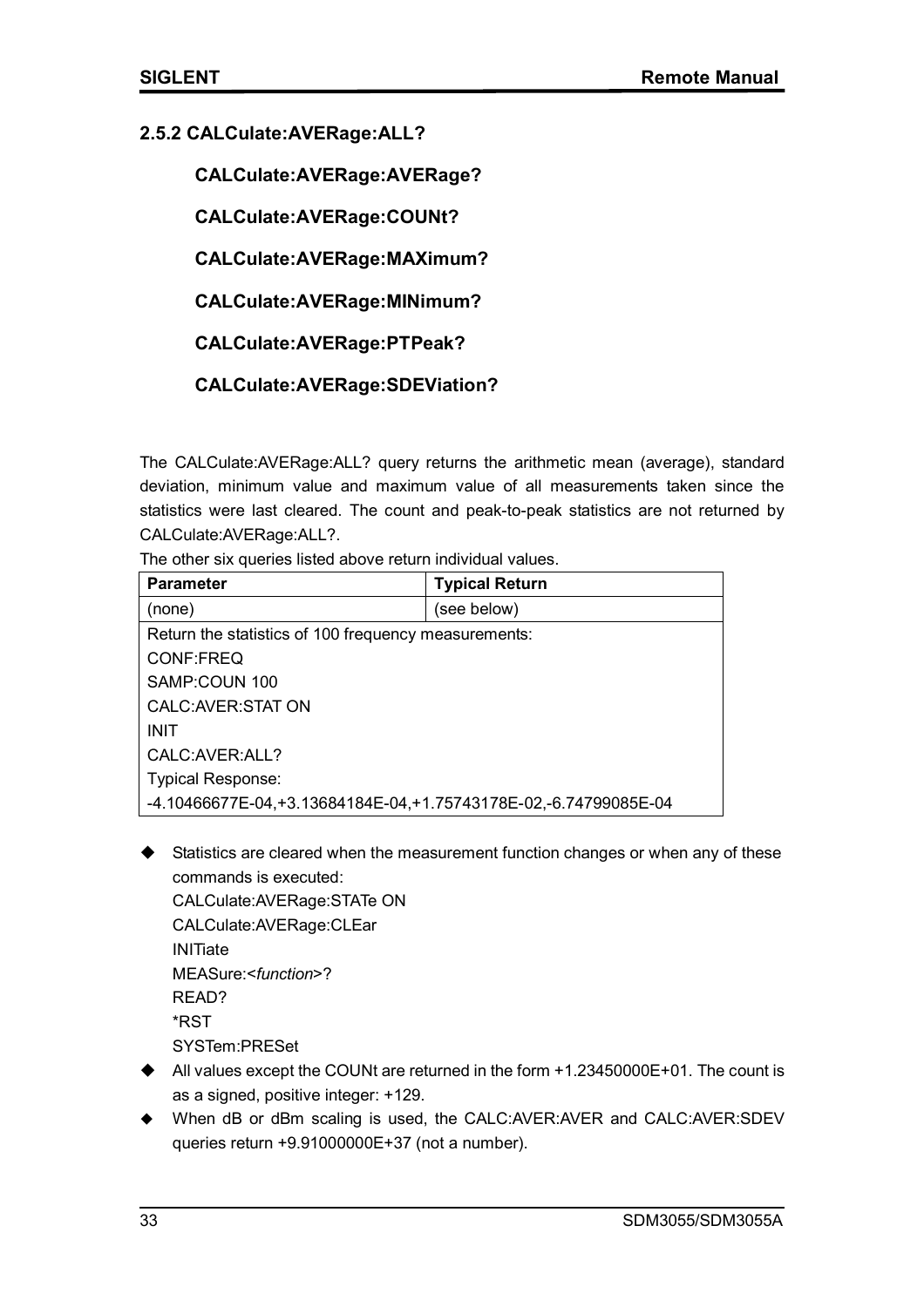### 2.5.2 CALCulate:AVERage:ALL?

**CALCulate:AVERage:AVERage?**

**CALCulate:AVERage:COUNt?**

**CALCulate:AVERage:MAXimum?**

**CALCulate:AVERage:MINimum?**

**CALCulate:AVERage:PTPeak?**

**CALCulate:AVERage:SDEViation?**

The CALCulate:AVERage:ALL? query returns the arithmetic mean (average), standard deviation, minimum value and maximum value of all measurements taken since the statistics were last cleared. The count and peak-to-peak statistics are not returned by CALCulate:AVERage:ALL?.

The other six queries listed above return individual values.

| Parameter | Typical Return |
|---|---|
| (none) | (see below) |
| Return the statistics of 100 frequency measurements:<br>CONF:FREQ<br>SAMP:COUN 100<br>CALC:AVER:STAT ON<br>INIT<br>CALC:AVER:ALL?<br>Typical Response:<br>-4.10466677E-04,+3.13684184E-04,+1.75743178E-02,-6.74799085E-04 | |

- Statistics are cleared when the measurement function changes or when any of these commands is executed:
  CALCulate:AVERage:STATe ON
  CALCulate:AVERage:CLEar
  INITiate
  MEASure:<*function*>?
  READ?
  *RST
  SYSTem:PRESet
- All values except the COUNt are returned in the form +1.23450000E+01. The count is as a signed, positive integer: +129.
- When dB or dBm scaling is used, the CALC:AVER:AVER and CALC:AVER:SDEV queries return +9.91000000E+37 (not a number).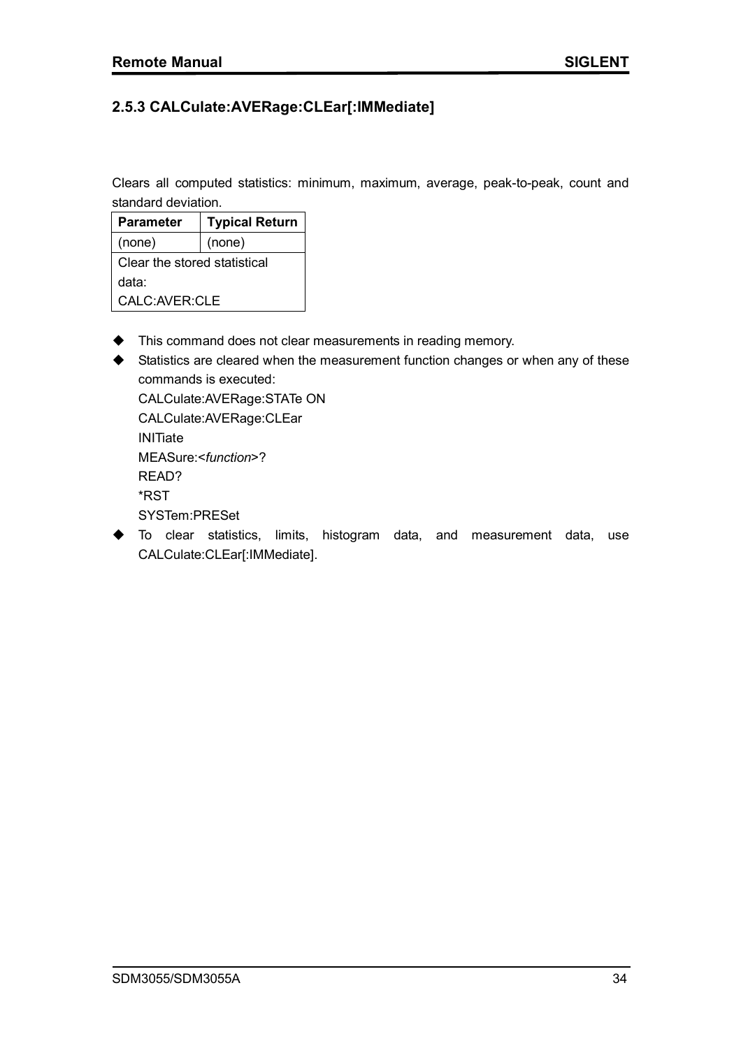### 2.5.3 CALCulate:AVERage:CLEar[:IMMediate]

Clears all computed statistics: minimum, maximum, average, peak-to-peak, count and standard deviation.

| Parameter | Typical Return |
| --- | --- |
| (none) | (none) |
| Clear the stored statistical data: CALC:AVER:CLE | |

- This command does not clear measurements in reading memory.
- Statistics are cleared when the measurement function changes or when any of these commands is executed:
  CALCulate:AVERage:STATe ON
  CALCulate:AVERage:CLEar
  INITiate
  MEASure:<*function*>?
  READ?
  *RST
  SYSTem:PRESet
- To clear statistics, limits, histogram data, and measurement data, use CALCulate:CLEar[:IMMediate].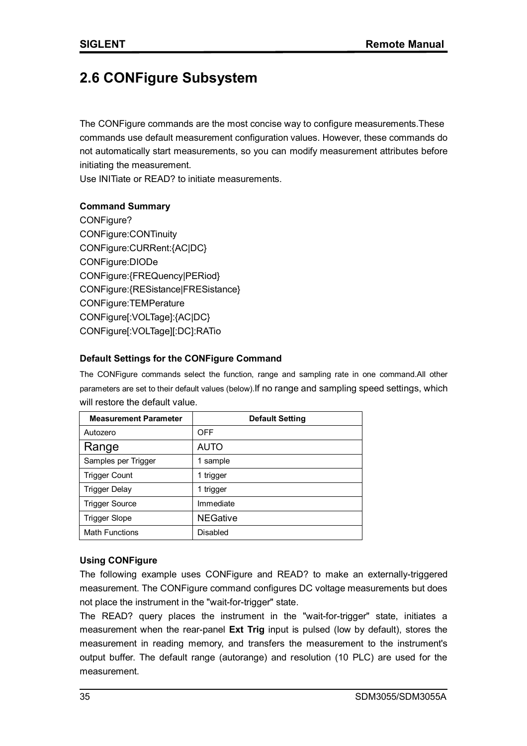## 2.6 CONFigure Subsystem

The CONFigure commands are the most concise way to configure measurements.These commands use default measurement configuration values. However, these commands do not automatically start measurements, so you can modify measurement attributes before initiating the measurement.
Use INITiate or READ? to initiate measurements.

**Command Summary**

CONFigure?
CONFigure:CONTinuity
CONFigure:CURRent:{AC|DC}
CONFigure:DIODe
CONFigure:{FREQuency|PERiod}
CONFigure:{RESistance|FRESistance}
CONFigure:TEMPerature
CONFigure[:VOLTage]:{AC|DC}
CONFigure[:VOLTage][:DC]:RATio

**Default Settings for the CONFigure Command**

The CONFigure commands select the function, range and sampling rate in one command.All other parameters are set to their default values (below).If no range and sampling speed settings, which will restore the default value.

| Measurement Parameter | Default Setting |
| --- | --- |
| Autozero | OFF |
| Range | AUTO |
| Samples per Trigger | 1 sample |
| Trigger Count | 1 trigger |
| Trigger Delay | 1 trigger |
| Trigger Source | Immediate |
| Trigger Slope | NEGative |
| Math Functions | Disabled |

**Using CONFigure**

The following example uses CONFigure and READ? to make an externally-triggered measurement. The CONFigure command configures DC voltage measurements but does not place the instrument in the "wait-for-trigger" state.

The READ? query places the instrument in the "wait-for-trigger" state, initiates a measurement when the rear-panel **Ext Trig** input is pulsed (low by default), stores the measurement in reading memory, and transfers the measurement to the instrument's output buffer. The default range (autorange) and resolution (10 PLC) are used for the measurement.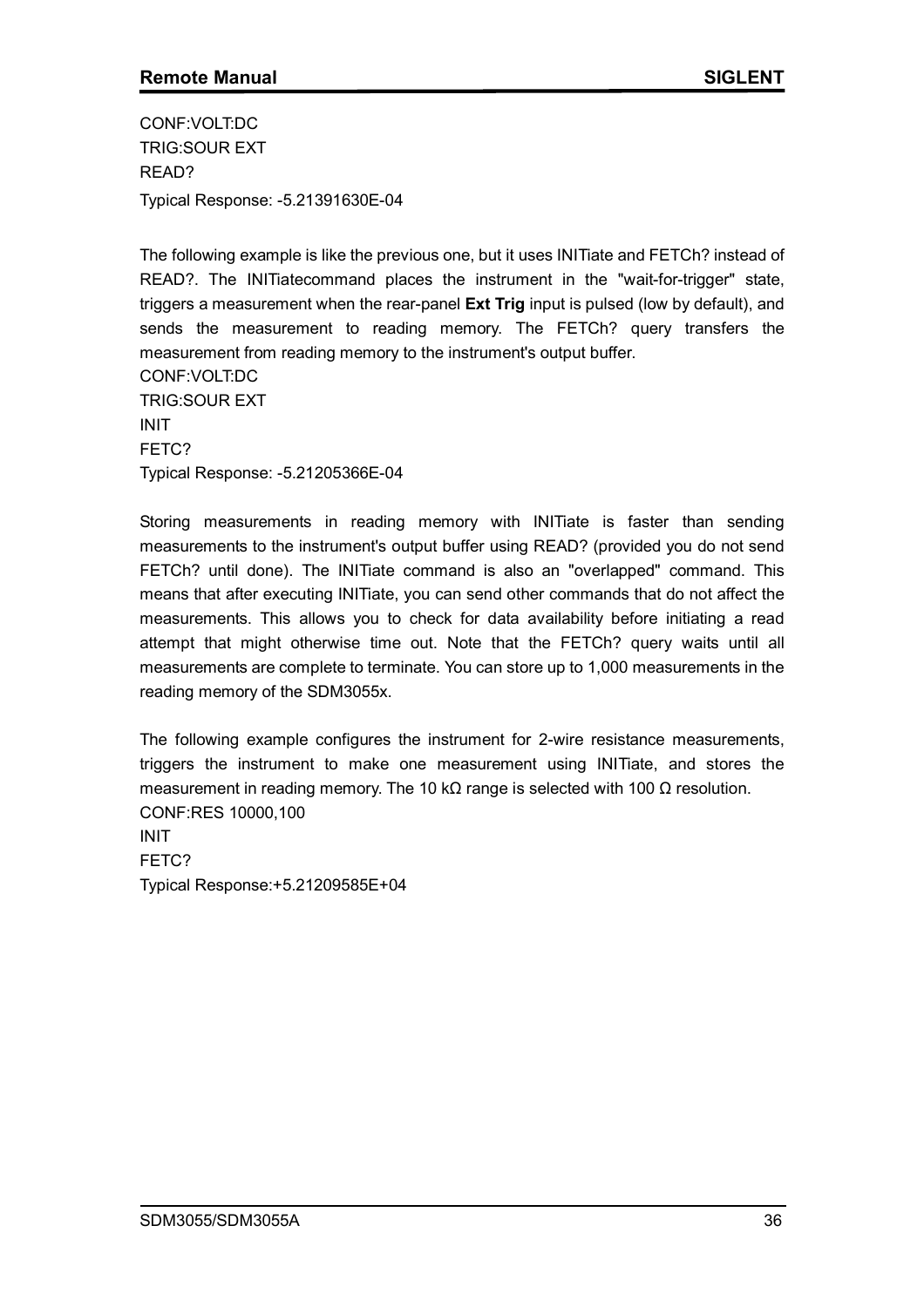CONF:VOLT:DC
TRIG:SOUR EXT
READ?
Typical Response: -5.21391630E-04

The following example is like the previous one, but it uses INITiate and FETCh? instead of READ?. The INITiatecommand places the instrument in the "wait-for-trigger" state, triggers a measurement when the rear-panel **Ext Trig** input is pulsed (low by default), and sends the measurement to reading memory. The FETCh? query transfers the measurement from reading memory to the instrument's output buffer.
CONF:VOLT:DC
TRIG:SOUR EXT
INIT
FETC?
Typical Response: -5.21205366E-04

Storing measurements in reading memory with INITiate is faster than sending measurements to the instrument's output buffer using READ? (provided you do not send FETCh? until done). The INITiate command is also an "overlapped" command. This means that after executing INITiate, you can send other commands that do not affect the measurements. This allows you to check for data availability before initiating a read attempt that might otherwise time out. Note that the FETCh? query waits until all measurements are complete to terminate. You can store up to 1,000 measurements in the reading memory of the SDM3055x.

The following example configures the instrument for 2-wire resistance measurements, triggers the instrument to make one measurement using INITiate, and stores the measurement in reading memory. The 10 kΩ range is selected with 100 Ω resolution.
CONF:RES 10000,100
INIT
FETC?
Typical Response:+5.21209585E+04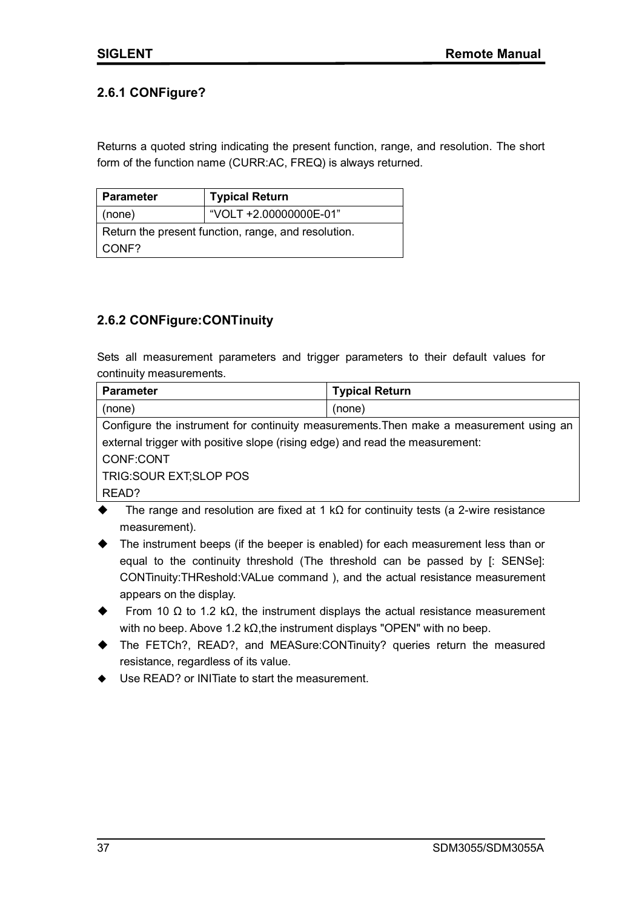## 2.6.1 CONFigure?

Returns a quoted string indicating the present function, range, and resolution. The short form of the function name (CURR:AC, FREQ) is always returned.

| Parameter | Typical Return |
|---|---|
| (none) | "VOLT +2.00000000E-01" |
| Return the present function, range, and resolution.<br>CONF? | |

## 2.6.2 CONFigure:CONTinuity

Sets all measurement parameters and trigger parameters to their default values for continuity measurements.

| Parameter | Typical Return |
|---|---|
| (none) | (none) |
| Configure the instrument for continuity measurements.Then make a measurement using an external trigger with positive slope (rising edge) and read the measurement:<br>CONF:CONT<br>TRIG:SOUR EXT;SLOP POS<br>READ? | |

- The range and resolution are fixed at 1 kΩ for continuity tests (a 2-wire resistance measurement).
- The instrument beeps (if the beeper is enabled) for each measurement less than or equal to the continuity threshold (The threshold can be passed by [: SENSe]: CONTinuity:THReshold:VALue command ), and the actual resistance measurement appears on the display.
- From 10 Ω to 1.2 kΩ, the instrument displays the actual resistance measurement with no beep. Above 1.2 kΩ,the instrument displays "OPEN" with no beep.
- The FETCh?, READ?, and MEASure:CONTinuity? queries return the measured resistance, regardless of its value.
- Use READ? or INITiate to start the measurement.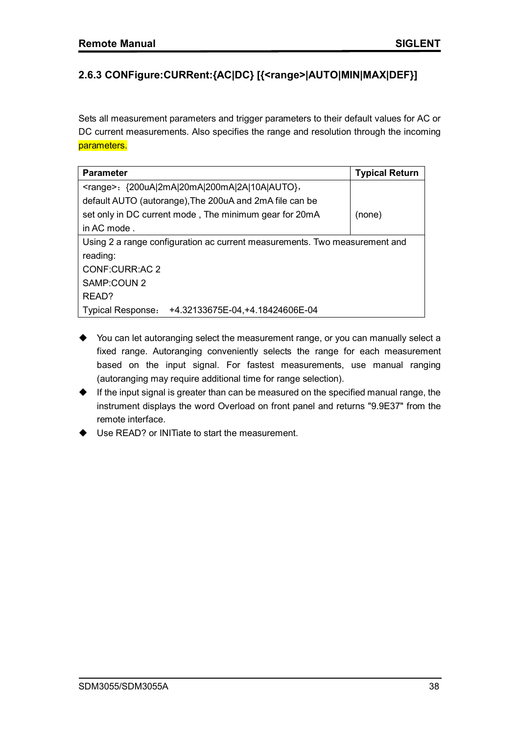### 2.6.3 CONFigure:CURRent:{AC|DC} [{<range>|AUTO|MIN|MAX|DEF}]

Sets all measurement parameters and trigger parameters to their default values for AC or DC current measurements. Also specifies the range and resolution through the incoming parameters.

| Parameter | Typical Return |
|---|---|
| <range>：{200uA|2mA|20mA|200mA|2A|10A|AUTO}, default AUTO (autorange),The 200uA and 2mA file can be set only in DC current mode , The minimum gear for 20mA in AC mode . | (none) |
| Using 2 a range configuration ac current measurements. Two measurement and reading:<br>CONF:CURR:AC 2<br>SAMP:COUN 2<br>READ?<br>Typical Response： +4.32133675E-04,+4.18424606E-04 | |

- You can let autoranging select the measurement range, or you can manually select a fixed range. Autoranging conveniently selects the range for each measurement based on the input signal. For fastest measurements, use manual ranging (autoranging may require additional time for range selection).
- If the input signal is greater than can be measured on the specified manual range, the instrument displays the word Overload on front panel and returns "9.9E37" from the remote interface.
- Use READ? or INITiate to start the measurement.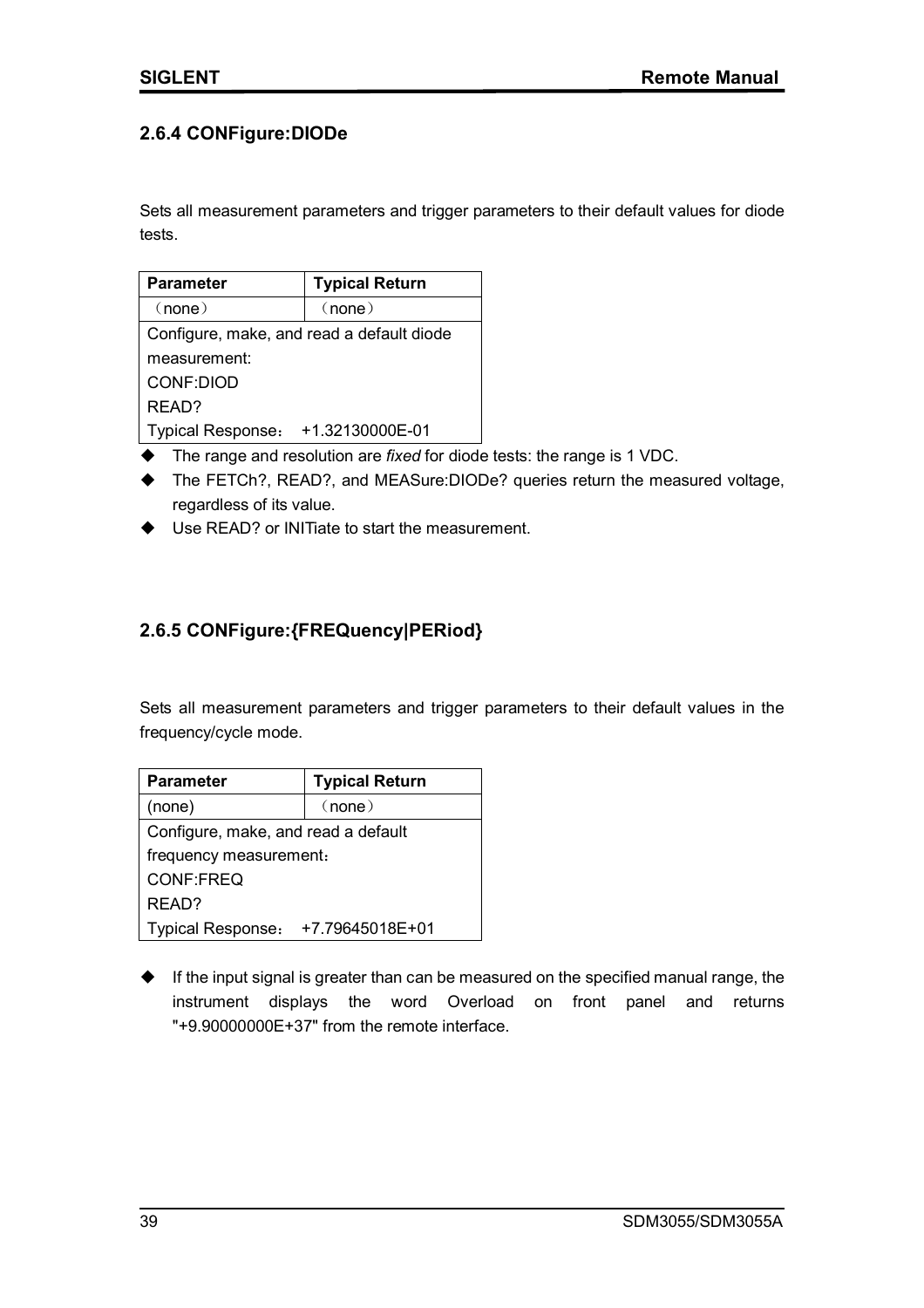### 2.6.4 CONFigure:DIODe

Sets all measurement parameters and trigger parameters to their default values for diode tests.

| Parameter | Typical Return |
|---|---|
| （none） | （none） |
| Configure, make, and read a default diode measurement:<br>CONF:DIOD<br>READ?<br>Typical Response： +1.32130000E-01 | |

- The range and resolution are *fixed* for diode tests: the range is 1 VDC.
- The FETCh?, READ?, and MEASure:DIODe? queries return the measured voltage, regardless of its value.
- Use READ? or INITiate to start the measurement.

### 2.6.5 CONFigure:{FREQuency|PERiod}

Sets all measurement parameters and trigger parameters to their default values in the frequency/cycle mode.

| Parameter | Typical Return |
|---|---|
| (none) | （none） |
| Configure, make, and read a default frequency measurement：<br>CONF:FREQ<br>READ?<br>Typical Response： +7.79645018E+01 | |

- If the input signal is greater than can be measured on the specified manual range, the instrument displays the word Overload on front panel and returns "+9.90000000E+37" from the remote interface.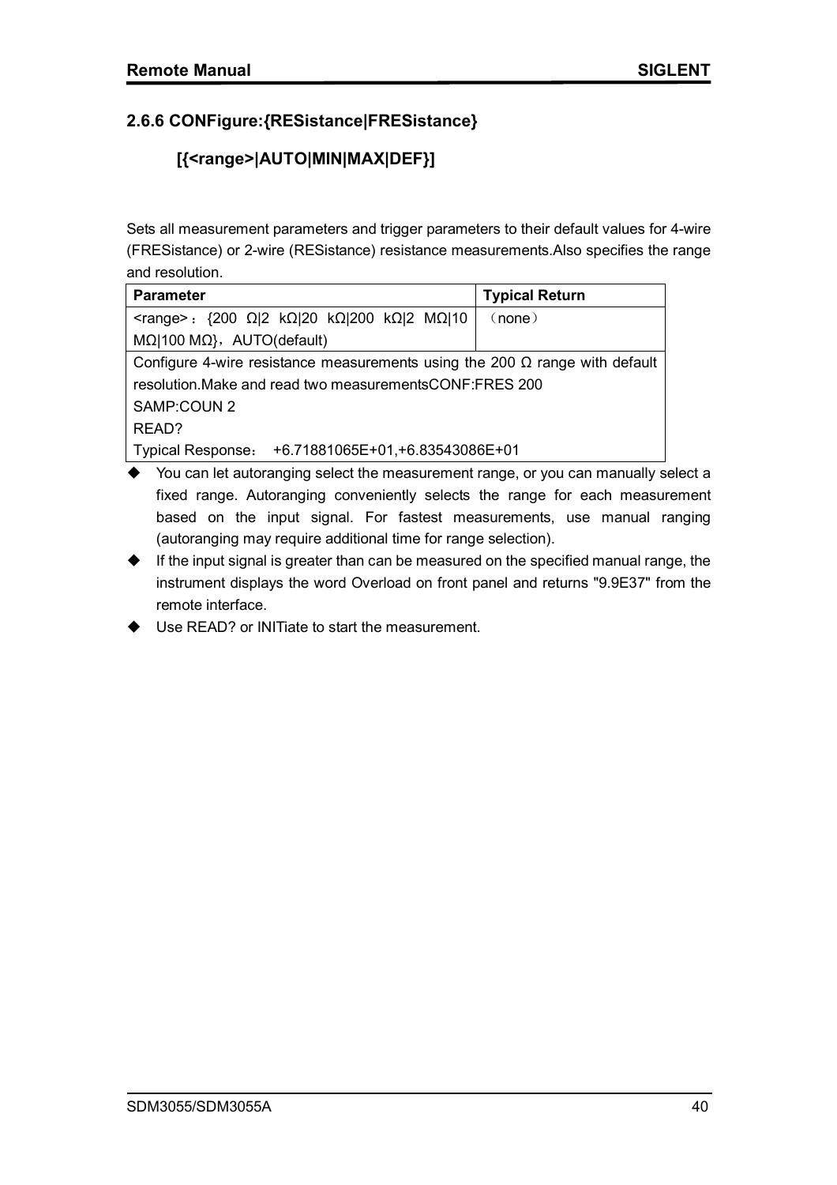### 2.6.6 CONFigure:{RESistance|FRESistance} [{<range>|AUTO|MIN|MAX|DEF}]

Sets all measurement parameters and trigger parameters to their default values for 4-wire (FRESistance) or 2-wire (RESistance) resistance measurements.Also specifies the range and resolution.

| Parameter | Typical Return |
|---|---|
| <range>：{200 Ω\|2 kΩ\|20 kΩ\|200 kΩ\|2 MΩ\|10 MΩ\|100 MΩ}，AUTO(default) | （none） |
| Configure 4-wire resistance measurements using the 200 Ω range with default resolution.Make and read two measurementsCONF:FRES 200<br>SAMP:COUN 2<br>READ?<br>Typical Response： +6.71881065E+01,+6.83543086E+01 | |

- You can let autoranging select the measurement range, or you can manually select a fixed range. Autoranging conveniently selects the range for each measurement based on the input signal. For fastest measurements, use manual ranging (autoranging may require additional time for range selection).
- If the input signal is greater than can be measured on the specified manual range, the instrument displays the word Overload on front panel and returns "9.9E37" from the remote interface.
- Use READ? or INITiate to start the measurement.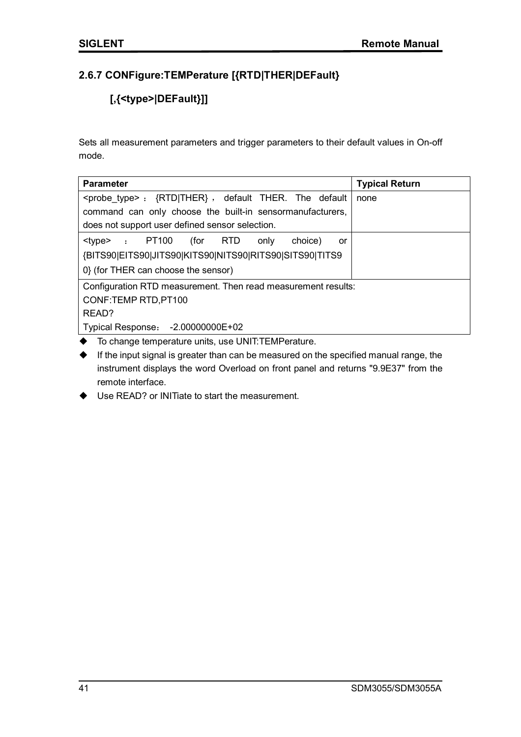## 2.6.7 CONFigure:TEMPerature [{RTD|THER|DEFault} [,{<type>|DEFault}]]

Sets all measurement parameters and trigger parameters to their default values in On-off mode.

| Parameter | Typical Return |
|---|---|
| <probe_type>：{RTD\|THER}，default THER. The default command can only choose the built-in sensormanufacturers, does not support user defined sensor selection. | none |
| <type>：PT100 (for RTD only choice) or {BITS90\|EITS90\|JITS90\|KITS90\|NITS90\|RITS90\|SITS90\|TITS90} (for THER can choose the sensor) | |
| Configuration RTD measurement. Then read measurement results:<br>CONF:TEMP RTD,PT100<br>READ?<br>Typical Response： -2.00000000E+02 | |

- To change temperature units, use UNIT:TEMPerature.
- If the input signal is greater than can be measured on the specified manual range, the instrument displays the word Overload on front panel and returns "9.9E37" from the remote interface.
- Use READ? or INITiate to start the measurement.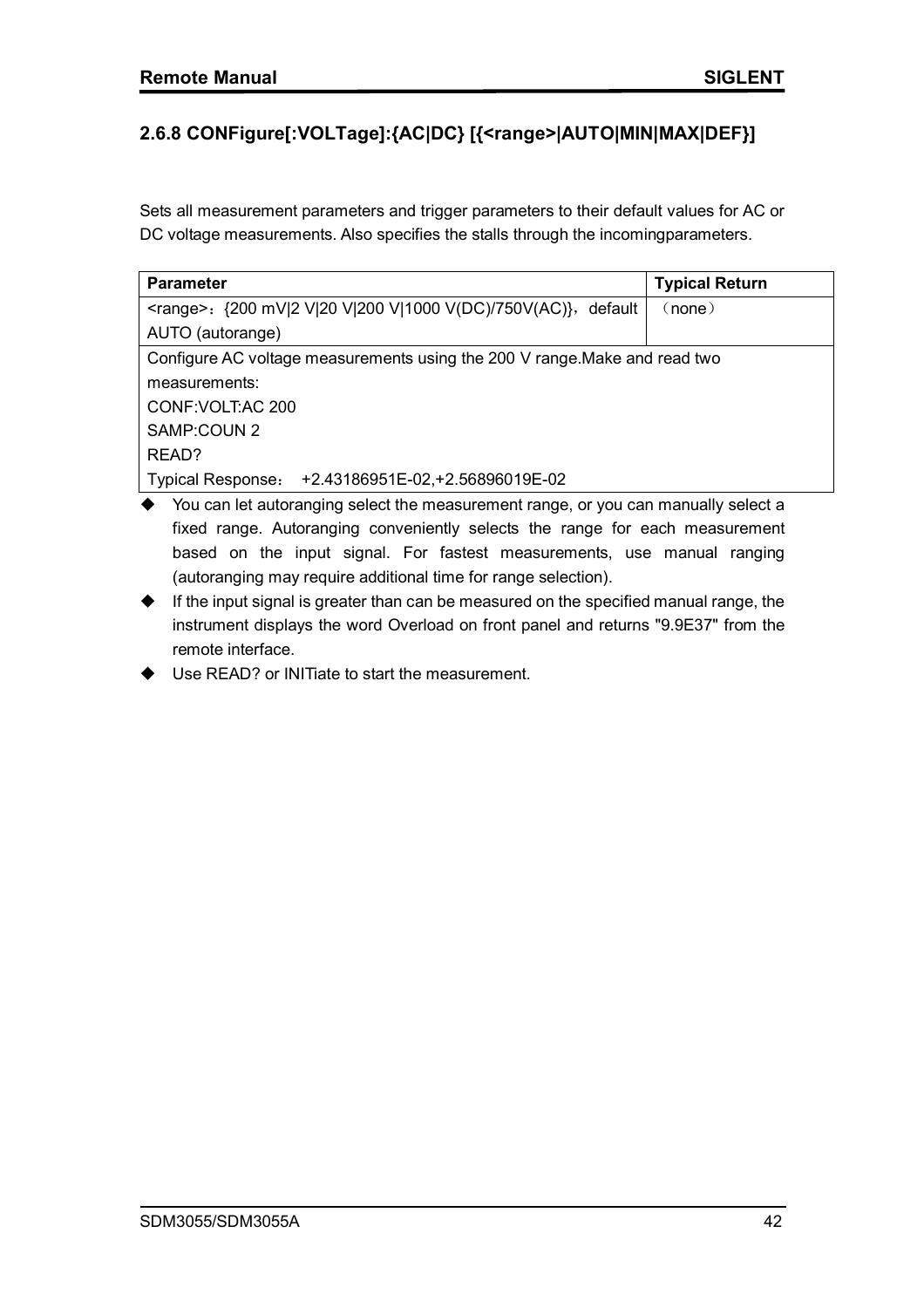## 2.6.8 CONFigure[:VOLTage]:{AC|DC} [{<range>|AUTO|MIN|MAX|DEF}]

Sets all measurement parameters and trigger parameters to their default values for AC or DC voltage measurements. Also specifies the stalls through the incomingparameters.

| Parameter | Typical Return |
|---|---|
| <range>：{200 mV\|2 V\|20 V\|200 V\|1000 V(DC)/750V(AC)}，default AUTO (autorange) | （none） |
| Configure AC voltage measurements using the 200 V range.Make and read two measurements:<br>CONF:VOLT:AC 200<br>SAMP:COUN 2<br>READ?<br>Typical Response： +2.43186951E-02,+2.56896019E-02 | |

- You can let autoranging select the measurement range, or you can manually select a fixed range. Autoranging conveniently selects the range for each measurement based on the input signal. For fastest measurements, use manual ranging (autoranging may require additional time for range selection).
- If the input signal is greater than can be measured on the specified manual range, the instrument displays the word Overload on front panel and returns "9.9E37" from the remote interface.
- Use READ? or INITiate to start the measurement.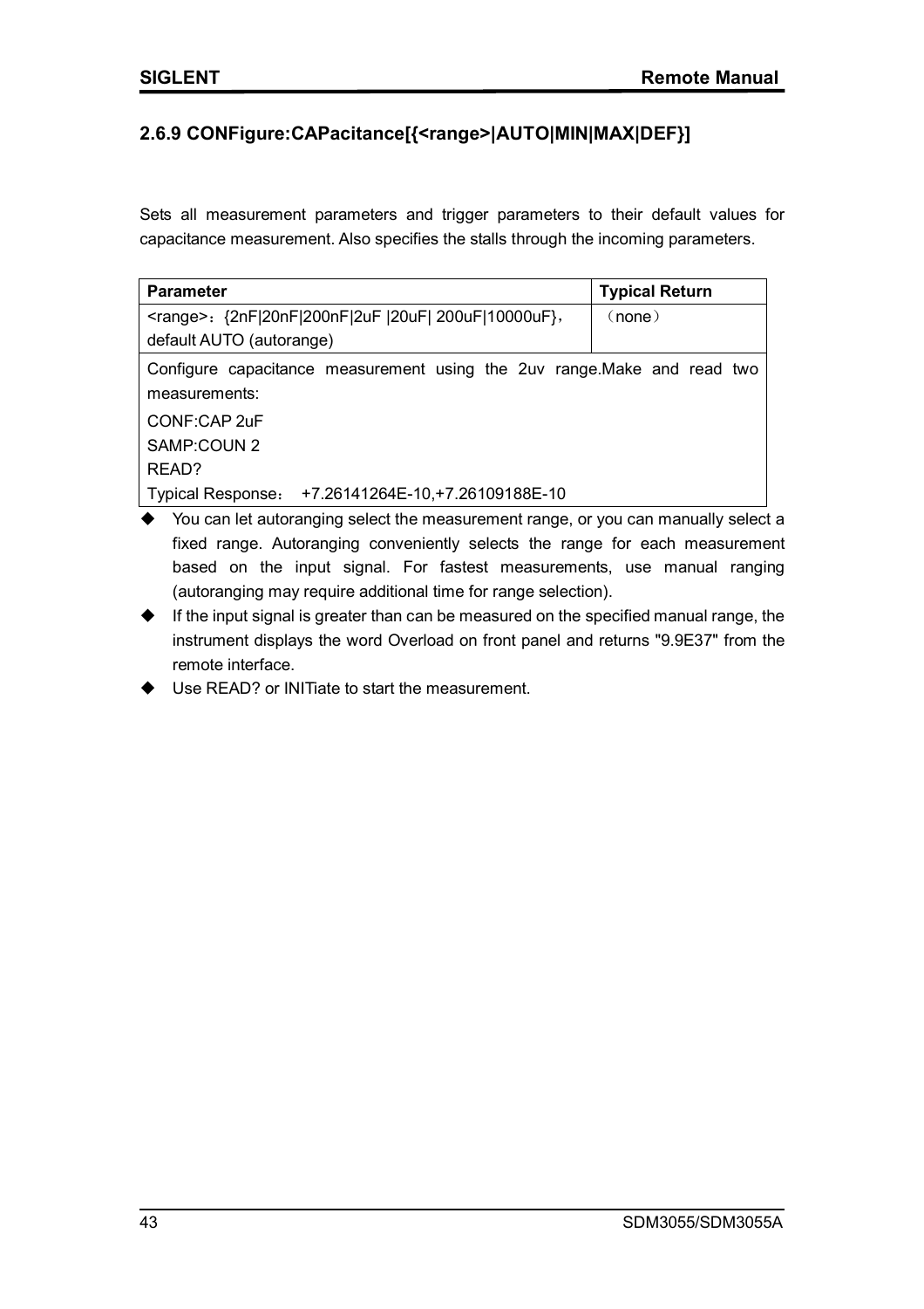## 2.6.9 CONFigure:CAPacitance[{<range>|AUTO|MIN|MAX|DEF}]

Sets all measurement parameters and trigger parameters to their default values for capacitance measurement. Also specifies the stalls through the incoming parameters.

| Parameter | Typical Return |
|---|---|
| <range>：{2nF\|20nF\|200nF\|2uF \|20uF\| 200uF\|10000uF}，default AUTO (autorange) | （none） |
| Configure capacitance measurement using the 2uv range.Make and read two measurements:<br>CONF:CAP 2uF<br>SAMP:COUN 2<br>READ?<br>Typical Response： +7.26141264E-10,+7.26109188E-10 | |

- You can let autoranging select the measurement range, or you can manually select a fixed range. Autoranging conveniently selects the range for each measurement based on the input signal. For fastest measurements, use manual ranging (autoranging may require additional time for range selection).
- If the input signal is greater than can be measured on the specified manual range, the instrument displays the word Overload on front panel and returns "9.9E37" from the remote interface.
- Use READ? or INITiate to start the measurement.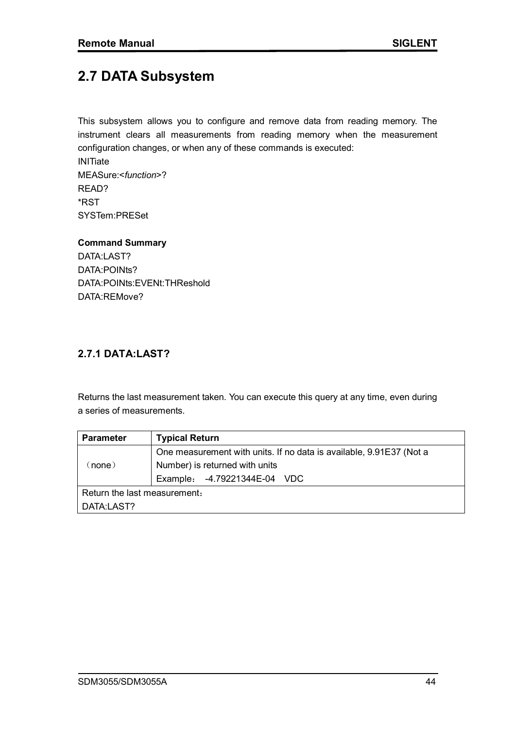## 2.7 DATA Subsystem

This subsystem allows you to configure and remove data from reading memory. The instrument clears all measurements from reading memory when the measurement configuration changes, or when any of these commands is executed:
INITiate
MEASure:<*function*>?
READ?
*RST
SYSTem:PRESet

**Command Summary**
DATA:LAST?
DATA:POINts?
DATA:POINts:EVENt:THReshold
DATA:REMove?

### 2.7.1 DATA:LAST?

Returns the last measurement taken. You can execute this query at any time, even during a series of measurements.

| Parameter | Typical Return |
|---|---|
| （none） | One measurement with units. If no data is available, 9.91E37 (Not a Number) is returned with units<br>Example： -4.79221344E-04 VDC |
| Return the last measurement：<br>DATA:LAST? | |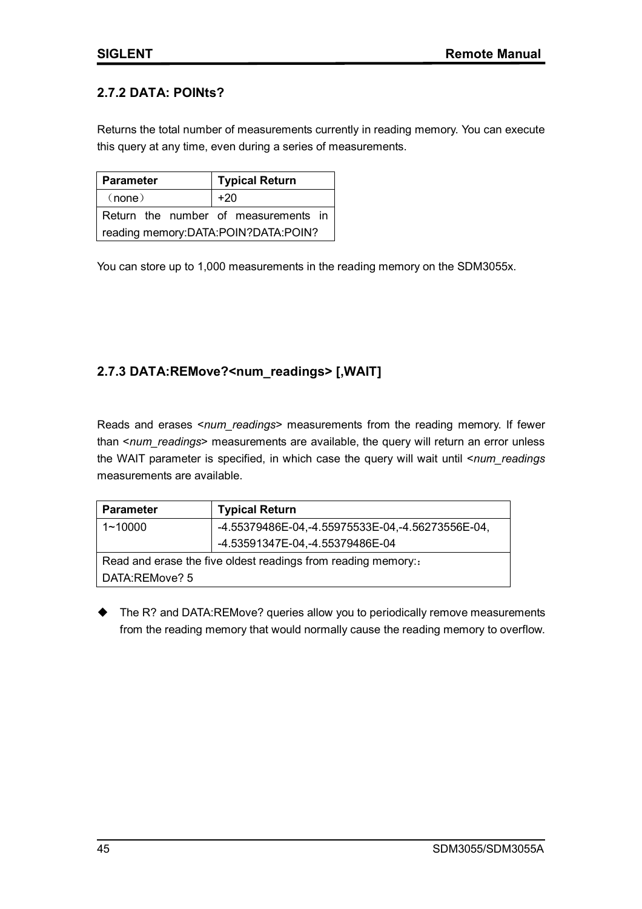### 2.7.2 DATA: POINts?

Returns the total number of measurements currently in reading memory. You can execute this query at any time, even during a series of measurements.

| Parameter | Typical Return |
|---|---|
| （none） | +20 |
| Return the number of measurements in reading memory:DATA:POIN?DATA:POIN? | |

You can store up to 1,000 measurements in the reading memory on the SDM3055x.

### 2.7.3 DATA:REMove?<num_readings> [,WAIT]

Reads and erases <*num_readings*> measurements from the reading memory. If fewer than <*num_readings*> measurements are available, the query will return an error unless the WAIT parameter is specified, in which case the query will wait until <*num_readings* measurements are available.

| Parameter | Typical Return |
|---|---|
| 1~10000 | -4.55379486E-04,-4.55975533E-04,-4.56273556E-04, -4.53591347E-04,-4.55379486E-04 |
| Read and erase the five oldest readings from reading memory:：DATA:REMove? 5 | |

- The R? and DATA:REMove? queries allow you to periodically remove measurements from the reading memory that would normally cause the reading memory to overflow.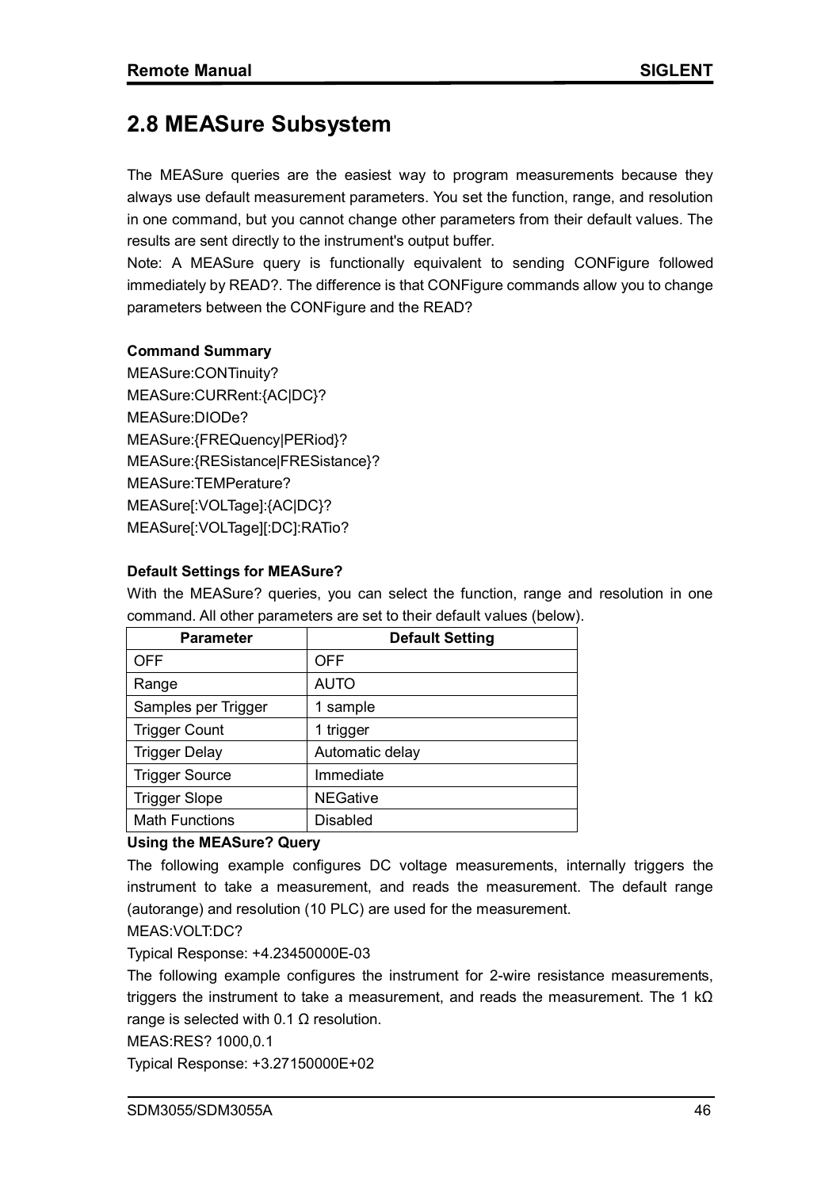## 2.8 MEASure Subsystem

The MEASure queries are the easiest way to program measurements because they always use default measurement parameters. You set the function, range, and resolution in one command, but you cannot change other parameters from their default values. The results are sent directly to the instrument's output buffer.

Note: A MEASure query is functionally equivalent to sending CONFigure followed immediately by READ?. The difference is that CONFigure commands allow you to change parameters between the CONFigure and the READ?

**Command Summary**

MEASure:CONTinuity?
MEASure:CURRent:{AC|DC}?
MEASure:DIODe?
MEASure:{FREQuency|PERiod}?
MEASure:{RESistance|FRESistance}?
MEASure:TEMPerature?
MEASure[:VOLTage]:{AC|DC}?
MEASure[:VOLTage][:DC]:RATio?

**Default Settings for MEASure?**

With the MEASure? queries, you can select the function, range and resolution in one command. All other parameters are set to their default values (below).

| Parameter | Default Setting |
| --- | --- |
| OFF | OFF |
| Range | AUTO |
| Samples per Trigger | 1 sample |
| Trigger Count | 1 trigger |
| Trigger Delay | Automatic delay |
| Trigger Source | Immediate |
| Trigger Slope | NEGative |
| Math Functions | Disabled |

**Using the MEASure? Query**

The following example configures DC voltage measurements, internally triggers the instrument to take a measurement, and reads the measurement. The default range (autorange) and resolution (10 PLC) are used for the measurement.

MEAS:VOLT:DC?

Typical Response: +4.23450000E-03

The following example configures the instrument for 2-wire resistance measurements, triggers the instrument to take a measurement, and reads the measurement. The 1 kΩ range is selected with 0.1 Ω resolution.

MEAS:RES? 1000,0.1

Typical Response: +3.27150000E+02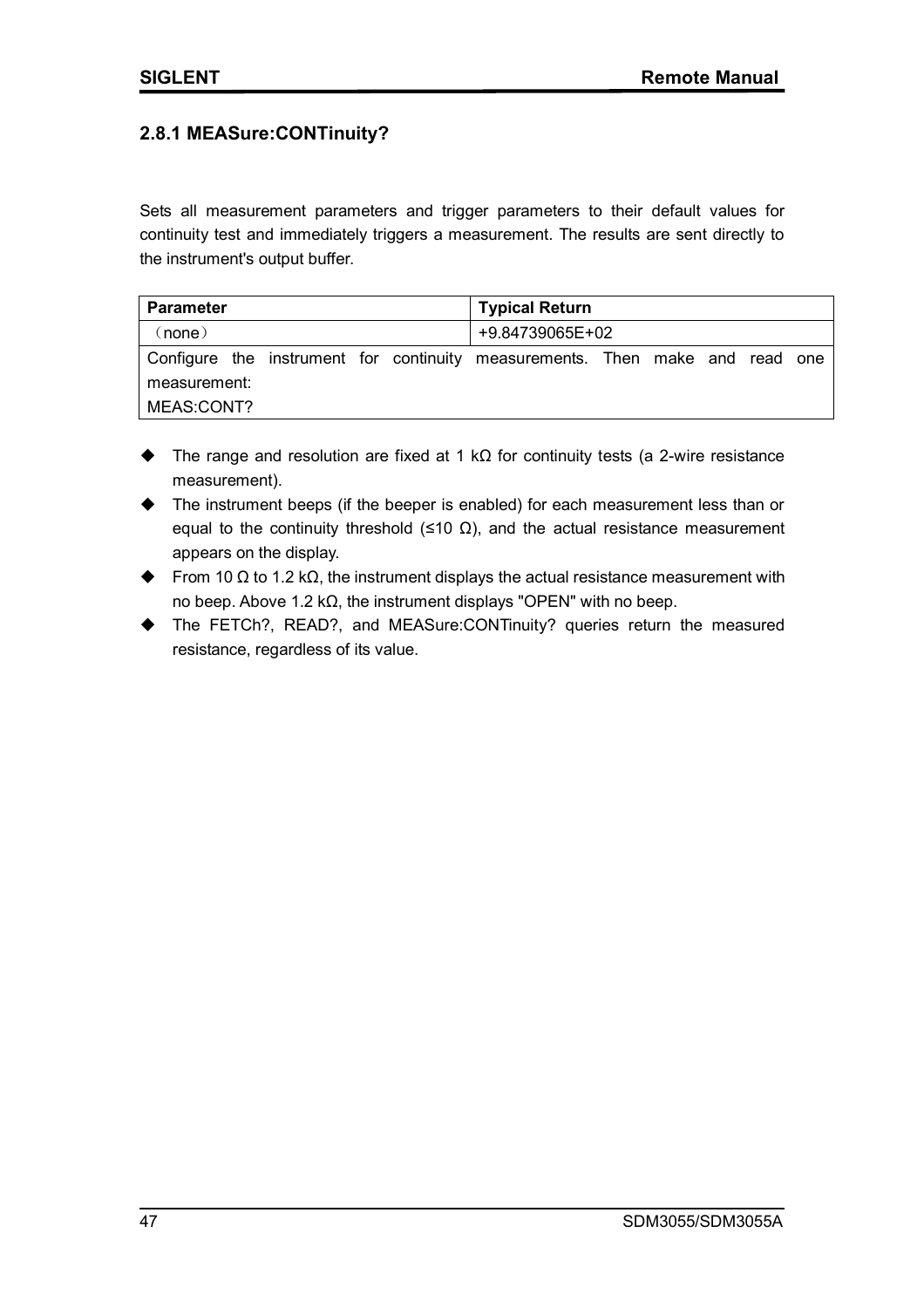### 2.8.1 MEASure:CONTinuity?

Sets all measurement parameters and trigger parameters to their default values for continuity test and immediately triggers a measurement. The results are sent directly to the instrument's output buffer.

| Parameter | Typical Return |
|---|---|
| （none） | +9.84739065E+02 |
| Configure the instrument for continuity measurements. Then make and read one measurement: MEAS:CONT? | |

- The range and resolution are fixed at 1 kΩ for continuity tests (a 2-wire resistance measurement).
- The instrument beeps (if the beeper is enabled) for each measurement less than or equal to the continuity threshold (≤10 Ω), and the actual resistance measurement appears on the display.
- From 10 Ω to 1.2 kΩ, the instrument displays the actual resistance measurement with no beep. Above 1.2 kΩ, the instrument displays "OPEN" with no beep.
- The FETCh?, READ?, and MEASure:CONTinuity? queries return the measured resistance, regardless of its value.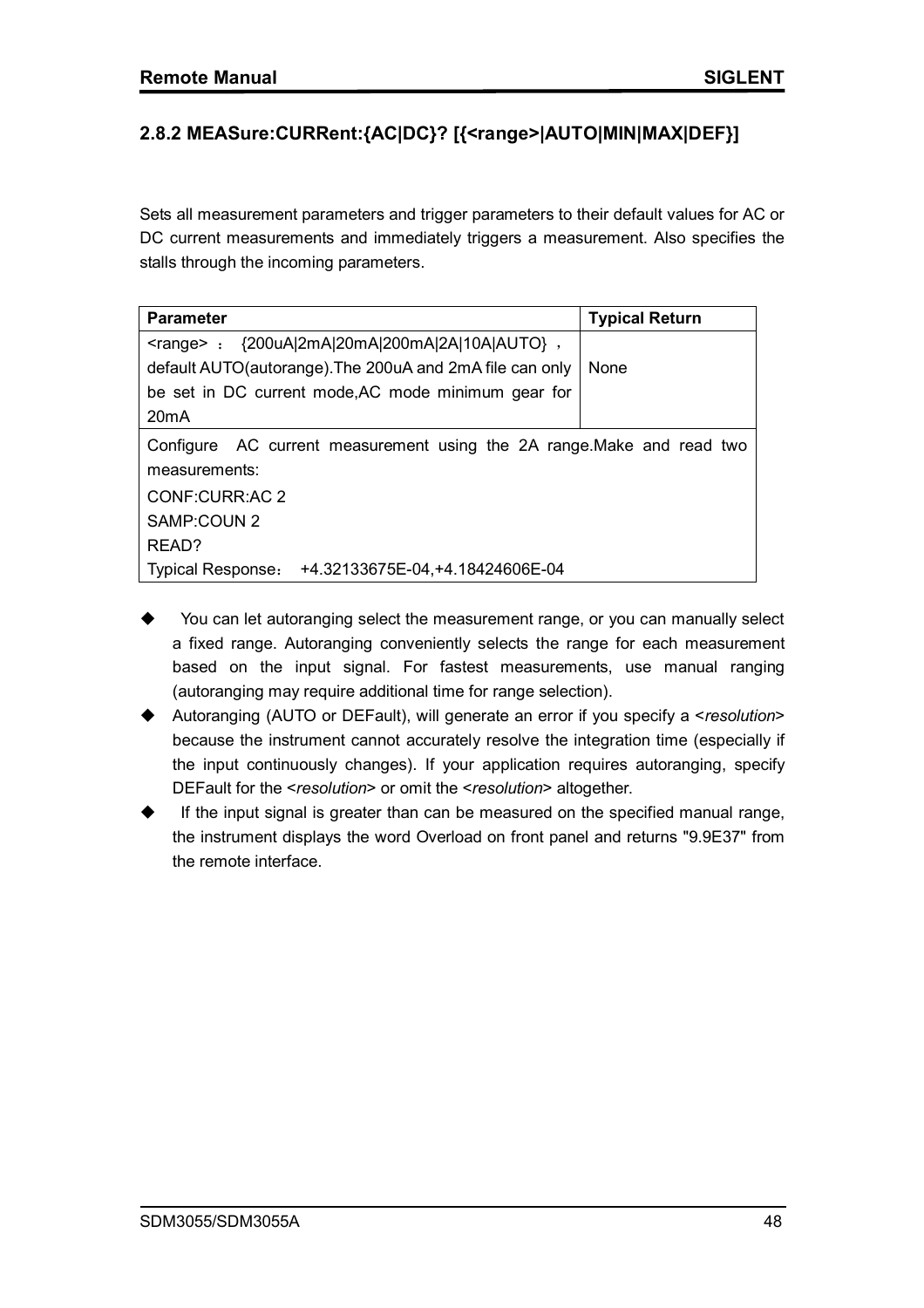## 2.8.2 MEASure:CURRent:{AC|DC}? [{<range>|AUTO|MIN|MAX|DEF}]

Sets all measurement parameters and trigger parameters to their default values for AC or DC current measurements and immediately triggers a measurement. Also specifies the stalls through the incoming parameters.

| Parameter | Typical Return |
|---|---|
| <range> ： {200uA\|2mA\|20mA\|200mA\|2A\|10A\|AUTO} ， default AUTO(autorange).The 200uA and 2mA file can only be set in DC current mode,AC mode minimum gear for 20mA | None |
| Configure AC current measurement using the 2A range.Make and read two measurements:<br>CONF:CURR:AC 2<br>SAMP:COUN 2<br>READ?<br>Typical Response： +4.32133675E-04,+4.18424606E-04 | |

- You can let autoranging select the measurement range, or you can manually select a fixed range. Autoranging conveniently selects the range for each measurement based on the input signal. For fastest measurements, use manual ranging (autoranging may require additional time for range selection).
- Autoranging (AUTO or DEFault), will generate an error if you specify a <*resolution*> because the instrument cannot accurately resolve the integration time (especially if the input continuously changes). If your application requires autoranging, specify DEFault for the <*resolution*> or omit the <*resolution*> altogether.
- If the input signal is greater than can be measured on the specified manual range, the instrument displays the word Overload on front panel and returns "9.9E37" from the remote interface.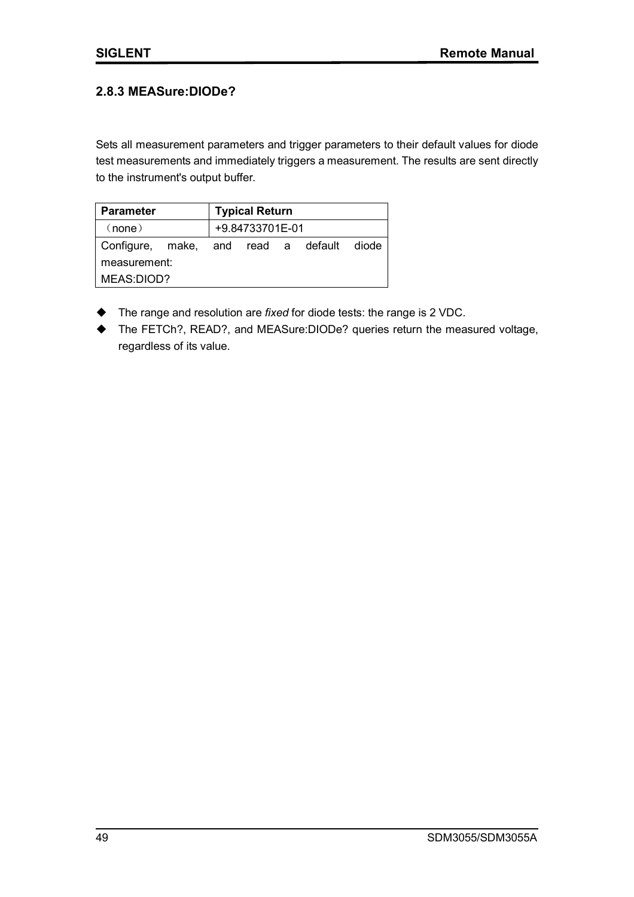### 2.8.3 MEASure:DIODe?

Sets all measurement parameters and trigger parameters to their default values for diode test measurements and immediately triggers a measurement. The results are sent directly to the instrument's output buffer.

| Parameter | Typical Return |
|---|---|
| （none） | +9.84733701E-01 |
| Configure, make, and read a default diode measurement: MEAS:DIOD? | |

- The range and resolution are *fixed* for diode tests: the range is 2 VDC.
- The FETCh?, READ?, and MEASure:DIODe? queries return the measured voltage, regardless of its value.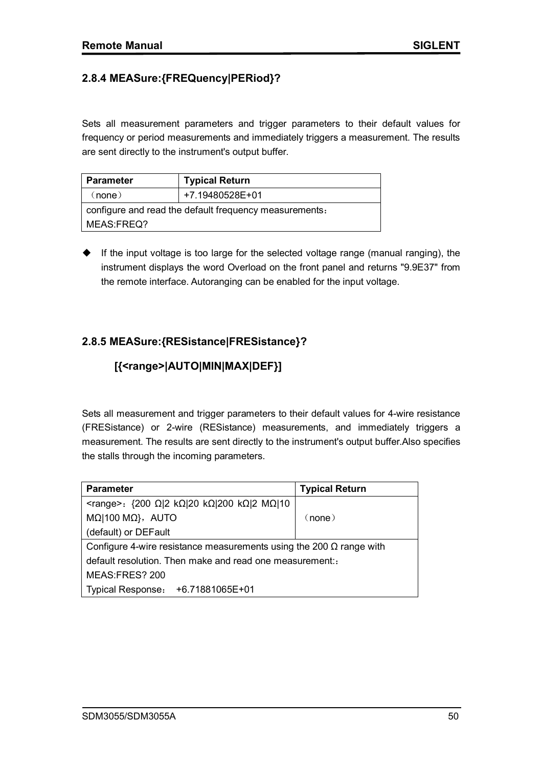### 2.8.4 MEASure:{FREQuency|PERiod}?

Sets all measurement parameters and trigger parameters to their default values for frequency or period measurements and immediately triggers a measurement. The results are sent directly to the instrument's output buffer.

| Parameter | Typical Return |
|---|---|
| （none） | +7.19480528E+01 |
| configure and read the default frequency measurements：<br>MEAS:FREQ? | |

- If the input voltage is too large for the selected voltage range (manual ranging), the instrument displays the word Overload on the front panel and returns "9.9E37" from the remote interface. Autoranging can be enabled for the input voltage.

### 2.8.5 MEASure:{RESistance|FRESistance}? [{<range>|AUTO|MIN|MAX|DEF}]

Sets all measurement and trigger parameters to their default values for 4-wire resistance (FRESistance) or 2-wire (RESistance) measurements, and immediately triggers a measurement. The results are sent directly to the instrument's output buffer.Also specifies the stalls through the incoming parameters.

| Parameter | Typical Return |
|---|---|
| <range>：{200 Ω|2 kΩ|20 kΩ|200 kΩ|2 MΩ|10 MΩ|100 MΩ}，AUTO (default) or DEFault | （none） |
| Configure 4-wire resistance measurements using the 200 Ω range with default resolution. Then make and read one measurement:：<br>MEAS:FRES? 200<br>Typical Response：  +6.71881065E+01 | |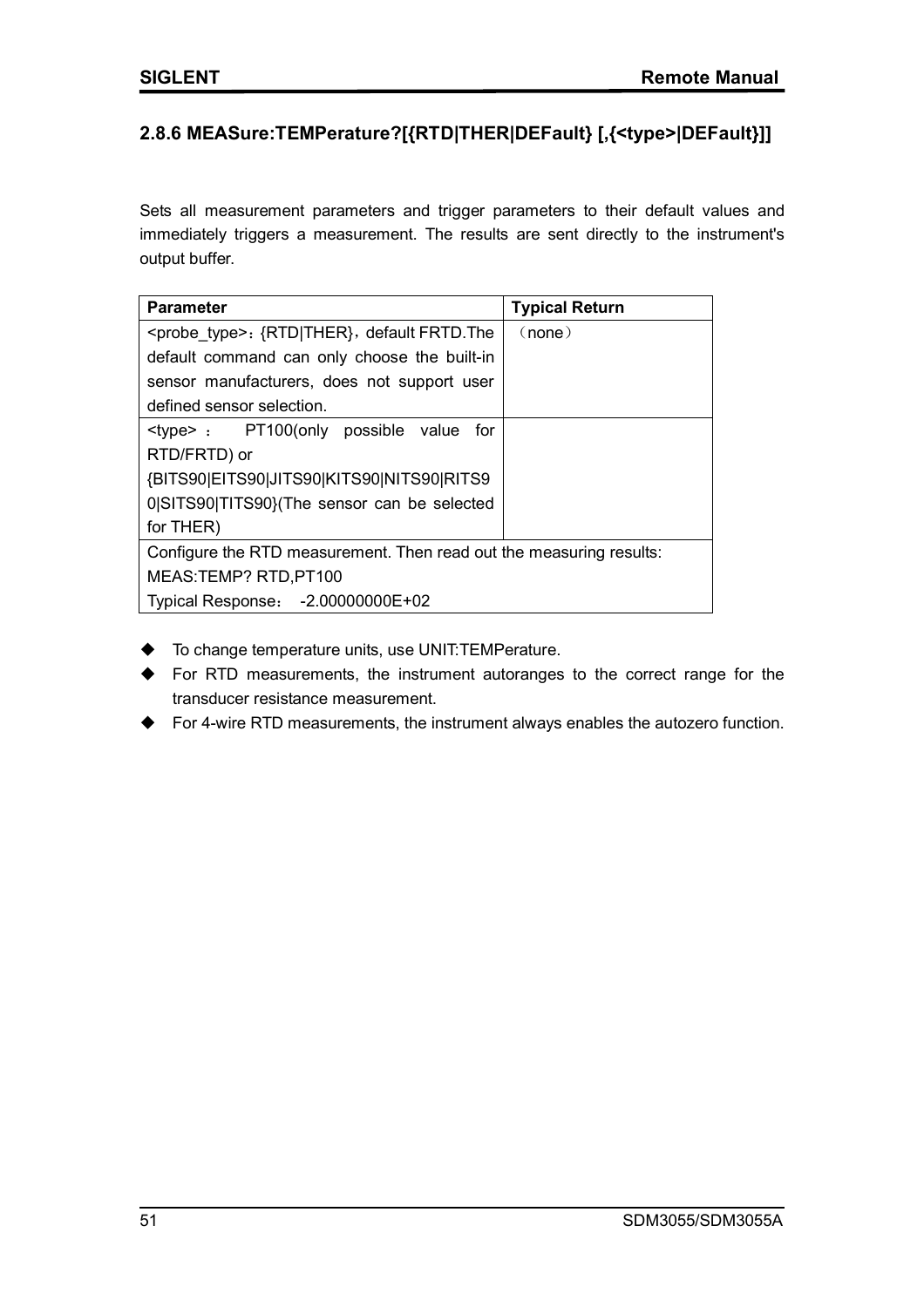### 2.8.6 MEASure:TEMPerature?[{RTD|THER|DEFault} [,{<type>|DEFault}]]

Sets all measurement parameters and trigger parameters to their default values and immediately triggers a measurement. The results are sent directly to the instrument's output buffer.

| Parameter | Typical Return |
|---|---|
| <probe_type>：{RTD|THER}，default FRTD.The default command can only choose the built-in sensor manufacturers, does not support user defined sensor selection. | （none） |
| <type> ： PT100(only possible value for RTD/FRTD) or {BITS90|EITS90|JITS90|KITS90|NITS90|RITS90|SITS90|TITS90}(The sensor can be selected for THER) | |
| Configure the RTD measurement. Then read out the measuring results: MEAS:TEMP? RTD,PT100 Typical Response： -2.00000000E+02 | |

- To change temperature units, use UNIT:TEMPerature.
- For RTD measurements, the instrument autoranges to the correct range for the transducer resistance measurement.
- For 4-wire RTD measurements, the instrument always enables the autozero function.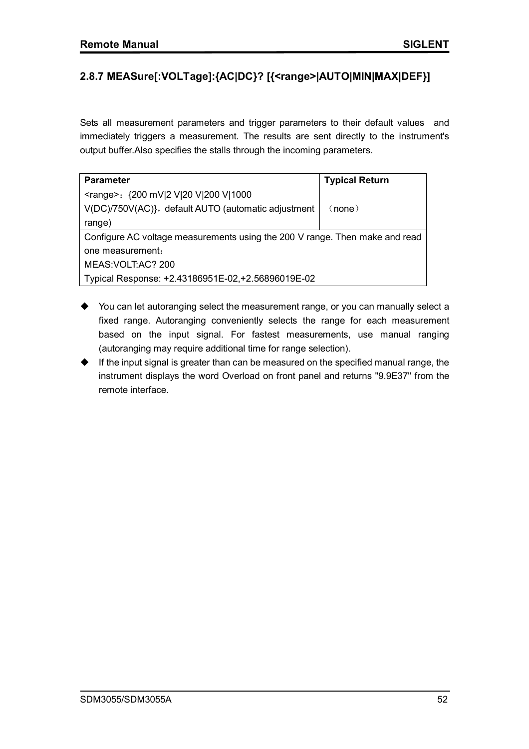## 2.8.7 MEASure[:VOLTage]:{AC|DC}? [{<range>|AUTO|MIN|MAX|DEF}]

Sets all measurement parameters and trigger parameters to their default values and immediately triggers a measurement. The results are sent directly to the instrument's output buffer.Also specifies the stalls through the incoming parameters.

| Parameter | Typical Return |
|---|---|
| <range>：{200 mV\|2 V\|20 V\|200 V\|1000 V(DC)/750V(AC)}，default AUTO (automatic adjustment range) | （none） |
| Configure AC voltage measurements using the 200 V range. Then make and read one measurement：<br>MEAS:VOLT:AC? 200<br>Typical Response: +2.43186951E-02,+2.56896019E-02 | |

- You can let autoranging select the measurement range, or you can manually select a fixed range. Autoranging conveniently selects the range for each measurement based on the input signal. For fastest measurements, use manual ranging (autoranging may require additional time for range selection).
- If the input signal is greater than can be measured on the specified manual range, the instrument displays the word Overload on front panel and returns "9.9E37" from the remote interface.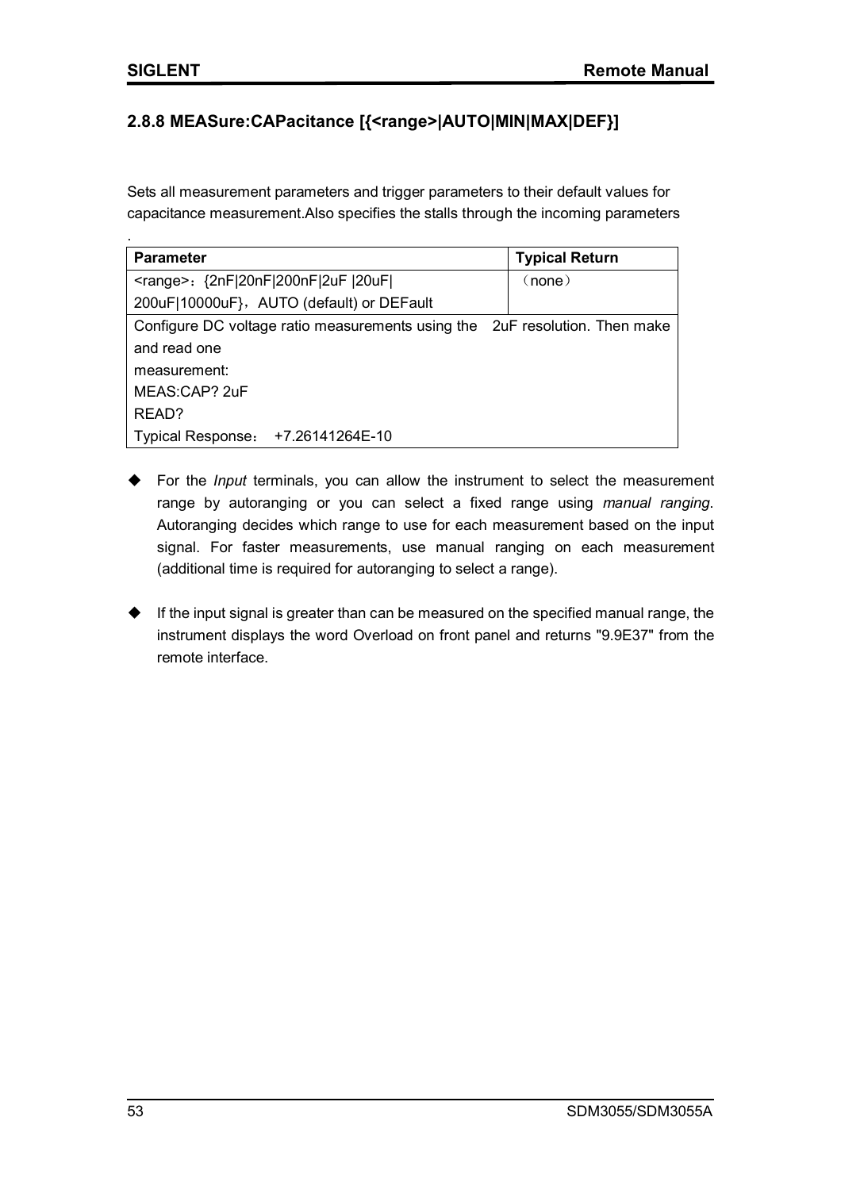## 2.8.8 MEASure:CAPacitance [{<range>|AUTO|MIN|MAX|DEF}]

Sets all measurement parameters and trigger parameters to their default values for capacitance measurement.Also specifies the stalls through the incoming parameters

.

| Parameter | Typical Return |
|---|---|
| <range>：{2nF\|20nF\|200nF\|2uF \|20uF\|200uF\|10000uF}，AUTO (default) or DEFault | （none） |
| Configure DC voltage ratio measurements using the 2uF resolution. Then make and read one measurement:<br>MEAS:CAP? 2uF<br>READ?<br>Typical Response： +7.26141264E-10 | |

- For the *Input* terminals, you can allow the instrument to select the measurement range by autoranging or you can select a fixed range using *manual ranging*. Autoranging decides which range to use for each measurement based on the input signal. For faster measurements, use manual ranging on each measurement (additional time is required for autoranging to select a range).

- If the input signal is greater than can be measured on the specified manual range, the instrument displays the word Overload on front panel and returns "9.9E37" from the remote interface.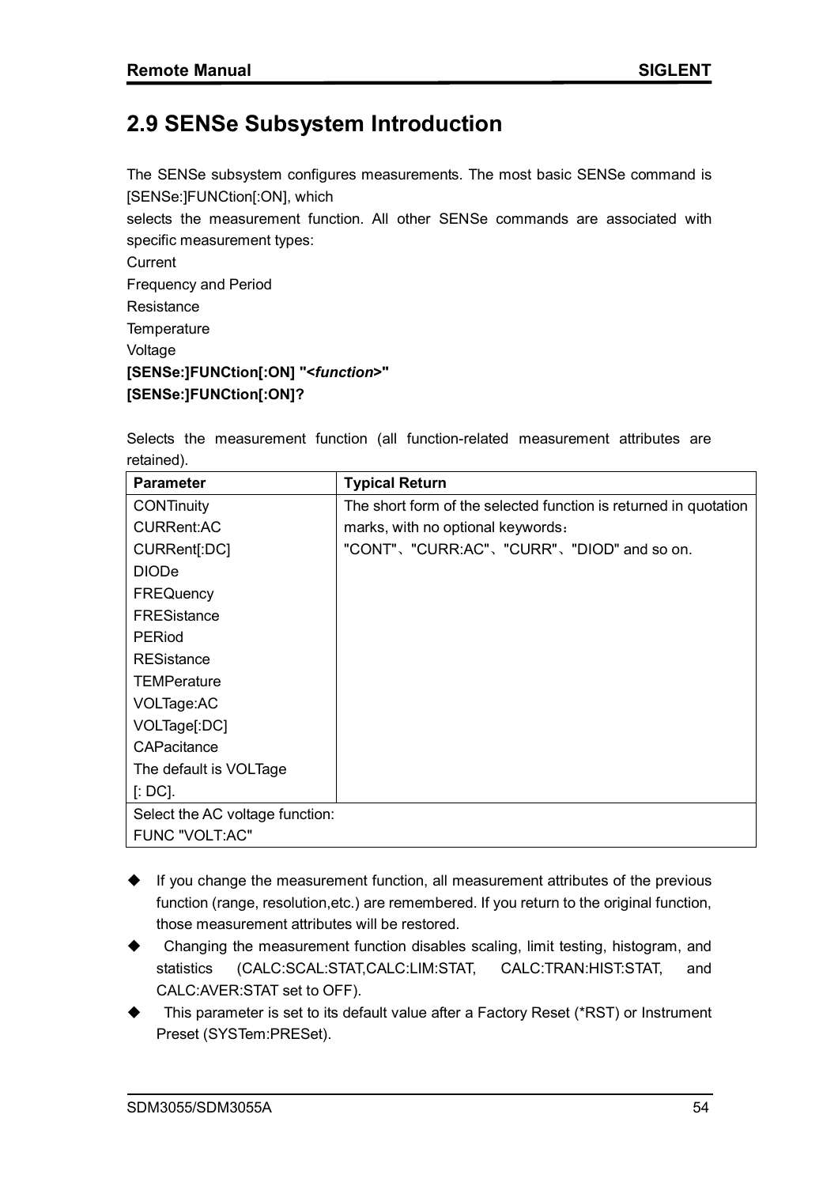## 2.9 SENSe Subsystem Introduction

The SENSe subsystem configures measurements. The most basic SENSe command is [SENSe:]FUNCtion[:ON], which
selects the measurement function. All other SENSe commands are associated with specific measurement types:

Current
Frequency and Period
Resistance
Temperature
Voltage

**[SENSe:]FUNCtion[:ON] "<*function*>"**
**[SENSe:]FUNCtion[:ON]?**

Selects the measurement function (all function-related measurement attributes are retained).

| Parameter | Typical Return |
|---|---|
| CONTinuity<br>CURRent:AC<br>CURRent[:DC]<br>DIODe<br>FREQuency<br>FRESistance<br>PERiod<br>RESistance<br>TEMPerature<br>VOLTage:AC<br>VOLTage[:DC]<br>CAPacitance<br>The default is VOLTage [: DC]. | The short form of the selected function is returned in quotation marks, with no optional keywords：<br>"CONT"、"CURR:AC"、"CURR"、"DIOD" and so on. |
| Select the AC voltage function:<br>FUNC "VOLT:AC" | |

- If you change the measurement function, all measurement attributes of the previous function (range, resolution,etc.) are remembered. If you return to the original function, those measurement attributes will be restored.
- Changing the measurement function disables scaling, limit testing, histogram, and statistics (CALC:SCAL:STAT,CALC:LIM:STAT, CALC:TRAN:HIST:STAT, and CALC:AVER:STAT set to OFF).
- This parameter is set to its default value after a Factory Reset (*RST) or Instrument Preset (SYSTem:PRESet).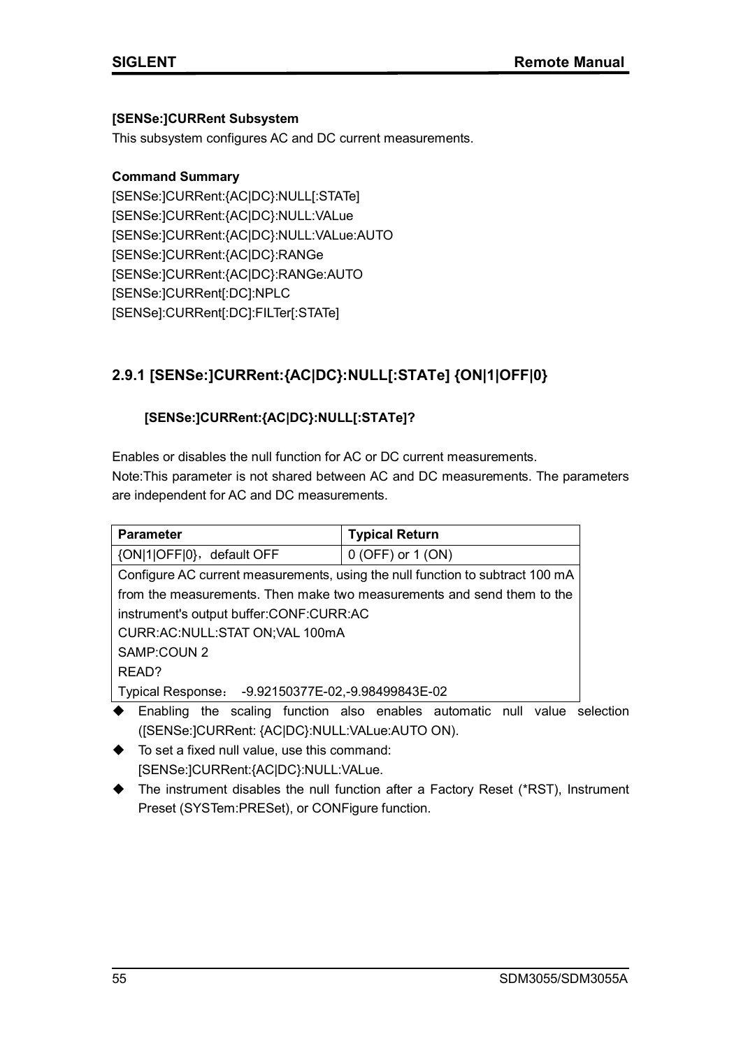**[SENSe:]CURRent Subsystem**

This subsystem configures AC and DC current measurements.

**Command Summary**

[SENSe:]CURRent:{AC|DC}:NULL[:STATe]
[SENSe:]CURRent:{AC|DC}:NULL:VALue
[SENSe:]CURRent:{AC|DC}:NULL:VALue:AUTO
[SENSe:]CURRent:{AC|DC}:RANGe
[SENSe:]CURRent:{AC|DC}:RANGe:AUTO
[SENSe:]CURRent[:DC]:NPLC
[SENSe]:CURRent[:DC]:FILTer[:STATe]

## 2.9.1 [SENSe:]CURRent:{AC|DC}:NULL[:STATe] {ON|1|OFF|0}

### [SENSe:]CURRent:{AC|DC}:NULL[:STATe]?

Enables or disables the null function for AC or DC current measurements.
Note:This parameter is not shared between AC and DC measurements. The parameters are independent for AC and DC measurements.

| Parameter | Typical Return |
|---|---|
| {ON\|1\|OFF\|0}，default OFF | 0 (OFF) or 1 (ON) |
| Configure AC current measurements, using the null function to subtract 100 mA from the measurements. Then make two measurements and send them to the instrument's output buffer:CONF:CURR:AC<br>CURR:AC:NULL:STAT ON;VAL 100mA<br>SAMP:COUN 2<br>READ?<br>Typical Response： -9.92150377E-02,-9.98499843E-02 | |

- Enabling the scaling function also enables automatic null value selection ([SENSe:]CURRent: {AC|DC}:NULL:VALue:AUTO ON).
- To set a fixed null value, use this command: [SENSe:]CURRent:{AC|DC}:NULL:VALue.
- The instrument disables the null function after a Factory Reset (*RST), Instrument Preset (SYSTem:PRESet), or CONFigure function.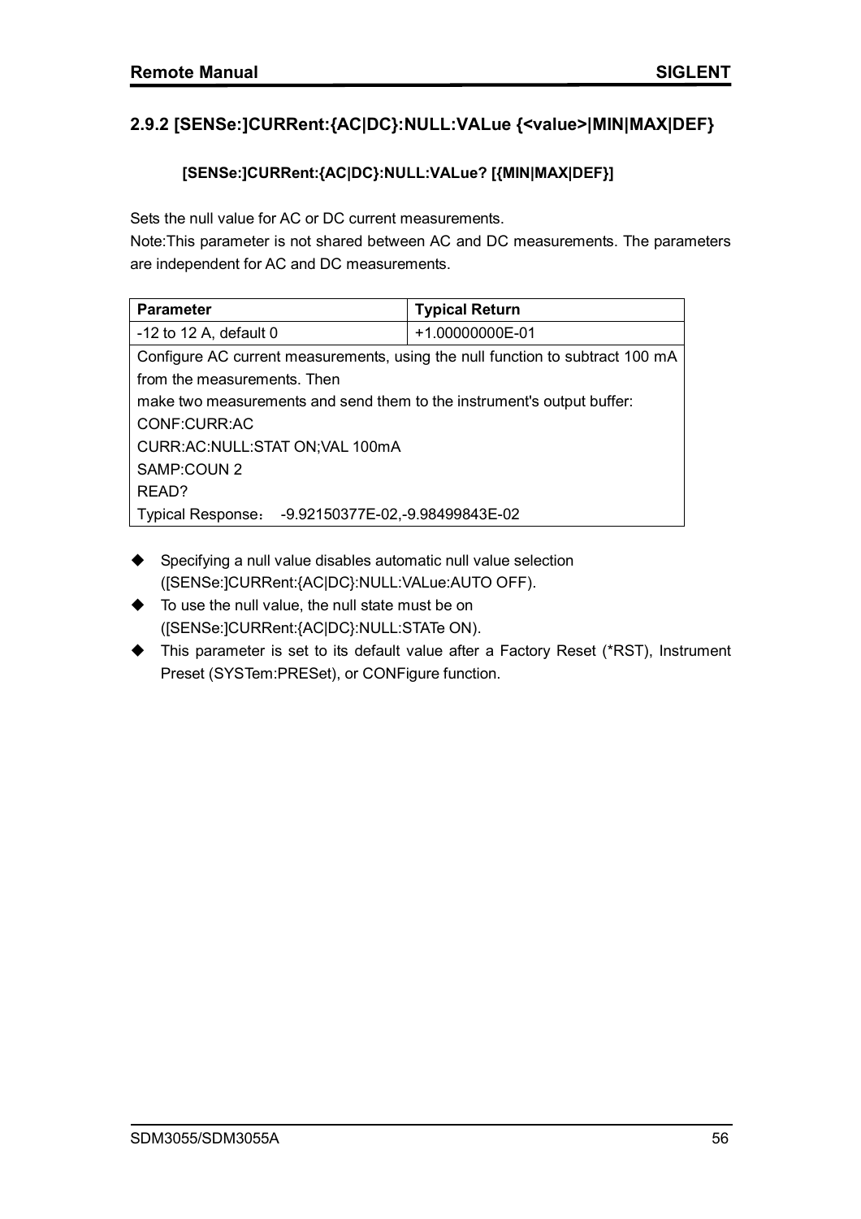## 2.9.2 [SENSe:]CURRent:{AC|DC}:NULL:VALue {<value>|MIN|MAX|DEF}

**[SENSe:]CURRent:{AC|DC}:NULL:VALue? [{MIN|MAX|DEF}]**

Sets the null value for AC or DC current measurements.

Note:This parameter is not shared between AC and DC measurements. The parameters are independent for AC and DC measurements.

| Parameter | Typical Return |
| --- | --- |
| -12 to 12 A, default 0 | +1.00000000E-01 |
| Configure AC current measurements, using the null function to subtract 100 mA from the measurements. Then make two measurements and send them to the instrument's output buffer:<br>CONF:CURR:AC<br>CURR:AC:NULL:STAT ON;VAL 100mA<br>SAMP:COUN 2<br>READ?<br>Typical Response： -9.92150377E-02,-9.98499843E-02 | |

- Specifying a null value disables automatic null value selection ([SENSe:]CURRent:{AC|DC}:NULL:VALue:AUTO OFF).
- To use the null value, the null state must be on ([SENSe:]CURRent:{AC|DC}:NULL:STATe ON).
- This parameter is set to its default value after a Factory Reset (*RST), Instrument Preset (SYSTem:PRESet), or CONFigure function.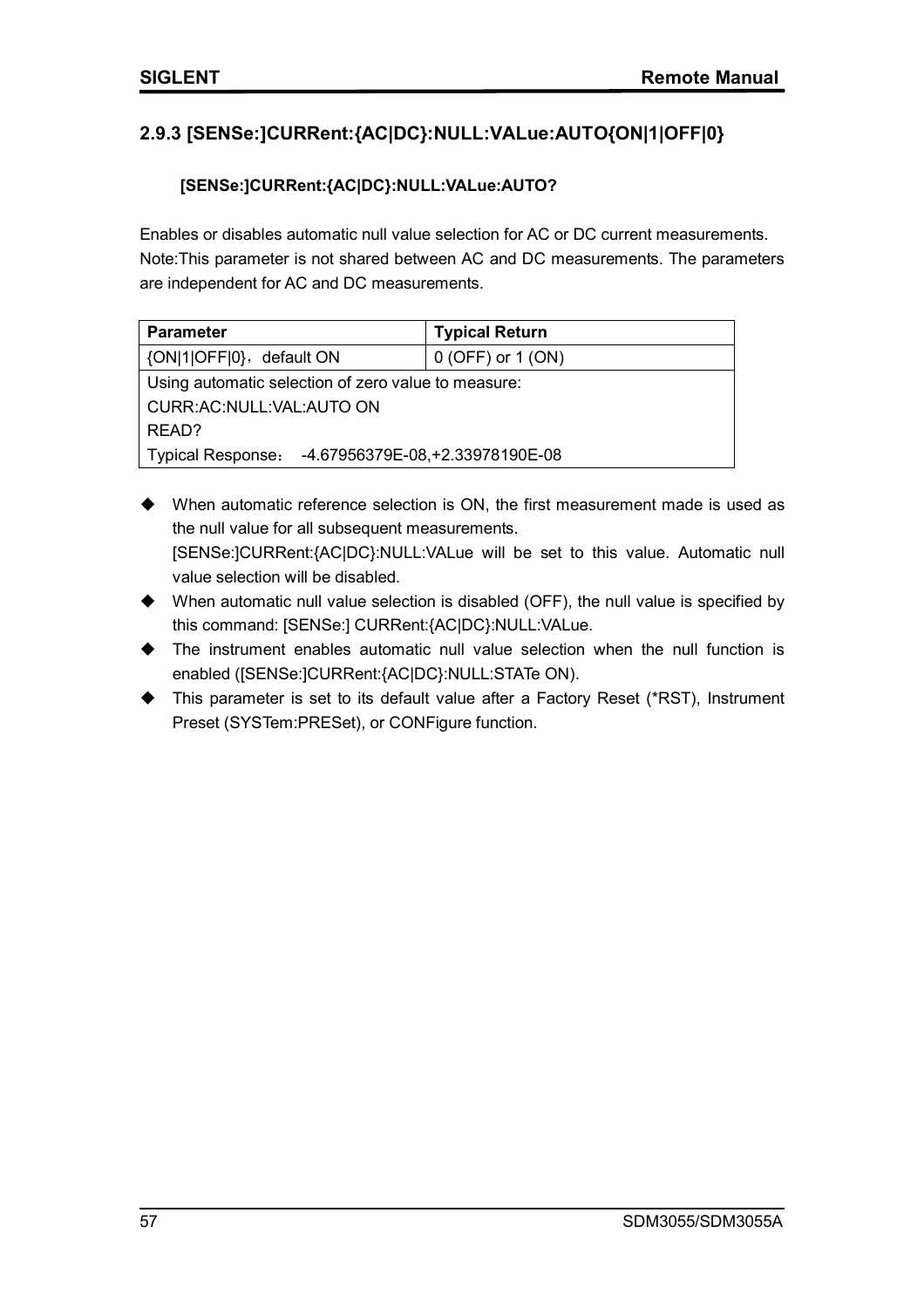### 2.9.3 [SENSe:]CURRent:{AC|DC}:NULL:VALue:AUTO{ON|1|OFF|0}

**[SENSe:]CURRent:{AC|DC}:NULL:VALue:AUTO?**

Enables or disables automatic null value selection for AC or DC current measurements. Note:This parameter is not shared between AC and DC measurements. The parameters are independent for AC and DC measurements.

| Parameter | Typical Return |
|---|---|
| {ON\|1\|OFF\|0}，default ON | 0 (OFF) or 1 (ON) |
| Using automatic selection of zero value to measure:<br>CURR:AC:NULL:VAL:AUTO ON<br>READ?<br>Typical Response： -4.67956379E-08,+2.33978190E-08 | |

- When automatic reference selection is ON, the first measurement made is used as the null value for all subsequent measurements. [SENSe:]CURRent:{AC|DC}:NULL:VALue will be set to this value. Automatic null value selection will be disabled.
- When automatic null value selection is disabled (OFF), the null value is specified by this command: [SENSe:] CURRent:{AC|DC}:NULL:VALue.
- The instrument enables automatic null value selection when the null function is enabled ([SENSe:]CURRent:{AC|DC}:NULL:STATe ON).
- This parameter is set to its default value after a Factory Reset (*RST), Instrument Preset (SYSTem:PRESet), or CONFigure function.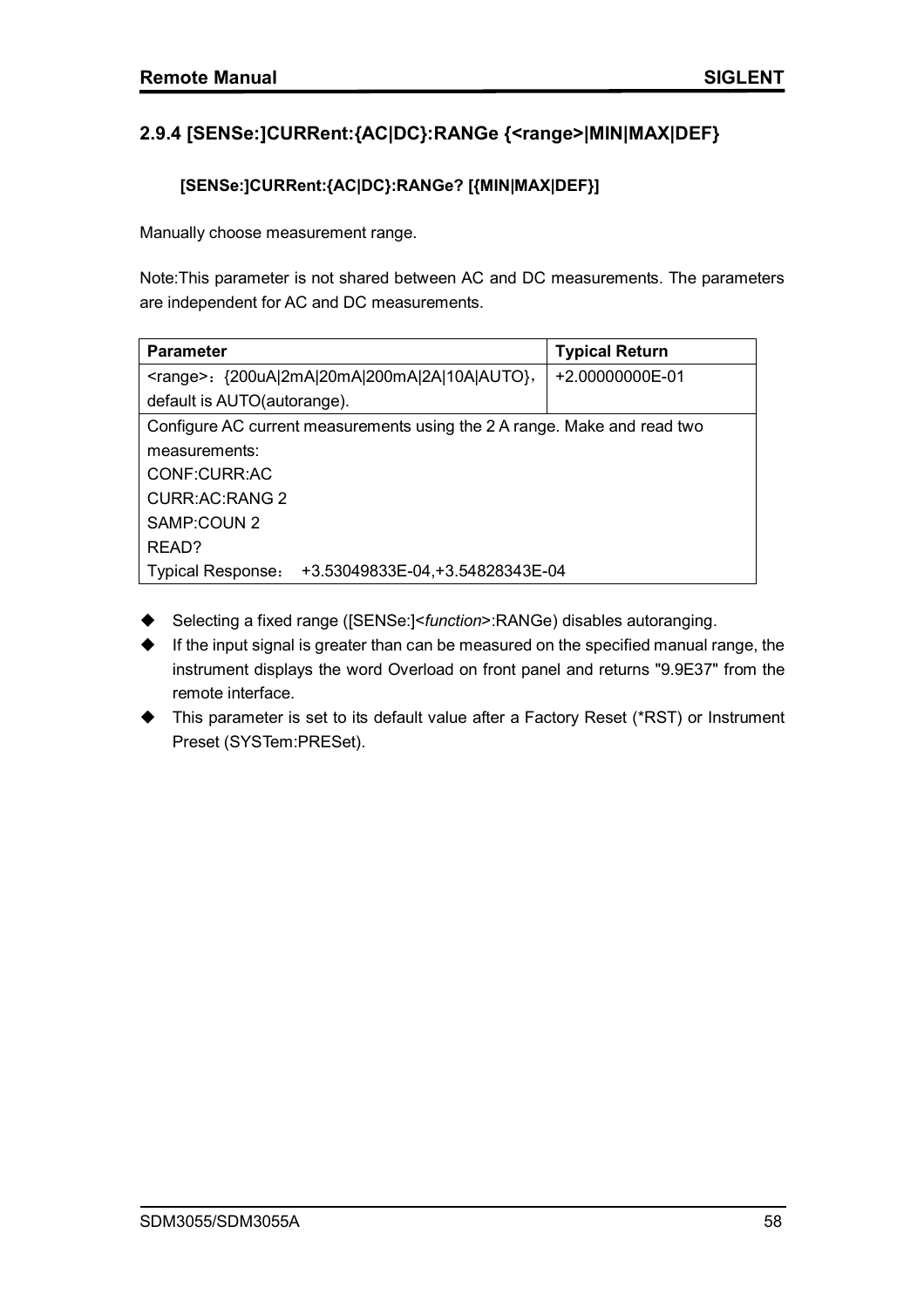## 2.9.4 [SENSe:]CURRent:{AC|DC}:RANGe {<range>|MIN|MAX|DEF}

**[SENSe:]CURRent:{AC|DC}:RANGe? [{MIN|MAX|DEF}]**

Manually choose measurement range.

Note:This parameter is not shared between AC and DC measurements. The parameters are independent for AC and DC measurements.

| Parameter | Typical Return |
|---|---|
| <range>：{200uA\|2mA\|20mA\|200mA\|2A\|10A\|AUTO}，default is AUTO(autorange). | +2.00000000E-01 |
| Configure AC current measurements using the 2 A range. Make and read two measurements:<br>CONF:CURR:AC<br>CURR:AC:RANG 2<br>SAMP:COUN 2<br>READ?<br>Typical Response： +3.53049833E-04,+3.54828343E-04 | |

- Selecting a fixed range ([SENSe:]<*function*>:RANGe) disables autoranging.
- If the input signal is greater than can be measured on the specified manual range, the instrument displays the word Overload on front panel and returns "9.9E37" from the remote interface.
- This parameter is set to its default value after a Factory Reset (*RST) or Instrument Preset (SYSTem:PRESet).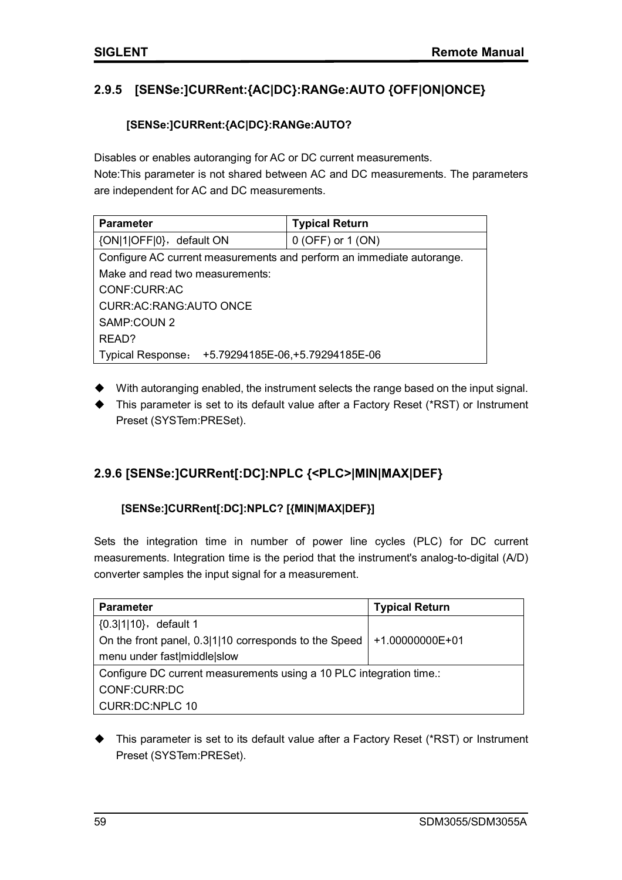## 2.9.5 [SENSe:]CURRent:{AC|DC}:RANGe:AUTO {OFF|ON|ONCE}

**[SENSe:]CURRent:{AC|DC}:RANGe:AUTO?**

Disables or enables autoranging for AC or DC current measurements.

Note:This parameter is not shared between AC and DC measurements. The parameters are independent for AC and DC measurements.

| Parameter | Typical Return |
|---|---|
| {ON\|1\|OFF\|0}，default ON | 0 (OFF) or 1 (ON) |
| Configure AC current measurements and perform an immediate autorange.<br>Make and read two measurements:<br>CONF:CURR:AC<br>CURR:AC:RANG:AUTO ONCE<br>SAMP:COUN 2<br>READ?<br>Typical Response： +5.79294185E-06,+5.79294185E-06 | |

- With autoranging enabled, the instrument selects the range based on the input signal.
- This parameter is set to its default value after a Factory Reset (*RST) or Instrument Preset (SYSTem:PRESet).

## 2.9.6 [SENSe:]CURRent[:DC]:NPLC {<PLC>|MIN|MAX|DEF}

**[SENSe:]CURRent[:DC]:NPLC? [{MIN|MAX|DEF}]**

Sets the integration time in number of power line cycles (PLC) for DC current measurements. Integration time is the period that the instrument's analog-to-digital (A/D) converter samples the input signal for a measurement.

| Parameter | Typical Return |
|---|---|
| {0.3\|1\|10}，default 1<br>On the front panel, 0.3\|1\|10 corresponds to the Speed menu under fast\|middle\|slow | +1.00000000E+01 |
| Configure DC current measurements using a 10 PLC integration time.:<br>CONF:CURR:DC<br>CURR:DC:NPLC 10 | |

- This parameter is set to its default value after a Factory Reset (*RST) or Instrument Preset (SYSTem:PRESet).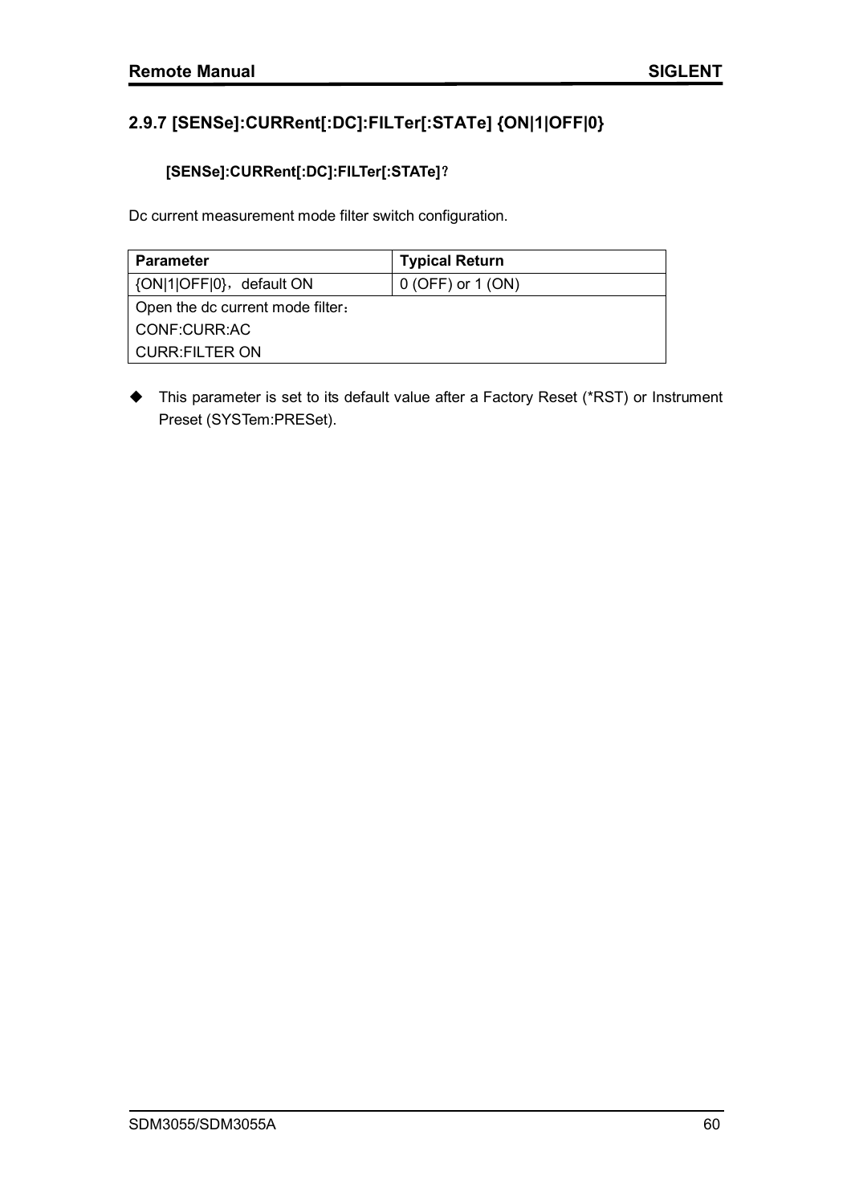## 2.9.7 [SENSe]:CURRent[:DC]:FILTer[:STATe] {ON|1|OFF|0}

**[SENSe]:CURRent[:DC]:FILTer[:STATe]?**

Dc current measurement mode filter switch configuration.

| Parameter | Typical Return |
|---|---|
| {ON|1|OFF|0}，default ON | 0 (OFF) or 1 (ON) |
| Open the dc current mode filter：<br>CONF:CURR:AC<br>CURR:FILTER ON | |

- This parameter is set to its default value after a Factory Reset (*RST) or Instrument Preset (SYSTem:PRESet).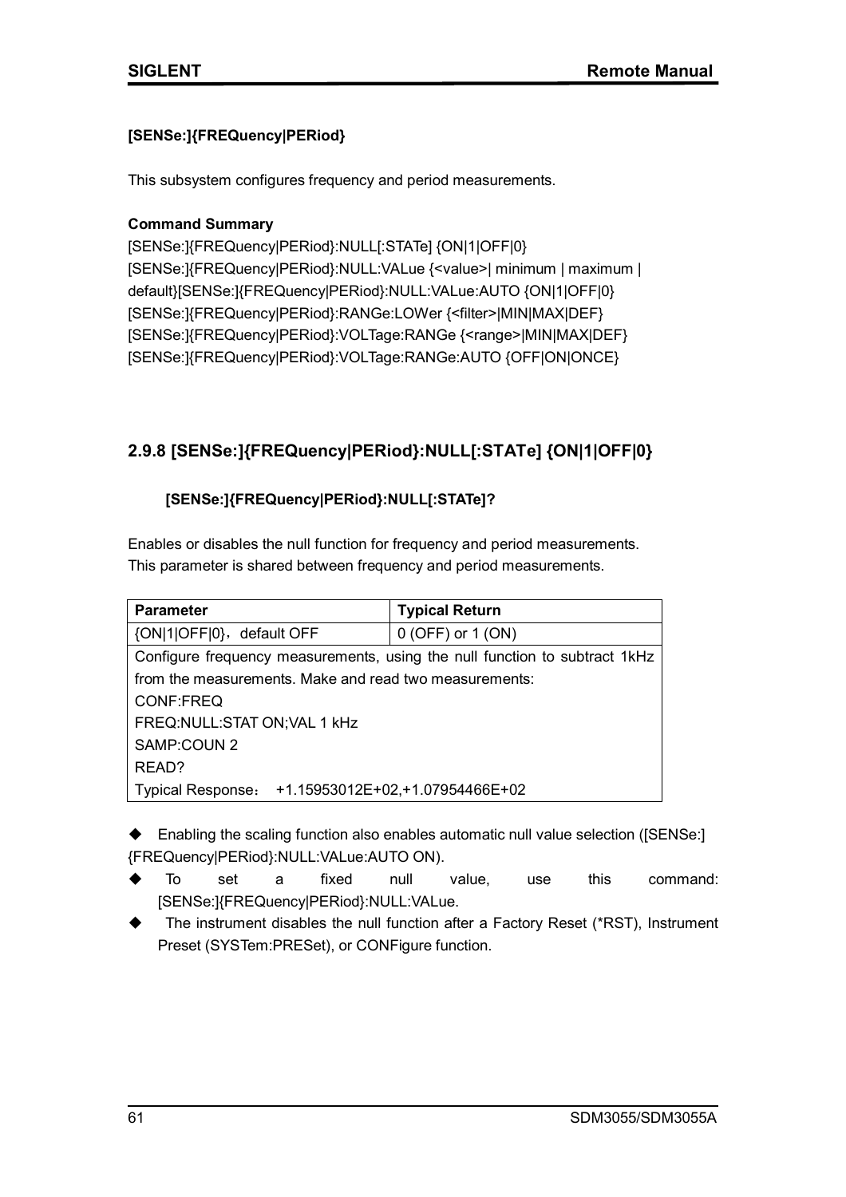**[SENSe:]{FREQuency|PERiod}**

This subsystem configures frequency and period measurements.

**Command Summary**

[SENSe:]{FREQuency|PERiod}:NULL[:STATe] {ON|1|OFF|0}
[SENSe:]{FREQuency|PERiod}:NULL:VALue {<value>| minimum | maximum | default}[SENSe:]{FREQuency|PERiod}:NULL:VALue:AUTO {ON|1|OFF|0}
[SENSe:]{FREQuency|PERiod}:RANGe:LOWer {<filter>|MIN|MAX|DEF}
[SENSe:]{FREQuency|PERiod}:VOLTage:RANGe {<range>|MIN|MAX|DEF}
[SENSe:]{FREQuency|PERiod}:VOLTage:RANGe:AUTO {OFF|ON|ONCE}

## 2.9.8 [SENSe:]{FREQuency|PERiod}:NULL[:STATe] {ON|1|OFF|0}

**[SENSe:]{FREQuency|PERiod}:NULL[:STATe]?**

Enables or disables the null function for frequency and period measurements.
This parameter is shared between frequency and period measurements.

| Parameter | Typical Return |
|---|---|
| {ON\|1\|OFF\|0}，default OFF | 0 (OFF) or 1 (ON) |
| Configure frequency measurements, using the null function to subtract 1kHz from the measurements. Make and read two measurements:<br>CONF:FREQ<br>FREQ:NULL:STAT ON;VAL 1 kHz<br>SAMP:COUN 2<br>READ?<br>Typical Response： +1.15953012E+02,+1.07954466E+02 | |

- Enabling the scaling function also enables automatic null value selection ([SENSe:]{FREQuency|PERiod}:NULL:VALue:AUTO ON).
- To set a fixed null value, use this command: [SENSe:]{FREQuency|PERiod}:NULL:VALue.
- The instrument disables the null function after a Factory Reset (*RST), Instrument Preset (SYSTem:PRESet), or CONFigure function.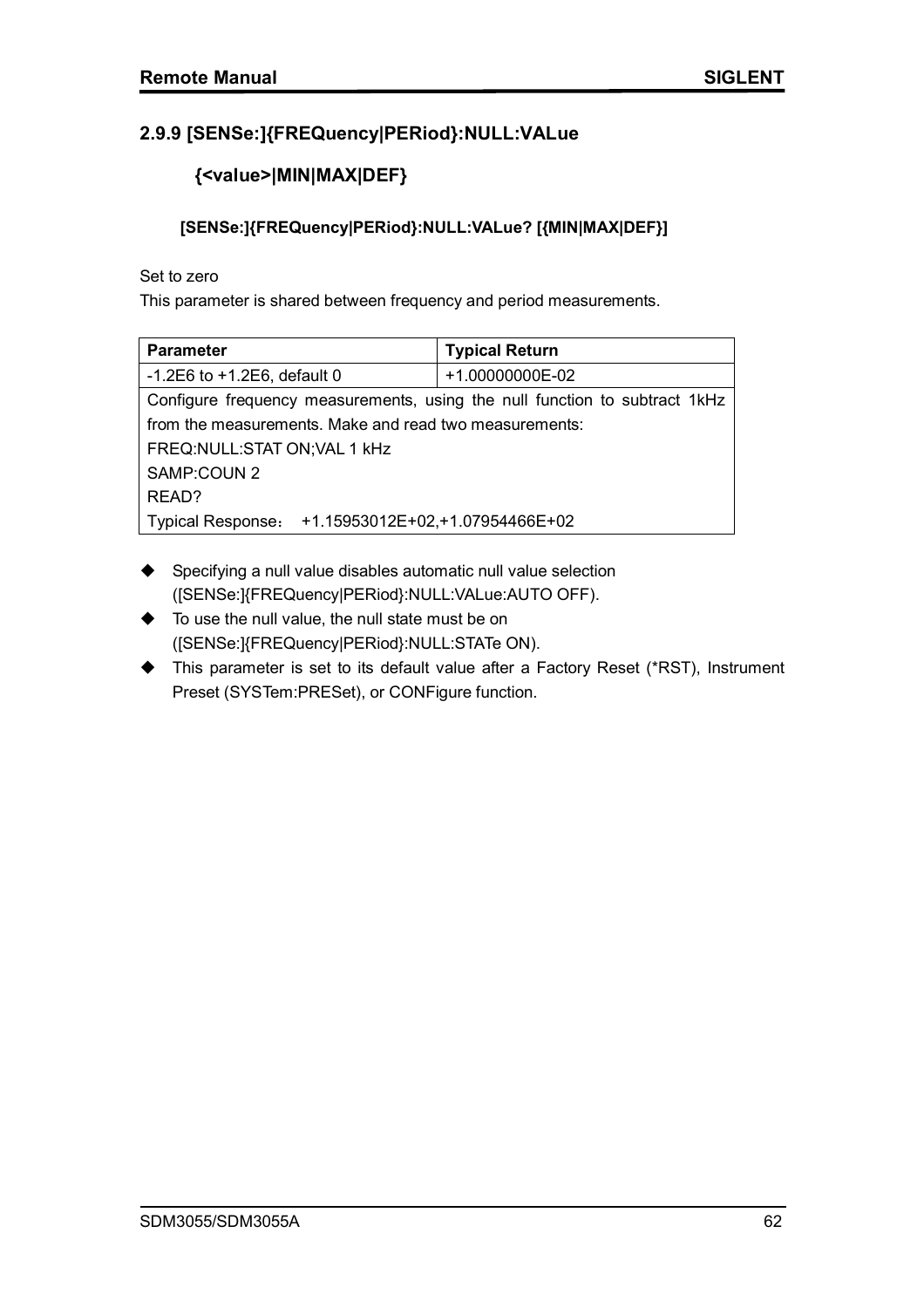### 2.9.9 [SENSe:]{FREQuency|PERiod}:NULL:VALue {<value>|MIN|MAX|DEF}

**[SENSe:]{FREQuency|PERiod}:NULL:VALue? [{MIN|MAX|DEF}]**

Set to zero

This parameter is shared between frequency and period measurements.

| Parameter | Typical Return |
|---|---|
| -1.2E6 to +1.2E6, default 0 | +1.00000000E-02 |
| Configure frequency measurements, using the null function to subtract 1kHz from the measurements. Make and read two measurements:<br>FREQ:NULL:STAT ON;VAL 1 kHz<br>SAMP:COUN 2<br>READ?<br>Typical Response： +1.15953012E+02,+1.07954466E+02 | |

- Specifying a null value disables automatic null value selection ([SENSe:]{FREQuency|PERiod}:NULL:VALue:AUTO OFF).
- To use the null value, the null state must be on ([SENSe:]{FREQuency|PERiod}:NULL:STATe ON).
- This parameter is set to its default value after a Factory Reset (*RST), Instrument Preset (SYSTem:PRESet), or CONFigure function.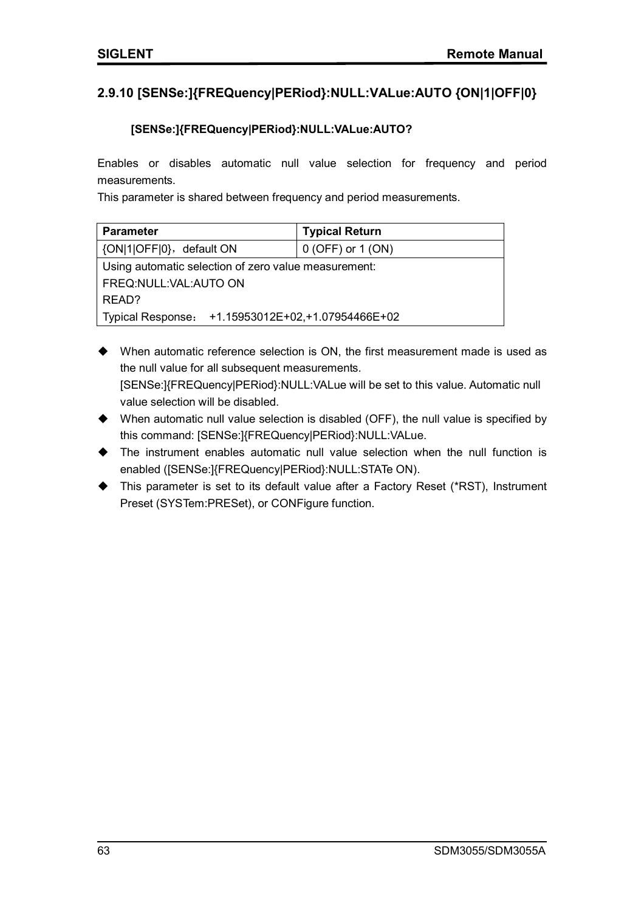## 2.9.10 [SENSe:]{FREQuency|PERiod}:NULL:VALue:AUTO {ON|1|OFF|0}

**[SENSe:]{FREQuency|PERiod}:NULL:VALue:AUTO?**

Enables or disables automatic null value selection for frequency and period measurements.

This parameter is shared between frequency and period measurements.

| Parameter | Typical Return |
|---|---|
| {ON\|1\|OFF\|0}，default ON | 0 (OFF) or 1 (ON) |
| Using automatic selection of zero value measurement: | |
| FREQ:NULL:VAL:AUTO ON | |
| READ? | |
| Typical Response： +1.15953012E+02,+1.07954466E+02 | |

- When automatic reference selection is ON, the first measurement made is used as the null value for all subsequent measurements. [SENSe:]{FREQuency|PERiod}:NULL:VALue will be set to this value. Automatic null value selection will be disabled.
- When automatic null value selection is disabled (OFF), the null value is specified by this command: [SENSe:]{FREQuency|PERiod}:NULL:VALue.
- The instrument enables automatic null value selection when the null function is enabled ([SENSe:]{FREQuency|PERiod}:NULL:STATe ON).
- This parameter is set to its default value after a Factory Reset (*RST), Instrument Preset (SYSTem:PRESet), or CONFigure function.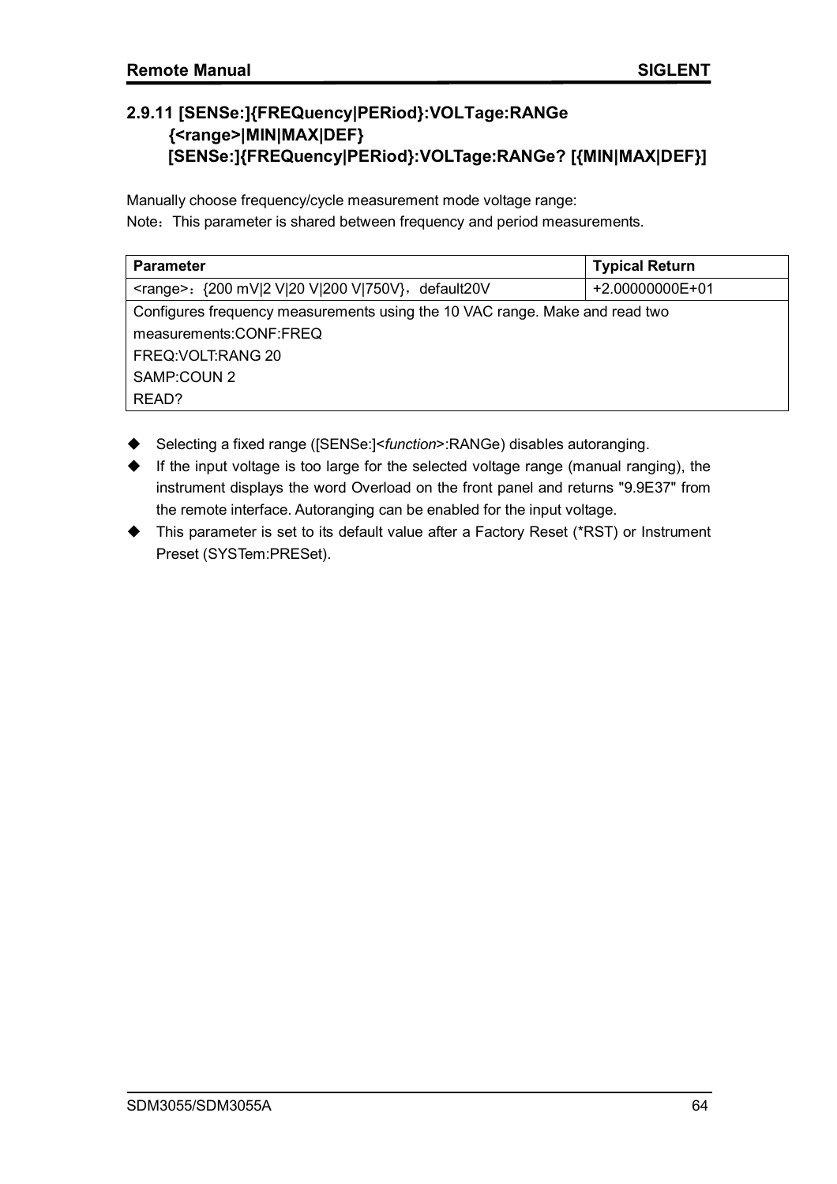### 2.9.11 [SENSe:]{FREQuency|PERiod}:VOLTage:RANGe {<range>|MIN|MAX|DEF} [SENSe:]{FREQuency|PERiod}:VOLTage:RANGe? [{MIN|MAX|DEF}]

Manually choose frequency/cycle measurement mode voltage range:

Note：This parameter is shared between frequency and period measurements.

| Parameter | Typical Return |
| --- | --- |
| <range>：{200 mV|2 V|20 V|200 V|750V}，default20V | +2.00000000E+01 |
| Configures frequency measurements using the 10 VAC range. Make and read two measurements:CONF:FREQ<br>FREQ:VOLT:RANG 20<br>SAMP:COUN 2<br>READ? | |

- Selecting a fixed range ([SENSe:]<*function*>:RANGe) disables autoranging.
- If the input voltage is too large for the selected voltage range (manual ranging), the instrument displays the word Overload on the front panel and returns "9.9E37" from the remote interface. Autoranging can be enabled for the input voltage.
- This parameter is set to its default value after a Factory Reset (*RST) or Instrument Preset (SYSTem:PRESet).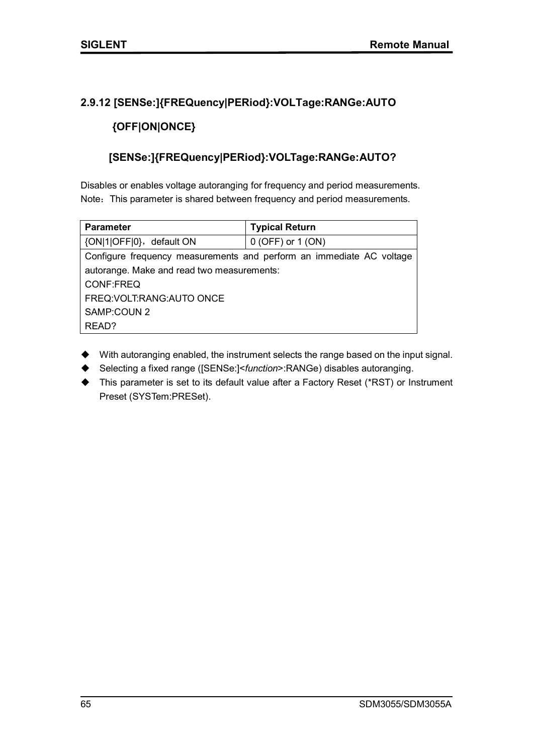### 2.9.12 [SENSe:]{FREQuency|PERiod}:VOLTage:RANGe:AUTO {OFF|ON|ONCE}

### [SENSe:]{FREQuency|PERiod}:VOLTage:RANGe:AUTO?

Disables or enables voltage autoranging for frequency and period measurements.
Note：This parameter is shared between frequency and period measurements.

| Parameter | Typical Return |
| --- | --- |
| {ON\|1\|OFF\|0}，default ON | 0 (OFF) or 1 (ON) |
| Configure frequency measurements and perform an immediate AC voltage autorange. Make and read two measurements:<br>CONF:FREQ<br>FREQ:VOLT:RANG:AUTO ONCE<br>SAMP:COUN 2<br>READ? | |

- With autoranging enabled, the instrument selects the range based on the input signal.
- Selecting a fixed range ([SENSe:]<*function*>:RANGe) disables autoranging.
- This parameter is set to its default value after a Factory Reset (*RST) or Instrument Preset (SYSTem:PRESet).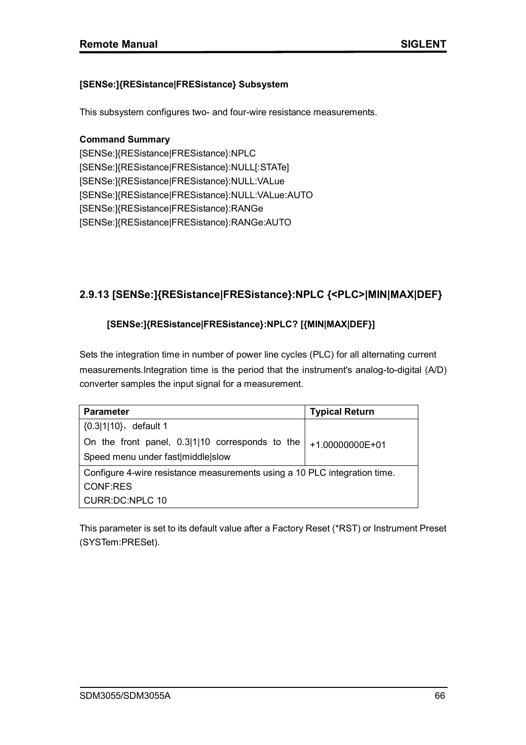**[SENSe:]{RESistance|FRESistance} Subsystem**

This subsystem configures two- and four-wire resistance measurements.

**Command Summary**

[SENSe:]{RESistance|FRESistance}:NPLC
[SENSe:]{RESistance|FRESistance}:NULL[:STATe]
[SENSe:]{RESistance|FRESistance}:NULL:VALue
[SENSe:]{RESistance|FRESistance}:NULL:VALue:AUTO
[SENSe:]{RESistance|FRESistance}:RANGe
[SENSe:]{RESistance|FRESistance}:RANGe:AUTO

## 2.9.13 [SENSe:]{RESistance|FRESistance}:NPLC {<PLC>|MIN|MAX|DEF}

**[SENSe:]{RESistance|FRESistance}:NPLC? [{MIN|MAX|DEF}]**

Sets the integration time in number of power line cycles (PLC) for all alternating current measurements.Integration time is the period that the instrument's analog-to-digital (A/D) converter samples the input signal for a measurement.

| Parameter | Typical Return |
|---|---|
| {0.3\|1\|10}，default 1<br>On the front panel, 0.3\|1\|10 corresponds to the Speed menu under fast\|middle\|slow | +1.00000000E+01 |
| Configure 4-wire resistance measurements using a 10 PLC integration time.<br>CONF:RES<br>CURR:DC:NPLC 10 | |

This parameter is set to its default value after a Factory Reset (*RST) or Instrument Preset (SYSTem:PRESet).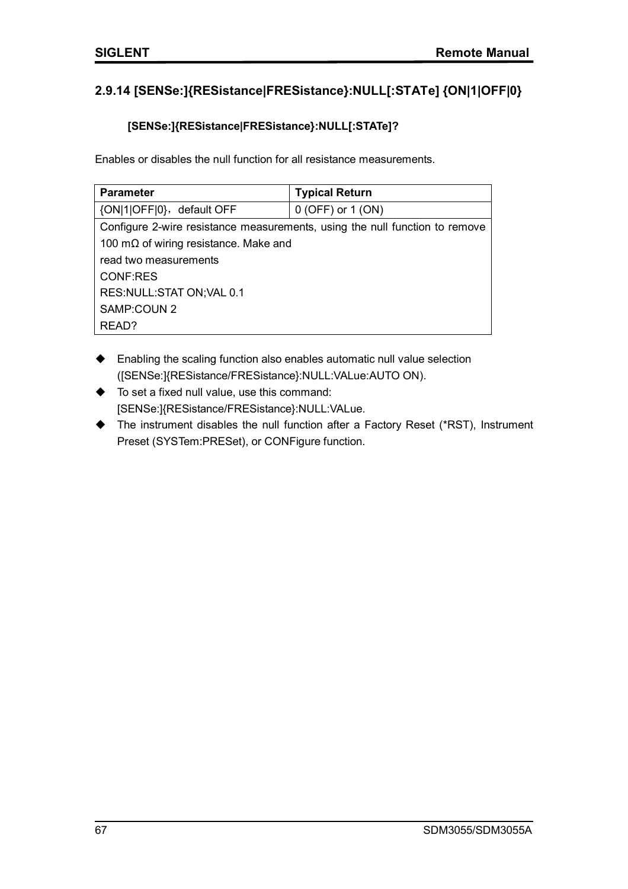## 2.9.14 [SENSe:]{RESistance|FRESistance}:NULL[:STATe] {ON|1|OFF|0}

**[SENSe:]{RESistance|FRESistance}:NULL[:STATe]?**

Enables or disables the null function for all resistance measurements.

| Parameter | Typical Return |
|---|---|
| {ON|1|OFF|0}，default OFF | 0 (OFF) or 1 (ON) |
| Configure 2-wire resistance measurements, using the null function to remove 100 mΩ of wiring resistance. Make and read two measurements<br>CONF:RES<br>RES:NULL:STAT ON;VAL 0.1<br>SAMP:COUN 2<br>READ? | |

- Enabling the scaling function also enables automatic null value selection ([SENSe:]{RESistance/FRESistance}:NULL:VALue:AUTO ON).
- To set a fixed null value, use this command: [SENSe:]{RESistance/FRESistance}:NULL:VALue.
- The instrument disables the null function after a Factory Reset (*RST), Instrument Preset (SYSTem:PRESet), or CONFigure function.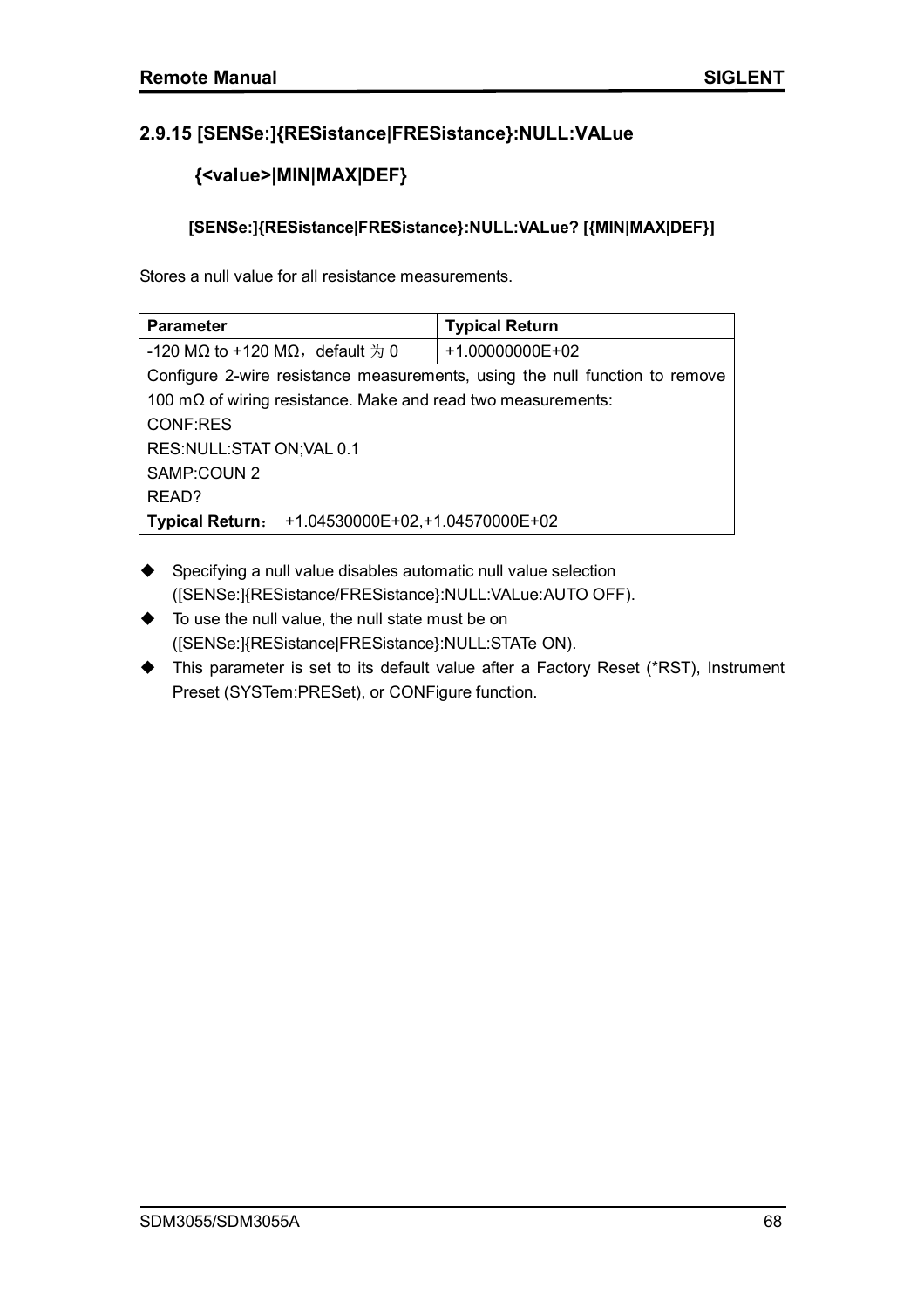### 2.9.15 [SENSe:]{RESistance|FRESistance}:NULL:VALue {<value>|MIN|MAX|DEF}

**[SENSe:]{RESistance|FRESistance}:NULL:VALue? [{MIN|MAX|DEF}]**

Stores a null value for all resistance measurements.

| Parameter | Typical Return |
|---|---|
| -120 MΩ to +120 MΩ，default 为 0 | +1.00000000E+02 |
| Configure 2-wire resistance measurements, using the null function to remove 100 mΩ of wiring resistance. Make and read two measurements:<br>CONF:RES<br>RES:NULL:STAT ON;VAL 0.1<br>SAMP:COUN 2<br>READ?<br>**Typical Return**： +1.04530000E+02,+1.04570000E+02 | |

- Specifying a null value disables automatic null value selection ([SENSe:]{RESistance/FRESistance}:NULL:VALue:AUTO OFF).
- To use the null value, the null state must be on ([SENSe:]{RESistance|FRESistance}:NULL:STATe ON).
- This parameter is set to its default value after a Factory Reset (*RST), Instrument Preset (SYSTem:PRESet), or CONFigure function.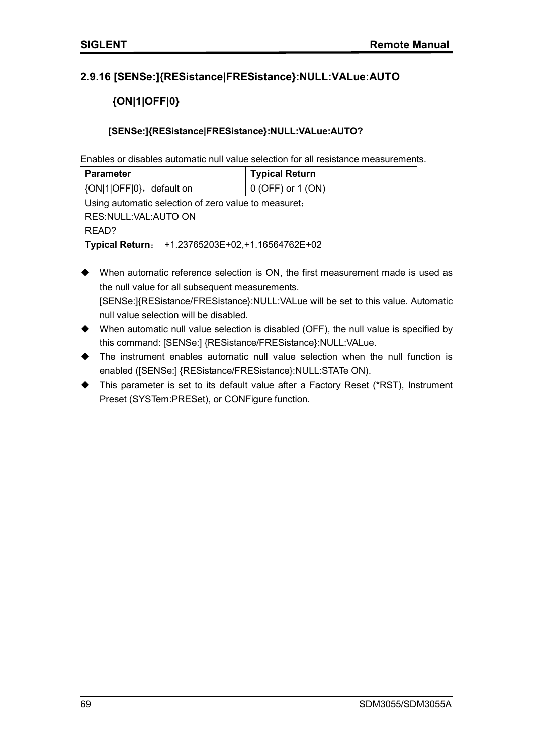## 2.9.16 [SENSe:]{RESistance|FRESistance}:NULL:VALue:AUTO {ON|1|OFF|0}

**[SENSe:]{RESistance|FRESistance}:NULL:VALue:AUTO?**

Enables or disables automatic null value selection for all resistance measurements.

| **Parameter** | **Typical Return** |
|---|---|
| {ON\|1\|OFF\|0}，default on | 0 (OFF) or 1 (ON) |
| Using automatic selection of zero value to measuret：<br>RES:NULL:VAL:AUTO ON<br>READ?<br>**Typical Return**：+1.23765203E+02,+1.16564762E+02 | |

- When automatic reference selection is ON, the first measurement made is used as the null value for all subsequent measurements. [SENSe:]{RESistance/FRESistance}:NULL:VALue will be set to this value. Automatic null value selection will be disabled.
- When automatic null value selection is disabled (OFF), the null value is specified by this command: [SENSe:] {RESistance/FRESistance}:NULL:VALue.
- The instrument enables automatic null value selection when the null function is enabled ([SENSe:] {RESistance/FRESistance}:NULL:STATe ON).
- This parameter is set to its default value after a Factory Reset (*RST), Instrument Preset (SYSTem:PRESet), or CONFigure function.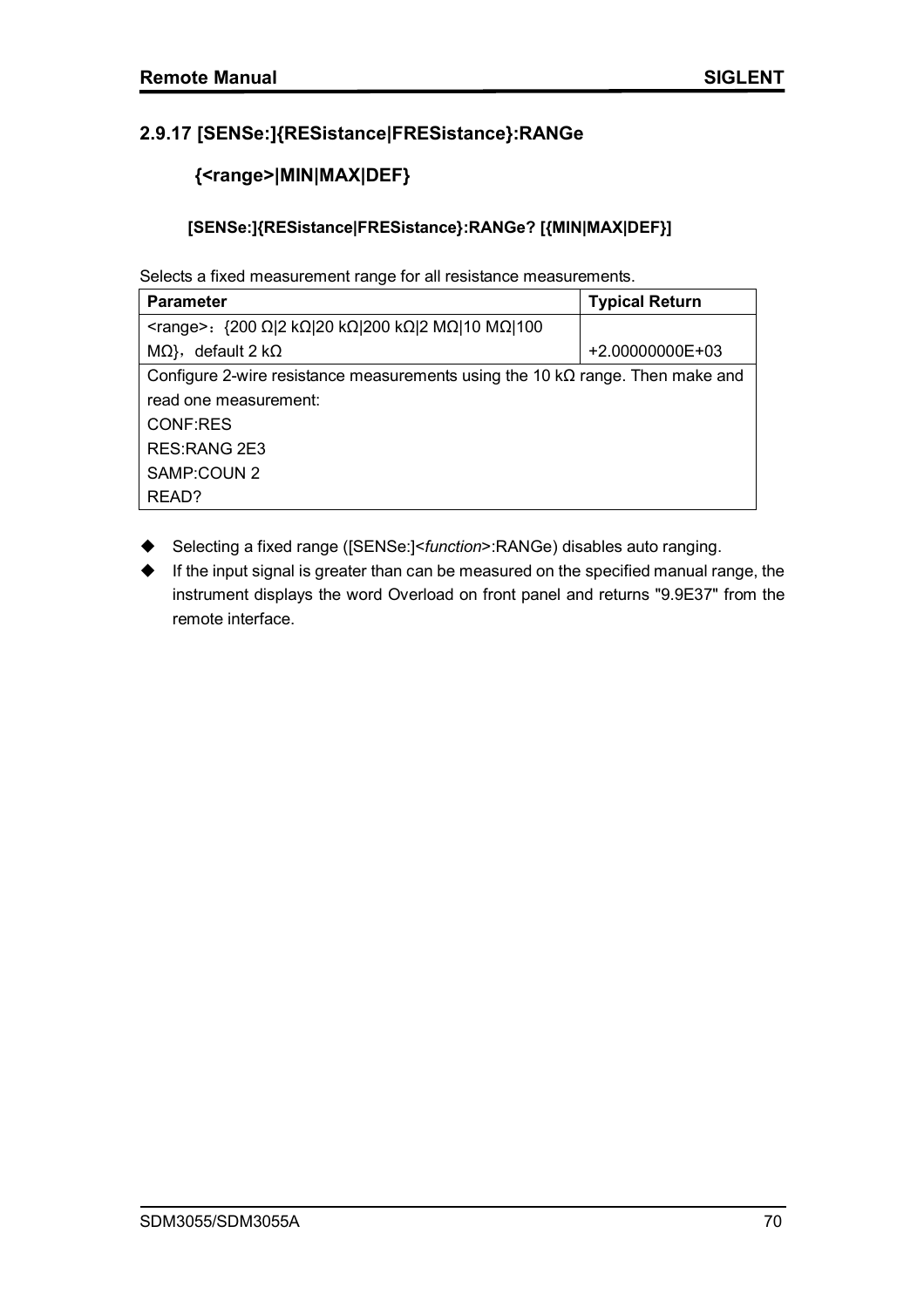### 2.9.17 [SENSe:]{RESistance|FRESistance}:RANGe {<range>|MIN|MAX|DEF}

**[SENSe:]{RESistance|FRESistance}:RANGe? [{MIN|MAX|DEF}]**

Selects a fixed measurement range for all resistance measurements.

| Parameter | Typical Return |
|---|---|
| <range>：{200 Ω\|2 kΩ\|20 kΩ\|200 kΩ\|2 MΩ\|10 MΩ\|100 MΩ}，default 2 kΩ | +2.00000000E+03 |
| Configure 2-wire resistance measurements using the 10 kΩ range. Then make and read one measurement:<br>CONF:RES<br>RES:RANG 2E3<br>SAMP:COUN 2<br>READ? | |

- Selecting a fixed range ([SENSe:]<*function*>:RANGe) disables auto ranging.
- If the input signal is greater than can be measured on the specified manual range, the instrument displays the word Overload on front panel and returns "9.9E37" from the remote interface.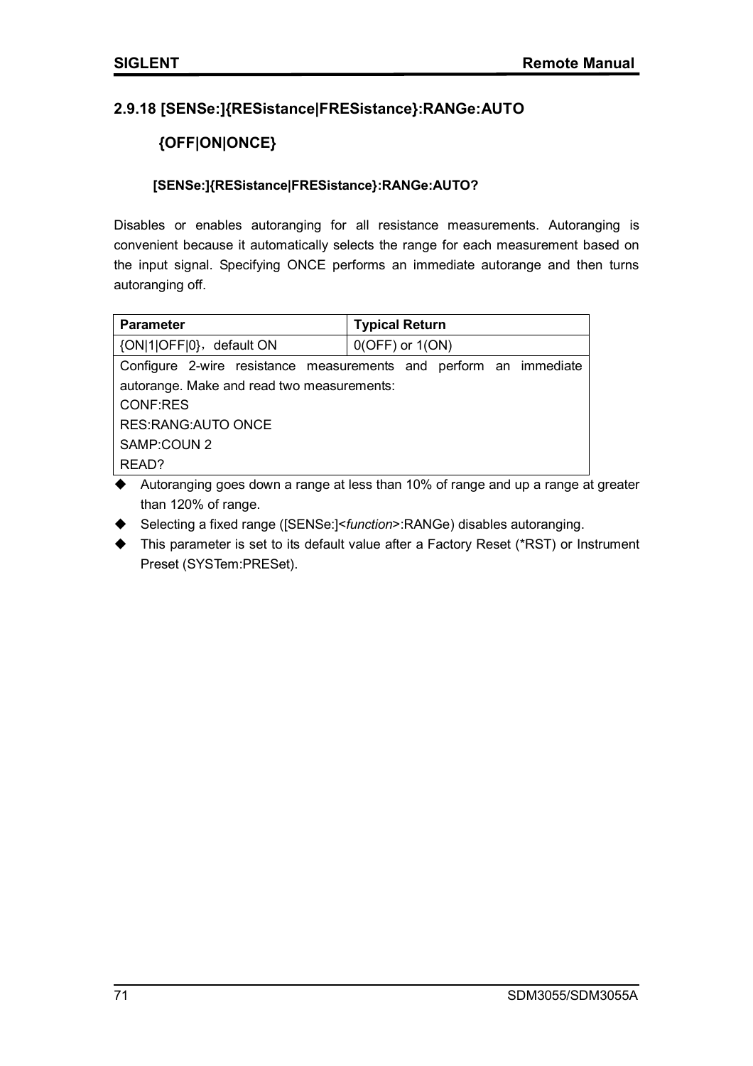### 2.9.18 [SENSe:]{RESistance|FRESistance}:RANGe:AUTO {OFF|ON|ONCE}

**[SENSe:]{RESistance|FRESistance}:RANGe:AUTO?**

Disables or enables autoranging for all resistance measurements. Autoranging is convenient because it automatically selects the range for each measurement based on the input signal. Specifying ONCE performs an immediate autorange and then turns autoranging off.

| Parameter | Typical Return |
|---|---|
| {ON\|1\|OFF\|0}，default ON | 0(OFF) or 1(ON) |
| Configure 2-wire resistance measurements and perform an immediate autorange. Make and read two measurements:<br>CONF:RES<br>RES:RANG:AUTO ONCE<br>SAMP:COUN 2<br>READ? | |

- Autoranging goes down a range at less than 10% of range and up a range at greater than 120% of range.
- Selecting a fixed range ([SENSe:]<*function*>:RANGe) disables autoranging.
- This parameter is set to its default value after a Factory Reset (*RST) or Instrument Preset (SYSTem:PRESet).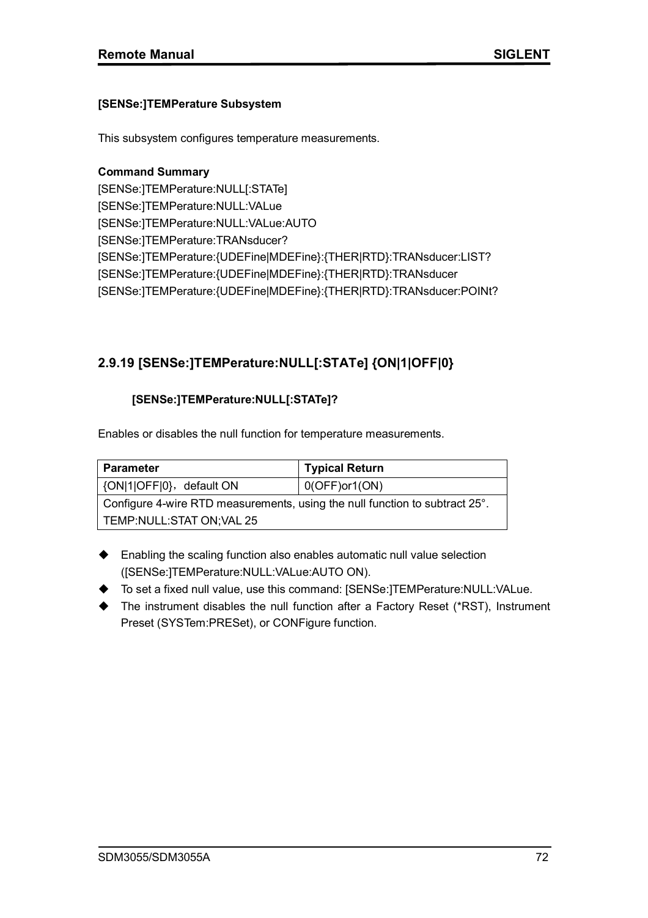**[SENSe:]TEMPerature Subsystem**

This subsystem configures temperature measurements.

**Command Summary**

[SENSe:]TEMPerature:NULL[:STATe]
[SENSe:]TEMPerature:NULL:VALue
[SENSe:]TEMPerature:NULL:VALue:AUTO
[SENSe:]TEMPerature:TRANsducer?
[SENSe:]TEMPerature:{UDEFine|MDEFine}:{THER|RTD}:TRANsducer:LIST?
[SENSe:]TEMPerature:{UDEFine|MDEFine}:{THER|RTD}:TRANsducer
[SENSe:]TEMPerature:{UDEFine|MDEFine}:{THER|RTD}:TRANsducer:POINt?

## 2.9.19 [SENSe:]TEMPerature:NULL[:STATe] {ON|1|OFF|0}

**[SENSe:]TEMPerature:NULL[:STATe]?**

Enables or disables the null function for temperature measurements.

| Parameter | Typical Return |
|---|---|
| {ON\|1\|OFF\|0}，default ON | 0(OFF)or1(ON) |
| Configure 4-wire RTD measurements, using the null function to subtract 25°. | |
| TEMP:NULL:STAT ON;VAL 25 | |

- Enabling the scaling function also enables automatic null value selection ([SENSe:]TEMPerature:NULL:VALue:AUTO ON).
- To set a fixed null value, use this command: [SENSe:]TEMPerature:NULL:VALue.
- The instrument disables the null function after a Factory Reset (*RST), Instrument Preset (SYSTem:PRESet), or CONFigure function.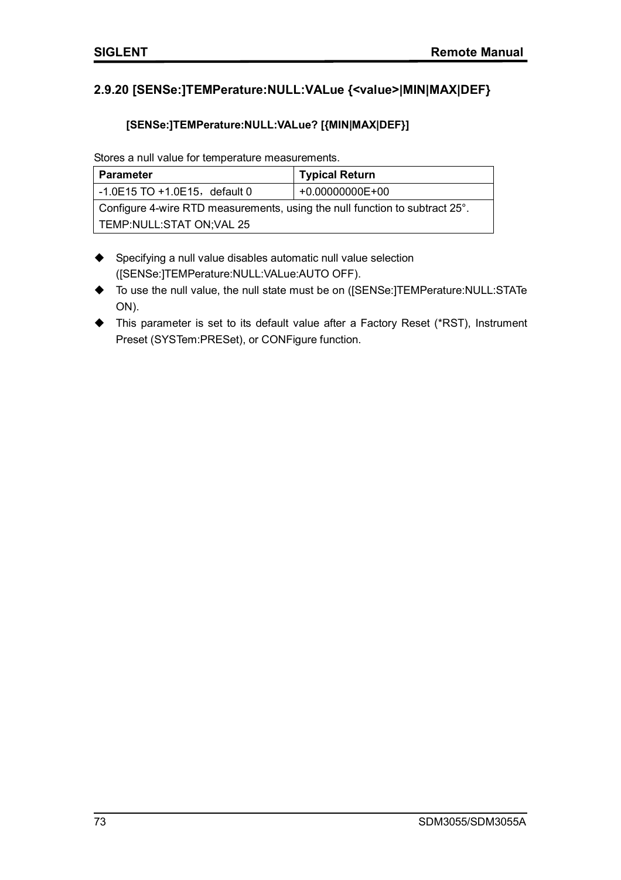## 2.9.20 [SENSe:]TEMPerature:NULL:VALue {<value>|MIN|MAX|DEF}

**[SENSe:]TEMPerature:NULL:VALue? [{MIN|MAX|DEF}]**

Stores a null value for temperature measurements.

| Parameter | Typical Return |
|---|---|
| -1.0E15 TO +1.0E15，default 0 | +0.00000000E+00 |
| Configure 4-wire RTD measurements, using the null function to subtract 25°.<br>TEMP:NULL:STAT ON;VAL 25 | |

- Specifying a null value disables automatic null value selection ([SENSe:]TEMPerature:NULL:VALue:AUTO OFF).
- To use the null value, the null state must be on ([SENSe:]TEMPerature:NULL:STATe ON).
- This parameter is set to its default value after a Factory Reset (*RST), Instrument Preset (SYSTem:PRESet), or CONFigure function.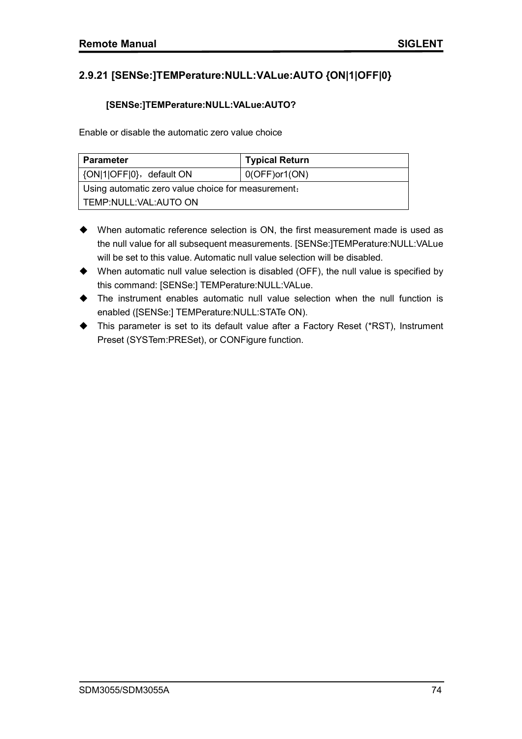## 2.9.21 [SENSe:]TEMPerature:NULL:VALue:AUTO {ON|1|OFF|0}

**[SENSe:]TEMPerature:NULL:VALue:AUTO?**

Enable or disable the automatic zero value choice

| Parameter | Typical Return |
|---|---|
| {ON\|1\|OFF\|0}，default ON | 0(OFF)or1(ON) |
| Using automatic zero value choice for measurement：<br>TEMP:NULL:VAL:AUTO ON | |

- When automatic reference selection is ON, the first measurement made is used as the null value for all subsequent measurements. [SENSe:]TEMPerature:NULL:VALue will be set to this value. Automatic null value selection will be disabled.
- When automatic null value selection is disabled (OFF), the null value is specified by this command: [SENSe:] TEMPerature:NULL:VALue.
- The instrument enables automatic null value selection when the null function is enabled ([SENSe:] TEMPerature:NULL:STATe ON).
- This parameter is set to its default value after a Factory Reset (*RST), Instrument Preset (SYSTem:PRESet), or CONFigure function.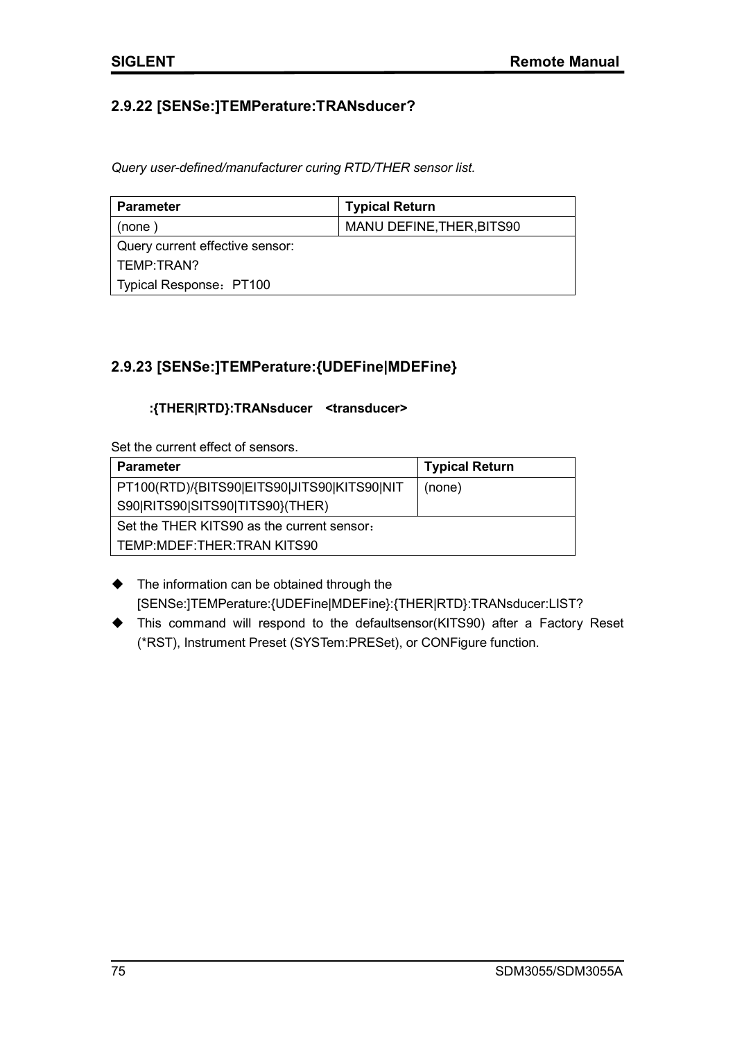## 2.9.22 [SENSe:]TEMPerature:TRANsducer?

*Query user-defined/manufacturer curing RTD/THER sensor list.*

| Parameter | Typical Return |
|---|---|
| (none ) | MANU DEFINE,THER,BITS90 |
| Query current effective sensor:<br>TEMP:TRAN?<br>Typical Response：PT100 | |

## 2.9.23 [SENSe:]TEMPerature:{UDEFine|MDEFine}

**:{THER|RTD}:TRANsducer <transducer>**

Set the current effect of sensors.

| Parameter | Typical Return |
|---|---|
| PT100(RTD)/{BITS90|EITS90|JITS90|KITS90|NITS90|RITS90|SITS90|TITS90}(THER) | (none) |
| Set the THER KITS90 as the current sensor：<br>TEMP:MDEF:THER:TRAN KITS90 | |

- The information can be obtained through the [SENSe:]TEMPerature:{UDEFine|MDEFine}:{THER|RTD}:TRANsducer:LIST?
- This command will respond to the defaultsensor(KITS90) after a Factory Reset (*RST), Instrument Preset (SYSTem:PRESet), or CONFigure function.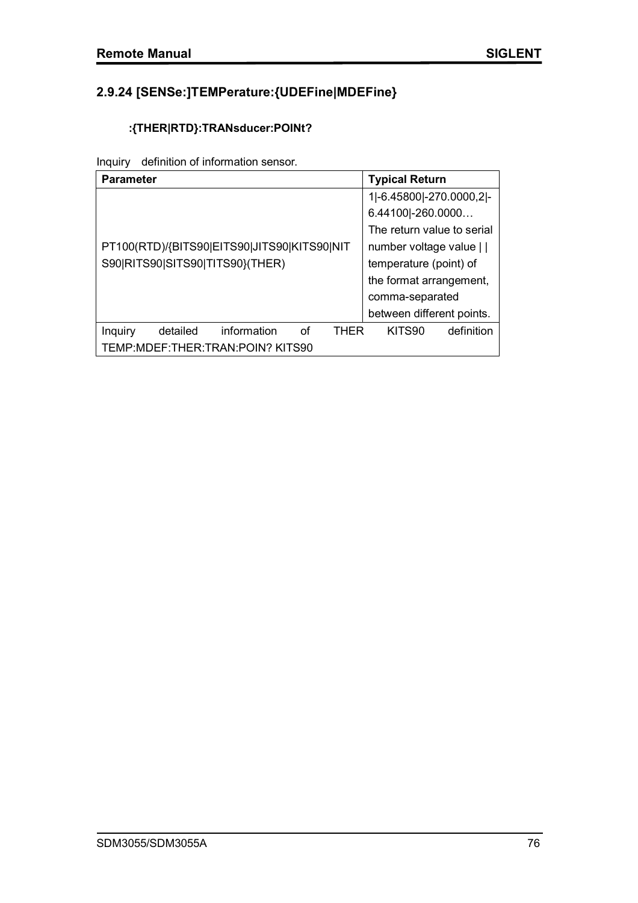## 2.9.24 [SENSe:]TEMPerature:{UDEFine|MDEFine}

### :{THER|RTD}:TRANsducer:POINt?

Inquiry definition of information sensor.

| **Parameter** | **Typical Return** |
|---|---|
| PT100(RTD)/{BITS90\|EITS90\|JITS90\|KITS90\|NITS90\|RITS90\|SITS90\|TITS90}(THER) | 1\|-6.45800\|-270.0000,2\|-6.44100\|-260.0000… The return value to serial number voltage value \| \| temperature (point) of the format arrangement, comma-separated between different points. |
| Inquiry detailed information of THER KITS90 definition TEMP:MDEF:THER:TRAN:POIN? KITS90 | |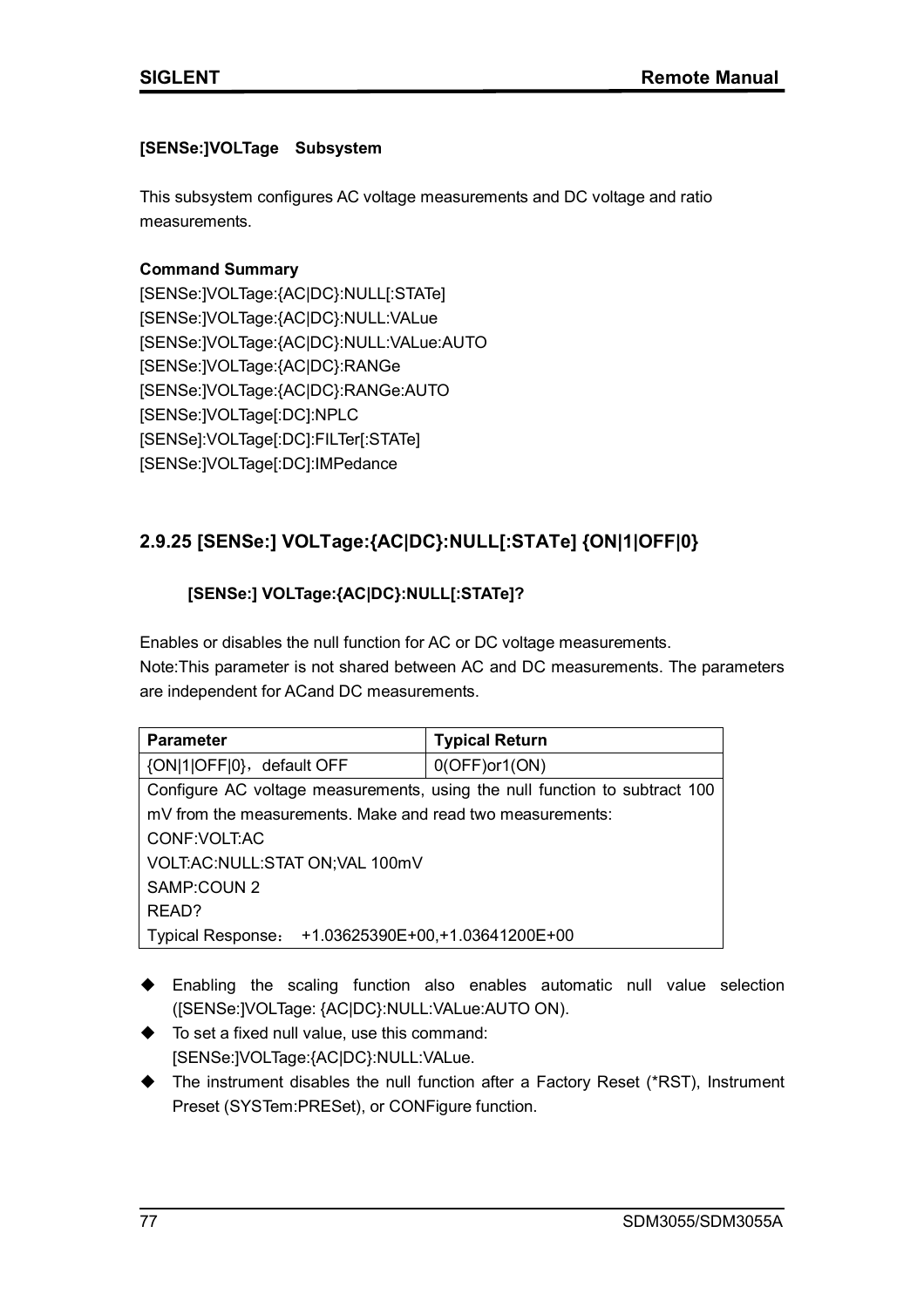**[SENSe:]VOLTage Subsystem**

This subsystem configures AC voltage measurements and DC voltage and ratio measurements.

**Command Summary**

[SENSe:]VOLTage:{AC|DC}:NULL[:STATe]
[SENSe:]VOLTage:{AC|DC}:NULL:VALue
[SENSe:]VOLTage:{AC|DC}:NULL:VALue:AUTO
[SENSe:]VOLTage:{AC|DC}:RANGe
[SENSe:]VOLTage:{AC|DC}:RANGe:AUTO
[SENSe:]VOLTage[:DC]:NPLC
[SENSe]:VOLTage[:DC]:FILTer[:STATe]
[SENSe:]VOLTage[:DC]:IMPedance

## 2.9.25 [SENSe:] VOLTage:{AC|DC}:NULL[:STATe] {ON|1|OFF|0}

**[SENSe:] VOLTage:{AC|DC}:NULL[:STATe]?**

Enables or disables the null function for AC or DC voltage measurements.
Note:This parameter is not shared between AC and DC measurements. The parameters are independent for ACand DC measurements.

| Parameter | Typical Return |
|---|---|
| {ON\|1\|OFF\|0}，default OFF | 0(OFF)or1(ON) |
| Configure AC voltage measurements, using the null function to subtract 100 mV from the measurements. Make and read two measurements:<br>CONF:VOLT:AC<br>VOLT:AC:NULL:STAT ON;VAL 100mV<br>SAMP:COUN 2<br>READ?<br>Typical Response： +1.03625390E+00,+1.03641200E+00 | |

- Enabling the scaling function also enables automatic null value selection ([SENSe:]VOLTage: {AC|DC}:NULL:VALue:AUTO ON).
- To set a fixed null value, use this command: [SENSe:]VOLTage:{AC|DC}:NULL:VALue.
- The instrument disables the null function after a Factory Reset (*RST), Instrument Preset (SYSTem:PRESet), or CONFigure function.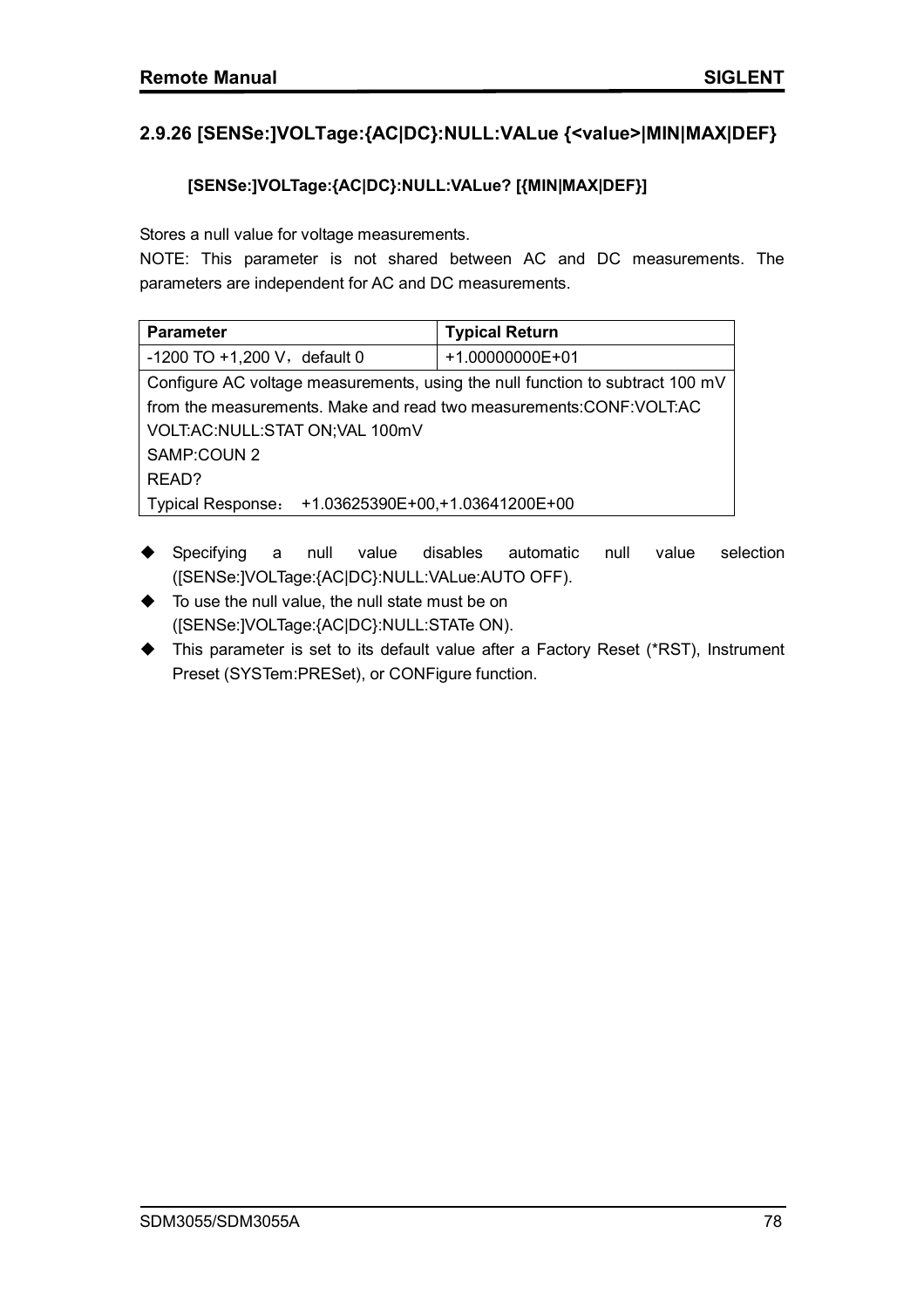### 2.9.26 [SENSe:]VOLTage:{AC|DC}:NULL:VALue {<value>|MIN|MAX|DEF}

**[SENSe:]VOLTage:{AC|DC}:NULL:VALue? [{MIN|MAX|DEF}]**

Stores a null value for voltage measurements.

NOTE: This parameter is not shared between AC and DC measurements. The parameters are independent for AC and DC measurements.

| Parameter | Typical Return |
|---|---|
| -1200 TO +1,200 V，default 0 | +1.00000000E+01 |
| Configure AC voltage measurements, using the null function to subtract 100 mV from the measurements. Make and read two measurements:CONF:VOLT:AC<br>VOLT:AC:NULL:STAT ON;VAL 100mV<br>SAMP:COUN 2<br>READ?<br>Typical Response： +1.03625390E+00,+1.03641200E+00 | |

- Specifying a null value disables automatic null value selection ([SENSe:]VOLTage:{AC|DC}:NULL:VALue:AUTO OFF).
- To use the null value, the null state must be on ([SENSe:]VOLTage:{AC|DC}:NULL:STATe ON).
- This parameter is set to its default value after a Factory Reset (*RST), Instrument Preset (SYSTem:PRESet), or CONFigure function.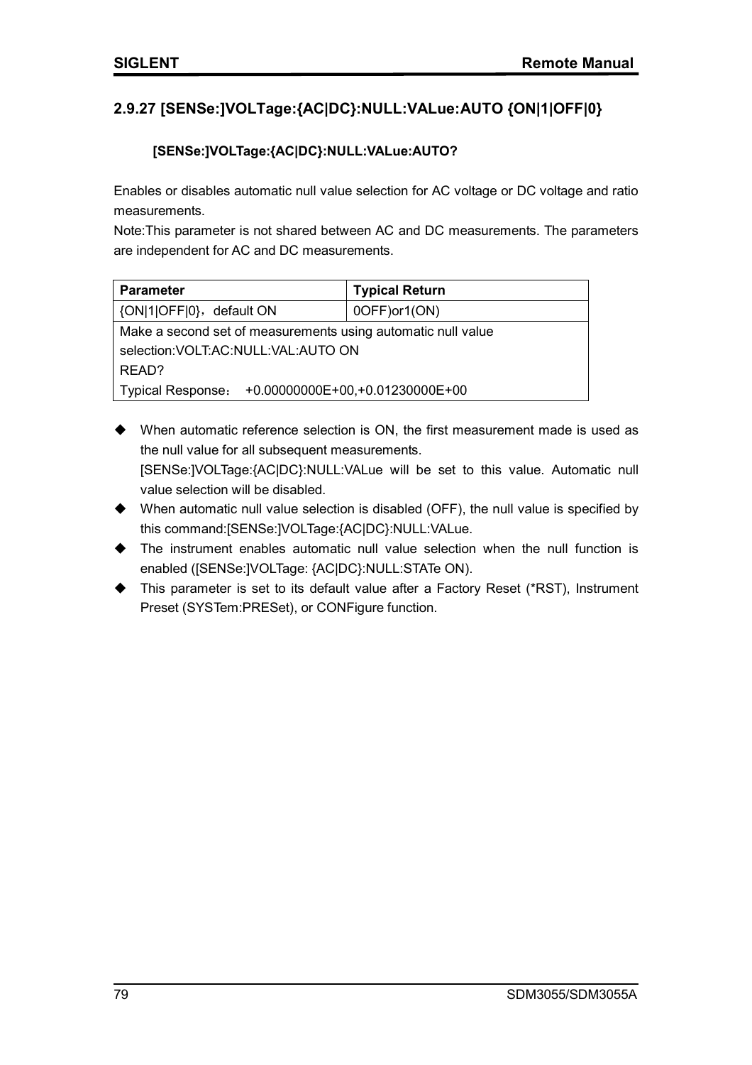## 2.9.27 [SENSe:]VOLTage:{AC|DC}:NULL:VALue:AUTO {ON|1|OFF|0}

**[SENSe:]VOLTage:{AC|DC}:NULL:VALue:AUTO?**

Enables or disables automatic null value selection for AC voltage or DC voltage and ratio measurements.

Note:This parameter is not shared between AC and DC measurements. The parameters are independent for AC and DC measurements.

| Parameter | Typical Return |
|---|---|
| {ON|1|OFF|0}，default ON | 0OFF)or1(ON) |
| Make a second set of measurements using automatic null value selection:VOLT:AC:NULL:VAL:AUTO ON<br>READ?<br>Typical Response： +0.00000000E+00,+0.01230000E+00 | |

- When automatic reference selection is ON, the first measurement made is used as the null value for all subsequent measurements. [SENSe:]VOLTage:{AC|DC}:NULL:VALue will be set to this value. Automatic null value selection will be disabled.
- When automatic null value selection is disabled (OFF), the null value is specified by this command:[SENSe:]VOLTage:{AC|DC}:NULL:VALue.
- The instrument enables automatic null value selection when the null function is enabled ([SENSe:]VOLTage: {AC|DC}:NULL:STATe ON).
- This parameter is set to its default value after a Factory Reset (*RST), Instrument Preset (SYSTem:PRESet), or CONFigure function.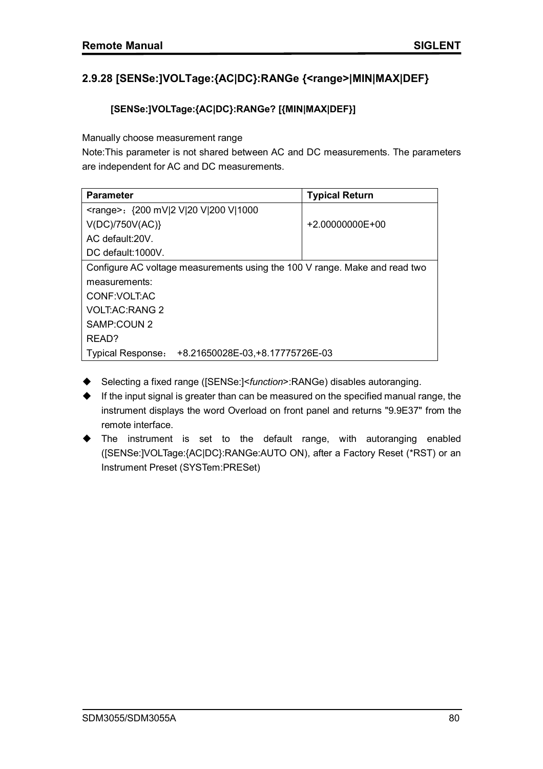### 2.9.28 [SENSe:]VOLTage:{AC|DC}:RANGe {<range>|MIN|MAX|DEF}

**[SENSe:]VOLTage:{AC|DC}:RANGe? [{MIN|MAX|DEF}]**

Manually choose measurement range

Note:This parameter is not shared between AC and DC measurements. The parameters are independent for AC and DC measurements.

| Parameter | Typical Return |
|---|---|
| <range>：{200 mV\|2 V\|20 V\|200 V\|1000 V(DC)/750V(AC)}<br>AC default:20V.<br>DC default:1000V. | +2.00000000E+00 |
| Configure AC voltage measurements using the 100 V range. Make and read two measurements:<br>CONF:VOLT:AC<br>VOLT:AC:RANG 2<br>SAMP:COUN 2<br>READ?<br>Typical Response：  +8.21650028E-03,+8.17775726E-03 | |

- Selecting a fixed range ([SENSe:]<*function*>:RANGe) disables autoranging.
- If the input signal is greater than can be measured on the specified manual range, the instrument displays the word Overload on front panel and returns "9.9E37" from the remote interface.
- The instrument is set to the default range, with autoranging enabled ([SENSe:]VOLTage:{AC|DC}:RANGe:AUTO ON), after a Factory Reset (*RST) or an Instrument Preset (SYSTem:PRESet)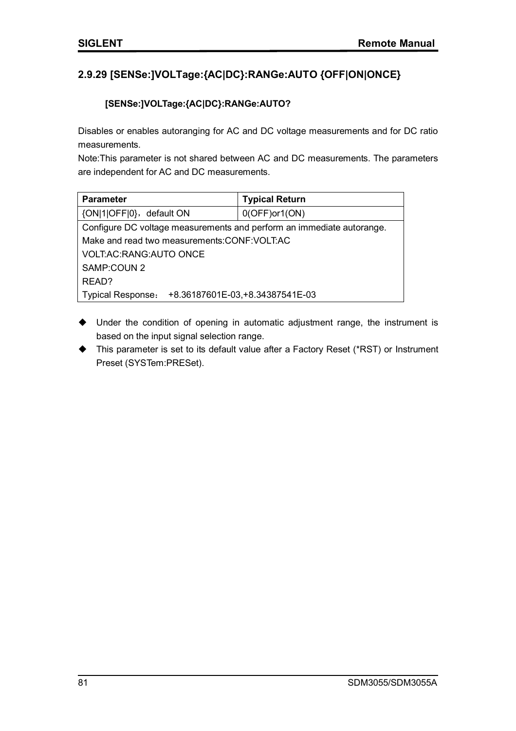## 2.9.29 [SENSe:]VOLTage:{AC|DC}:RANGe:AUTO {OFF|ON|ONCE}

**[SENSe:]VOLTage:{AC|DC}:RANGe:AUTO?**

Disables or enables autoranging for AC and DC voltage measurements and for DC ratio measurements.

Note:This parameter is not shared between AC and DC measurements. The parameters are independent for AC and DC measurements.

| Parameter | Typical Return |
|---|---|
| {ON\|1\|OFF\|0}，default ON | 0(OFF)or1(ON) |
| Configure DC voltage measurements and perform an immediate autorange. | |
| Make and read two measurements:CONF:VOLT:AC | |
| VOLT:AC:RANG:AUTO ONCE | |
| SAMP:COUN 2 | |
| READ? | |
| Typical Response： +8.36187601E-03,+8.34387541E-03 | |

- Under the condition of opening in automatic adjustment range, the instrument is based on the input signal selection range.
- This parameter is set to its default value after a Factory Reset (*RST) or Instrument Preset (SYSTem:PRESet).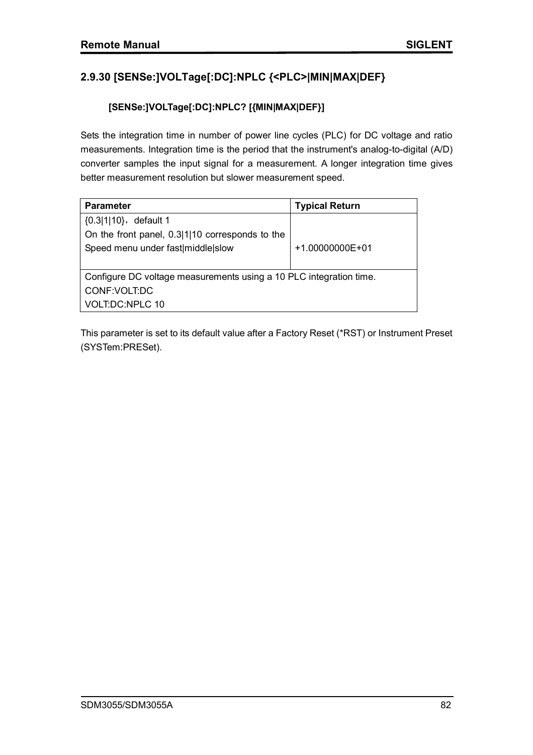## 2.9.30 [SENSe:]VOLTage[:DC]:NPLC {<PLC>|MIN|MAX|DEF}

**[SENSe:]VOLTage[:DC]:NPLC? [{MIN|MAX|DEF}]**

Sets the integration time in number of power line cycles (PLC) for DC voltage and ratio measurements. Integration time is the period that the instrument's analog-to-digital (A/D) converter samples the input signal for a measurement. A longer integration time gives better measurement resolution but slower measurement speed.

| Parameter | Typical Return |
|---|---|
| {0.3\|1\|10}，default 1<br>On the front panel, 0.3\|1\|10 corresponds to the Speed menu under fast\|middle\|slow | +1.00000000E+01 |
| Configure DC voltage measurements using a 10 PLC integration time.<br>CONF:VOLT:DC<br>VOLT:DC:NPLC 10 | |

This parameter is set to its default value after a Factory Reset (*RST) or Instrument Preset (SYSTem:PRESet).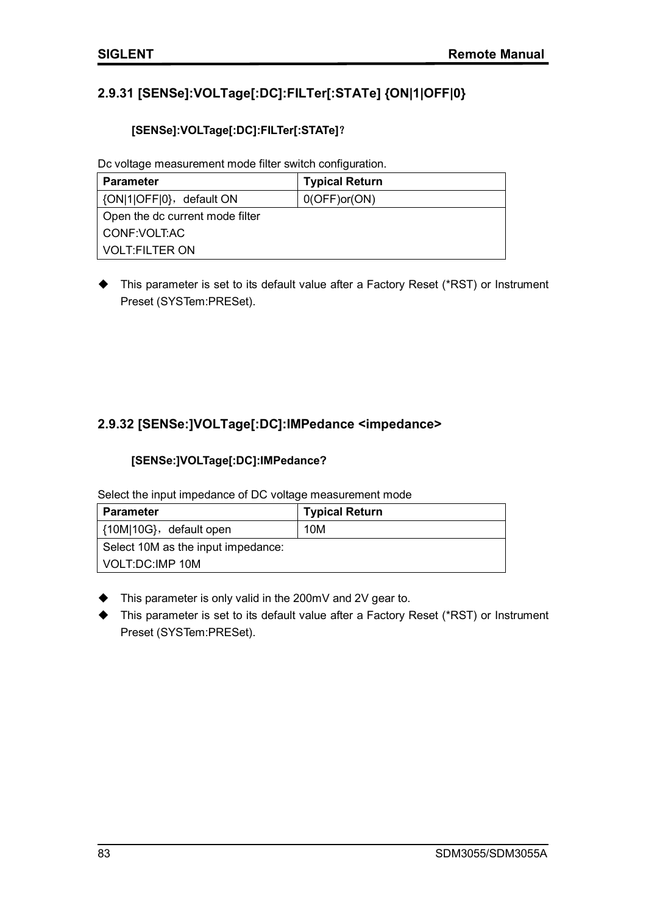## 2.9.31 [SENSe]:VOLTage[:DC]:FILTer[:STATe] {ON|1|OFF|0}

**[SENSe]:VOLTage[:DC]:FILTer[:STATe]?**

Dc voltage measurement mode filter switch configuration.

| Parameter | Typical Return |
|---|---|
| {ON|1|OFF|0}，default ON | 0(OFF)or(ON) |
| Open the dc current mode filter<br>CONF:VOLT:AC<br>VOLT:FILTER ON | |

- ◆ This parameter is set to its default value after a Factory Reset (*RST) or Instrument Preset (SYSTem:PRESet).

## 2.9.32 [SENSe:]VOLTage[:DC]:IMPedance <impedance>

**[SENSe:]VOLTage[:DC]:IMPedance?**

Select the input impedance of DC voltage measurement mode

| Parameter | Typical Return |
|---|---|
| {10M|10G}，default open | 10M |
| Select 10M as the input impedance:<br>VOLT:DC:IMP 10M | |

- ◆ This parameter is only valid in the 200mV and 2V gear to.
- ◆ This parameter is set to its default value after a Factory Reset (*RST) or Instrument Preset (SYSTem:PRESet).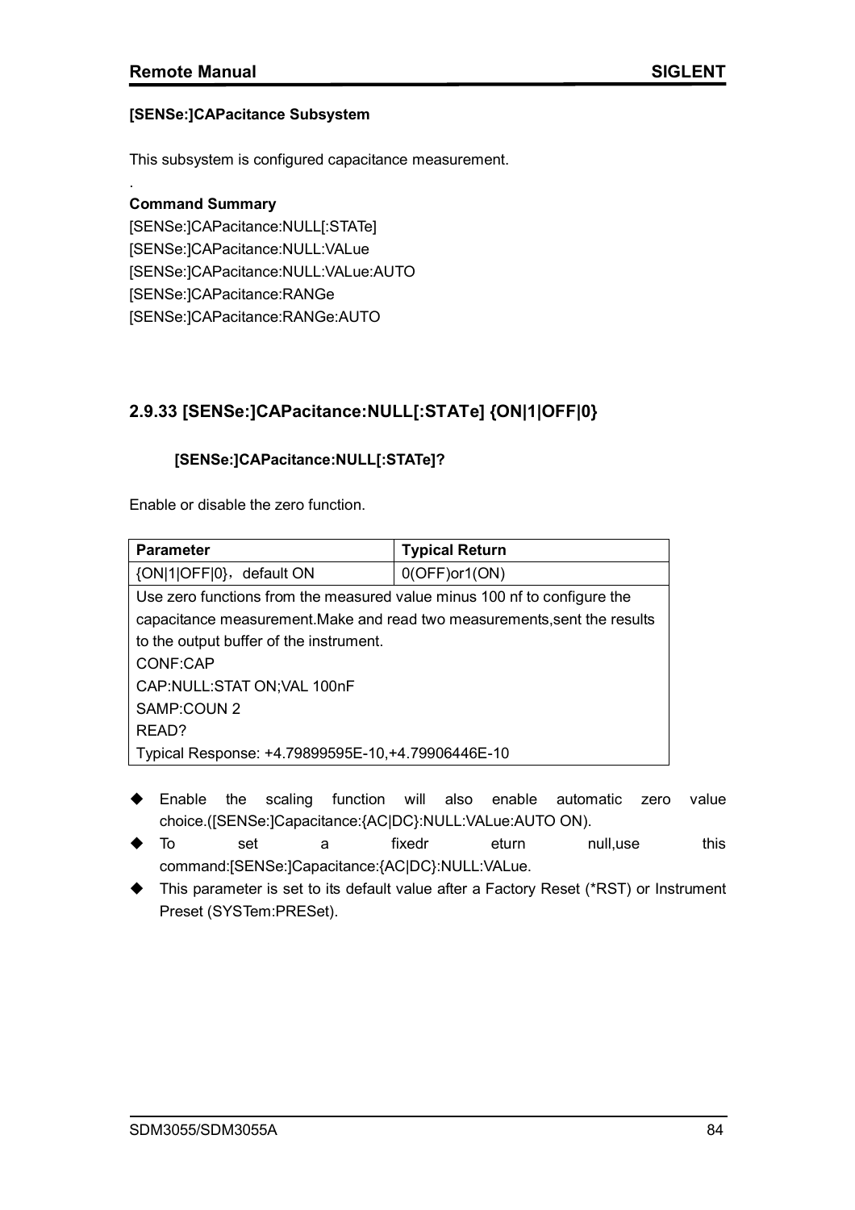**[SENSe:]CAPacitance Subsystem**

This subsystem is configured capacitance measurement.

.

**Command Summary**

[SENSe:]CAPacitance:NULL[:STATe]
[SENSe:]CAPacitance:NULL:VALue
[SENSe:]CAPacitance:NULL:VALue:AUTO
[SENSe:]CAPacitance:RANGe
[SENSe:]CAPacitance:RANGe:AUTO

## 2.9.33 [SENSe:]CAPacitance:NULL[:STATe] {ON|1|OFF|0}

**[SENSe:]CAPacitance:NULL[:STATe]?**

Enable or disable the zero function.

| Parameter | Typical Return |
|---|---|
| {ON|1|OFF|0}，default ON | 0(OFF)or1(ON) |
| Use zero functions from the measured value minus 100 nf to configure the capacitance measurement.Make and read two measurements,sent the results to the output buffer of the instrument.<br>CONF:CAP<br>CAP:NULL:STAT ON;VAL 100nF<br>SAMP:COUN 2<br>READ?<br>Typical Response: +4.79899595E-10,+4.79906446E-10 | |

- Enable the scaling function will also enable automatic zero value choice.([SENSe:]Capacitance:{AC|DC}:NULL:VALue:AUTO ON).
- To set a fixedr eturn null,use this command:[SENSe:]Capacitance:{AC|DC}:NULL:VALue.
- This parameter is set to its default value after a Factory Reset (*RST) or Instrument Preset (SYSTem:PRESet).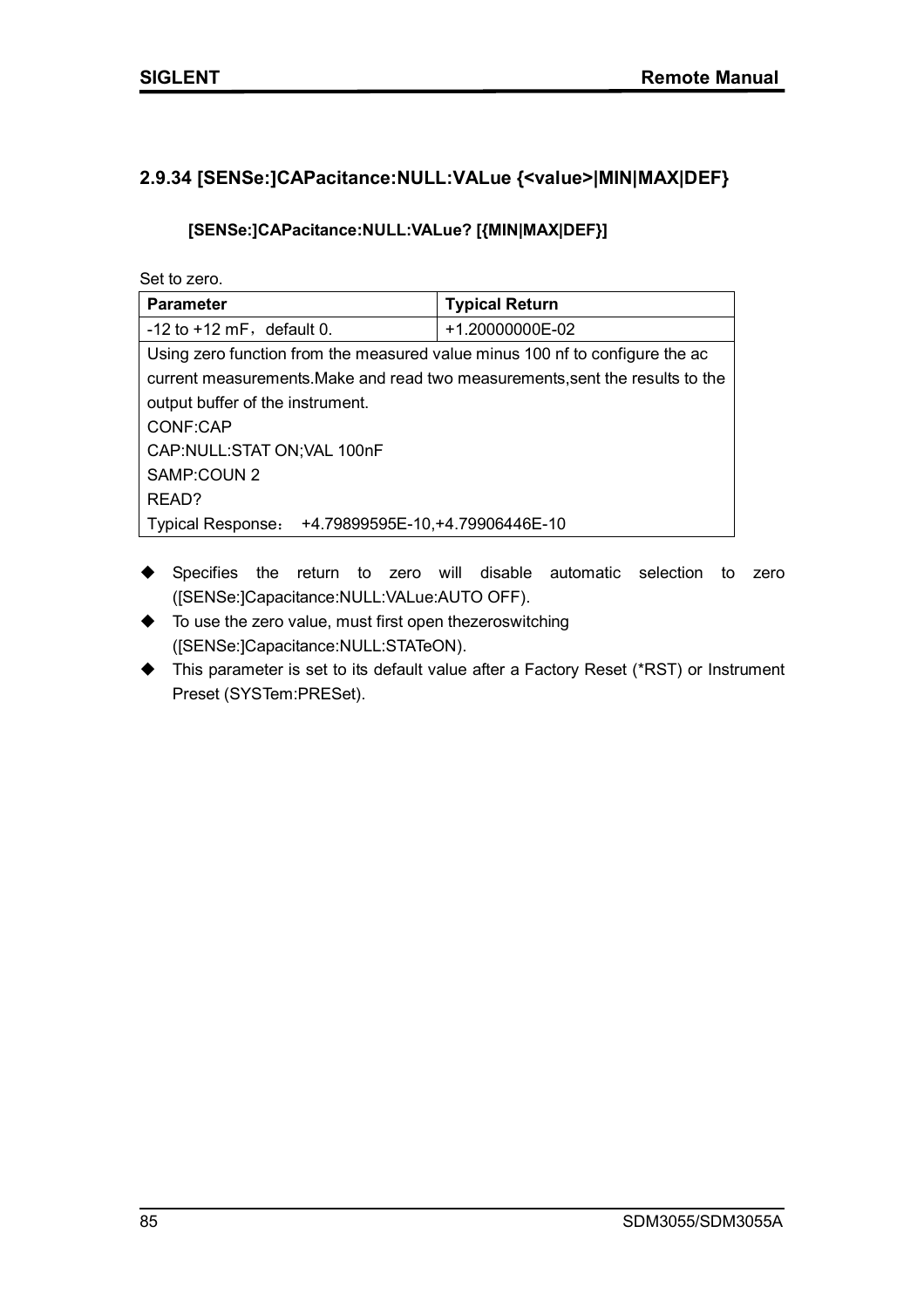### 2.9.34 [SENSe:]CAPacitance:NULL:VALue {<value>|MIN|MAX|DEF}

**[SENSe:]CAPacitance:NULL:VALue? [{MIN|MAX|DEF}]**

Set to zero.

| Parameter | Typical Return |
|---|---|
| -12 to +12 mF，default 0. | +1.20000000E-02 |
| Using zero function from the measured value minus 100 nf to configure the ac current measurements.Make and read two measurements,sent the results to the output buffer of the instrument.<br>CONF:CAP<br>CAP:NULL:STAT ON;VAL 100nF<br>SAMP:COUN 2<br>READ?<br>Typical Response： +4.79899595E-10,+4.79906446E-10 | |

- Specifies the return to zero will disable automatic selection to zero ([SENSe:]Capacitance:NULL:VALue:AUTO OFF).
- To use the zero value, must first open thezeroswitching ([SENSe:]Capacitance:NULL:STATeON).
- This parameter is set to its default value after a Factory Reset (*RST) or Instrument Preset (SYSTem:PRESet).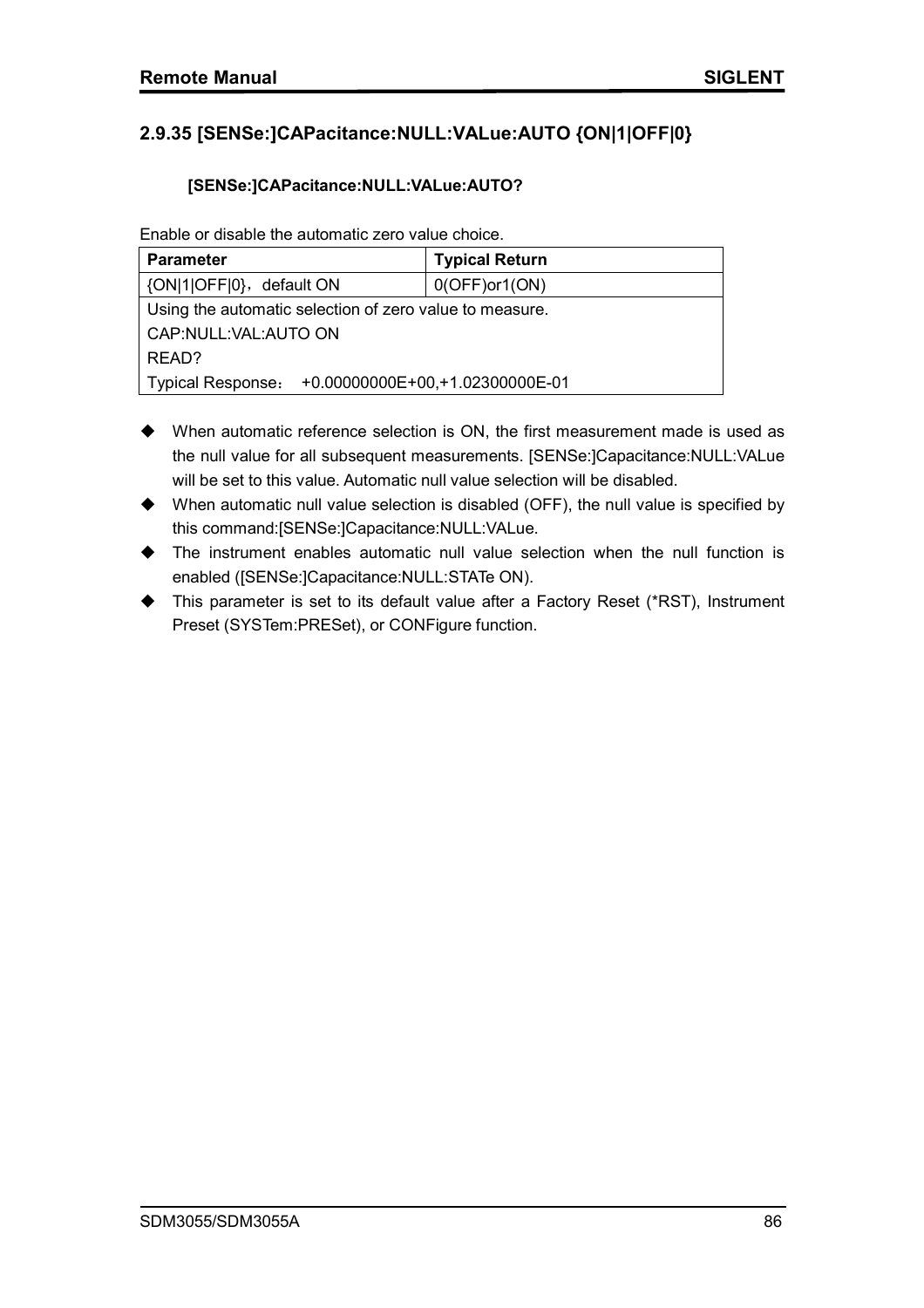## 2.9.35 [SENSe:]CAPacitance:NULL:VALue:AUTO {ON|1|OFF|0}

**[SENSe:]CAPacitance:NULL:VALue:AUTO?**

Enable or disable the automatic zero value choice.

| Parameter | Typical Return |
| --- | --- |
| {ON|1|OFF|0}，default ON | 0(OFF)or1(ON) |
| Using the automatic selection of zero value to measure. | |
| CAP:NULL:VAL:AUTO ON | |
| READ? | |
| Typical Response：   +0.00000000E+00,+1.02300000E-01 | |

- When automatic reference selection is ON, the first measurement made is used as the null value for all subsequent measurements. [SENSe:]Capacitance:NULL:VALue will be set to this value. Automatic null value selection will be disabled.
- When automatic null value selection is disabled (OFF), the null value is specified by this command:[SENSe:]Capacitance:NULL:VALue.
- The instrument enables automatic null value selection when the null function is enabled ([SENSe:]Capacitance:NULL:STATe ON).
- This parameter is set to its default value after a Factory Reset (*RST), Instrument Preset (SYSTem:PRESet), or CONFigure function.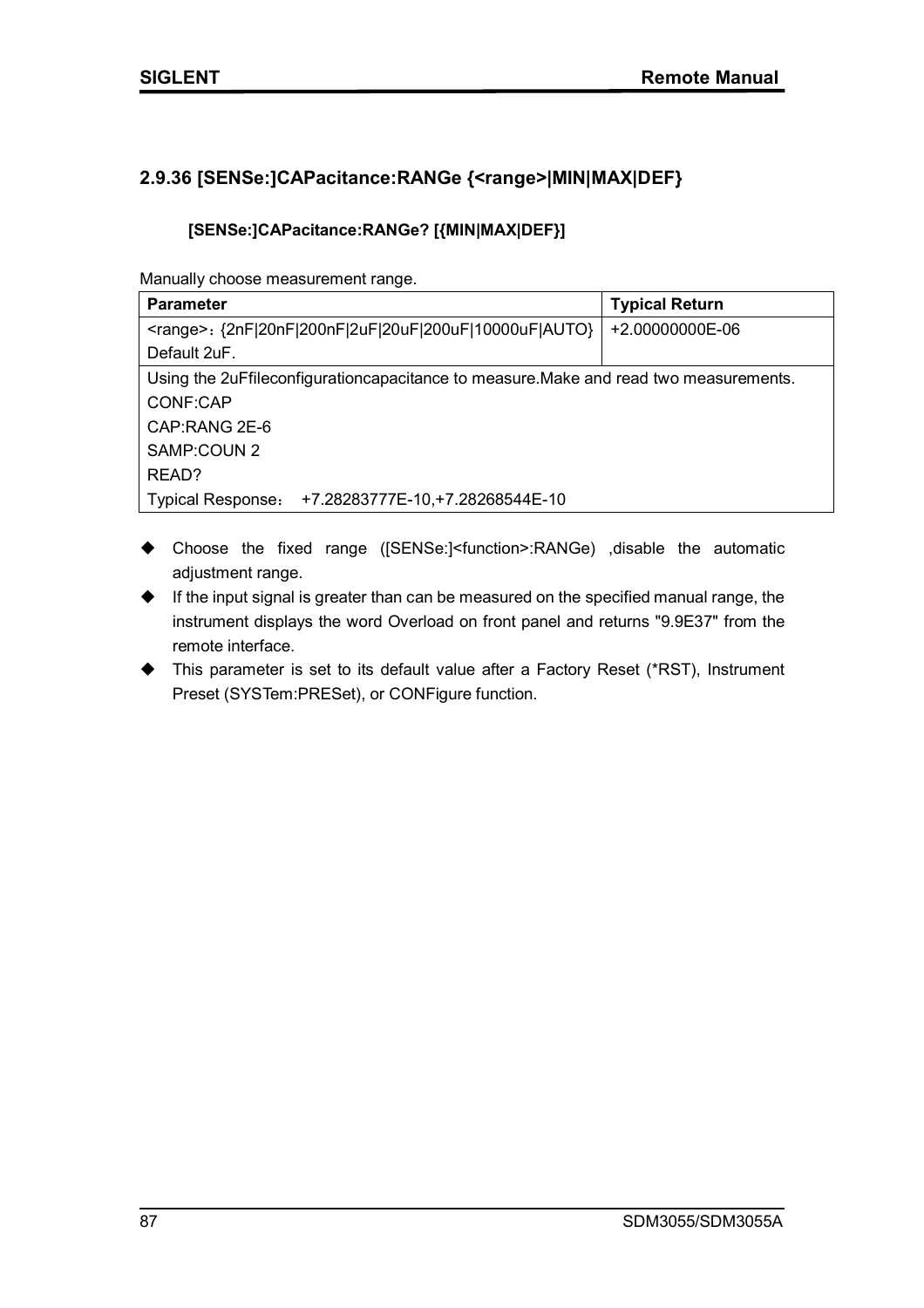### 2.9.36 [SENSe:]CAPacitance:RANGe {<range>|MIN|MAX|DEF}

**[SENSe:]CAPacitance:RANGe? [{MIN|MAX|DEF}]**

Manually choose measurement range.

| Parameter | Typical Return |
|---|---|
| <range>：{2nF\|20nF\|200nF\|2uF\|20uF\|200uF\|10000uF\|AUTO}<br>Default 2uF. | +2.00000000E-06 |
| Using the 2uFfileconfigurationcapacitance to measure.Make and read two measurements.<br>CONF:CAP<br>CAP:RANG 2E-6<br>SAMP:COUN 2<br>READ?<br>Typical Response：  +7.28283777E-10,+7.28268544E-10 | |

- Choose the fixed range ([SENSe:]<function>:RANGe) ,disable the automatic adjustment range.
- If the input signal is greater than can be measured on the specified manual range, the instrument displays the word Overload on front panel and returns "9.9E37" from the remote interface.
- This parameter is set to its default value after a Factory Reset (*RST), Instrument Preset (SYSTem:PRESet), or CONFigure function.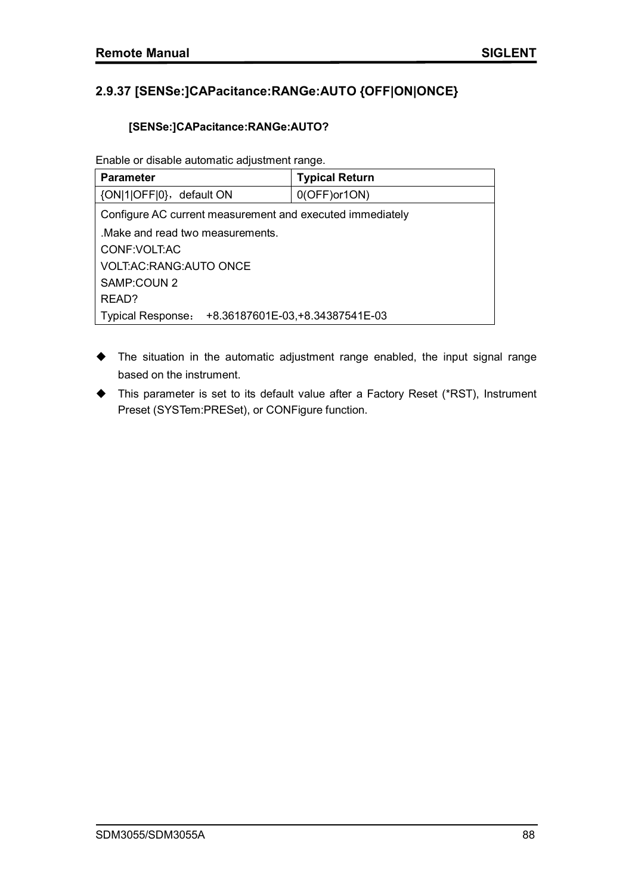## 2.9.37 [SENSe:]CAPacitance:RANGe:AUTO {OFF|ON|ONCE}

**[SENSe:]CAPacitance:RANGe:AUTO?**

Enable or disable automatic adjustment range.

| Parameter | Typical Return |
|---|---|
| {ON\|1\|OFF\|0}，default ON | 0(OFF)or1ON) |
| Configure AC current measurement and executed immediately<br>.Make and read two measurements.<br>CONF:VOLT:AC<br>VOLT:AC:RANG:AUTO ONCE<br>SAMP:COUN 2<br>READ?<br>Typical Response： +8.36187601E-03,+8.34387541E-03 | |

- The situation in the automatic adjustment range enabled, the input signal range based on the instrument.
- This parameter is set to its default value after a Factory Reset (*RST), Instrument Preset (SYSTem:PRESet), or CONFigure function.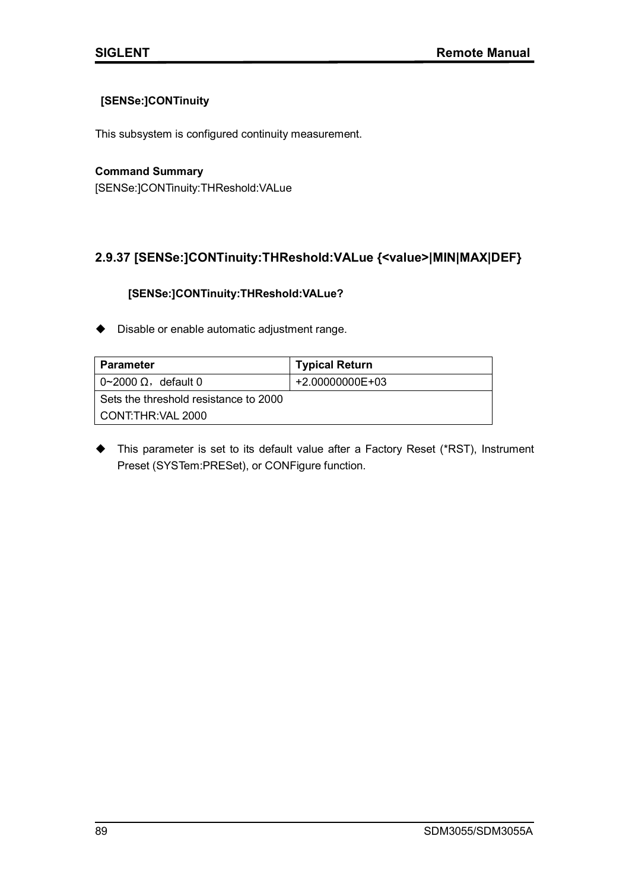**[SENSe:]CONTinuity**

This subsystem is configured continuity measurement.

**Command Summary**

[SENSe:]CONTinuity:THReshold:VALue

## 2.9.37 [SENSe:]CONTinuity:THReshold:VALue {<value>|MIN|MAX|DEF}

**[SENSe:]CONTinuity:THReshold:VALue?**

- Disable or enable automatic adjustment range.

| Parameter | Typical Return |
| --- | --- |
| 0~2000 Ω，default 0 | +2.00000000E+03 |
| Sets the threshold resistance to 2000 | |
| CONT:THR:VAL 2000 | |

- This parameter is set to its default value after a Factory Reset (*RST), Instrument Preset (SYSTem:PRESet), or CONFigure function.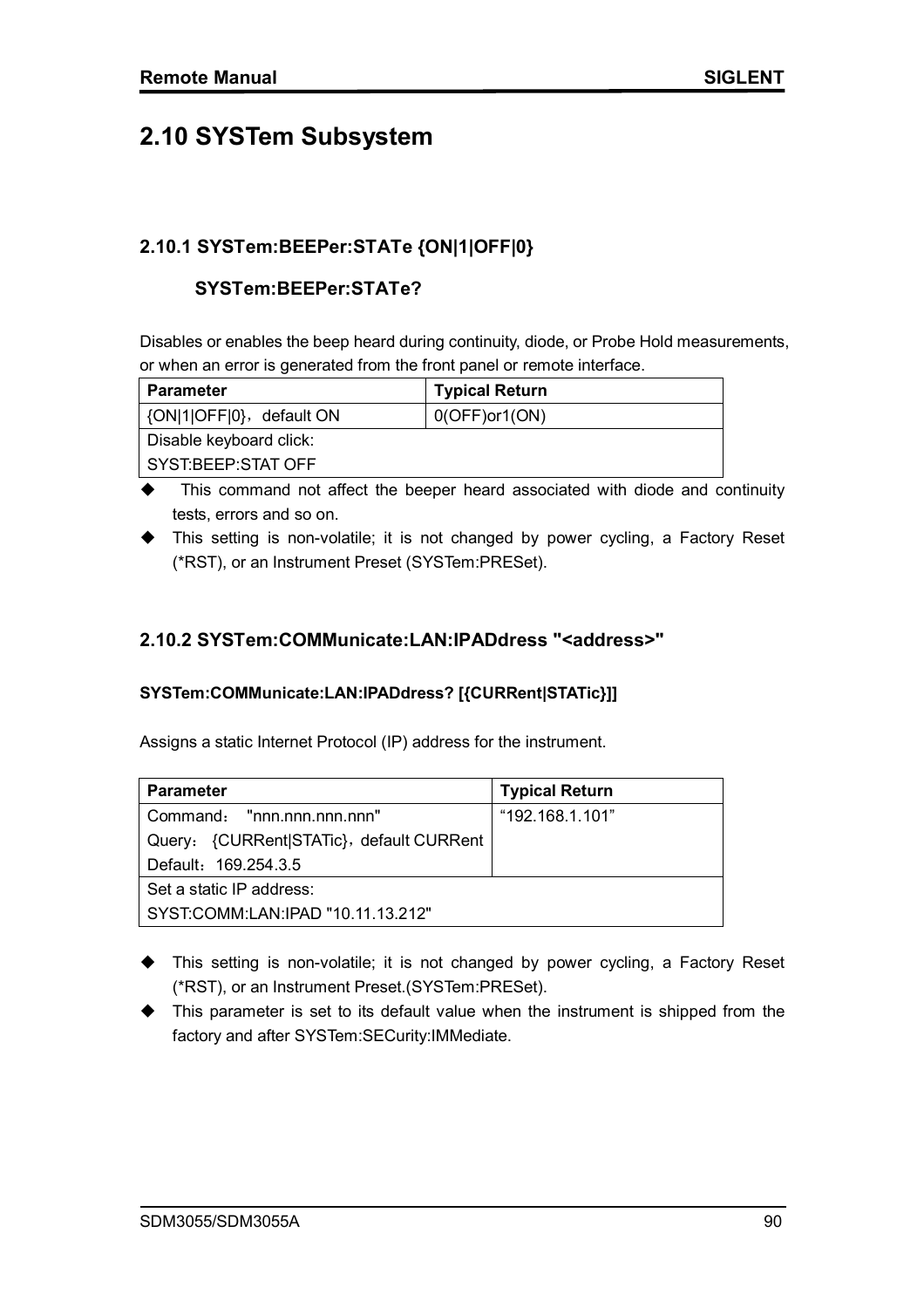# 2.10 SYSTem Subsystem

## 2.10.1 SYSTem:BEEPer:STATe {ON|1|OFF|0}

### SYSTem:BEEPer:STATe?

Disables or enables the beep heard during continuity, diode, or Probe Hold measurements, or when an error is generated from the front panel or remote interface.

| Parameter | Typical Return |
|---|---|
| {ON|1|OFF|0}，default ON | 0(OFF)or1(ON) |
| Disable keyboard click:<br>SYST:BEEP:STAT OFF | |

- This command not affect the beeper heard associated with diode and continuity tests, errors and so on.
- This setting is non-volatile; it is not changed by power cycling, a Factory Reset (*RST), or an Instrument Preset (SYSTem:PRESet).

## 2.10.2 SYSTem:COMMunicate:LAN:IPADdress "<address>"

**SYSTem:COMMunicate:LAN:IPADdress? [{CURRent|STATic}]]**

Assigns a static Internet Protocol (IP) address for the instrument.

| Parameter | Typical Return |
|---|---|
| Command： "nnn.nnn.nnn.nnn"<br>Query： {CURRent|STATic}，default CURRent<br>Default：169.254.3.5 | “192.168.1.101” |
| Set a static IP address:<br>SYST:COMM:LAN:IPAD "10.11.13.212" | |

- This setting is non-volatile; it is not changed by power cycling, a Factory Reset (*RST), or an Instrument Preset.(SYSTem:PRESet).
- This parameter is set to its default value when the instrument is shipped from the factory and after SYSTem:SECurity:IMMediate.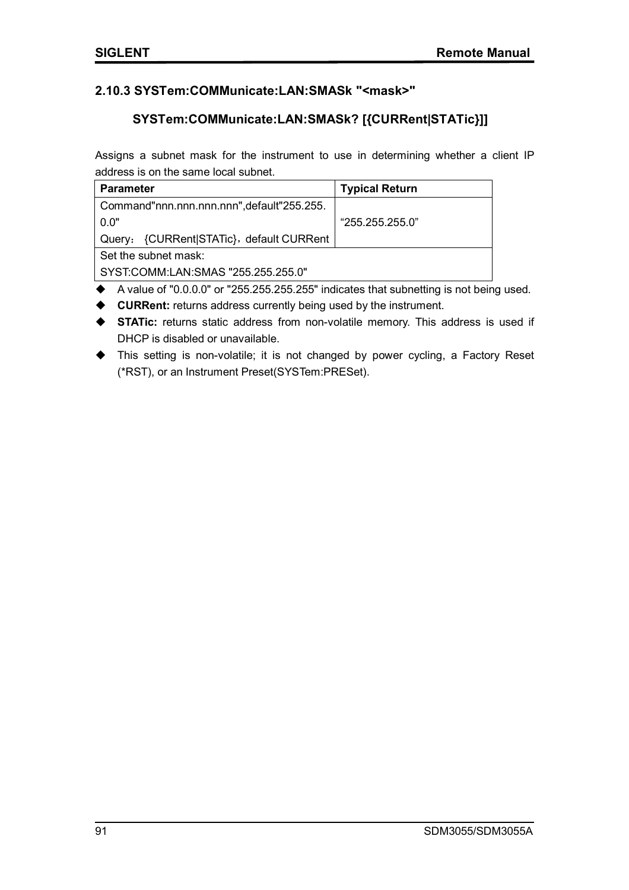## 2.10.3 SYSTem:COMMunicate:LAN:SMASk "<mask>"

### SYSTem:COMMunicate:LAN:SMASk? [{CURRent|STATic}]]

Assigns a subnet mask for the instrument to use in determining whether a client IP address is on the same local subnet.

| Parameter | Typical Return |
|---|---|
| Command"nnn.nnn.nnn.nnn",default"255.255.0.0"<br>Query：{CURRent|STATic}，default CURRent | “255.255.255.0” |
| Set the subnet mask:<br>SYST:COMM:LAN:SMAS "255.255.255.0" | |

- A value of "0.0.0.0" or "255.255.255.255" indicates that subnetting is not being used.
- **CURRent:** returns address currently being used by the instrument.
- **STATic:** returns static address from non-volatile memory. This address is used if DHCP is disabled or unavailable.
- This setting is non-volatile; it is not changed by power cycling, a Factory Reset (*RST), or an Instrument Preset(SYSTem:PRESet).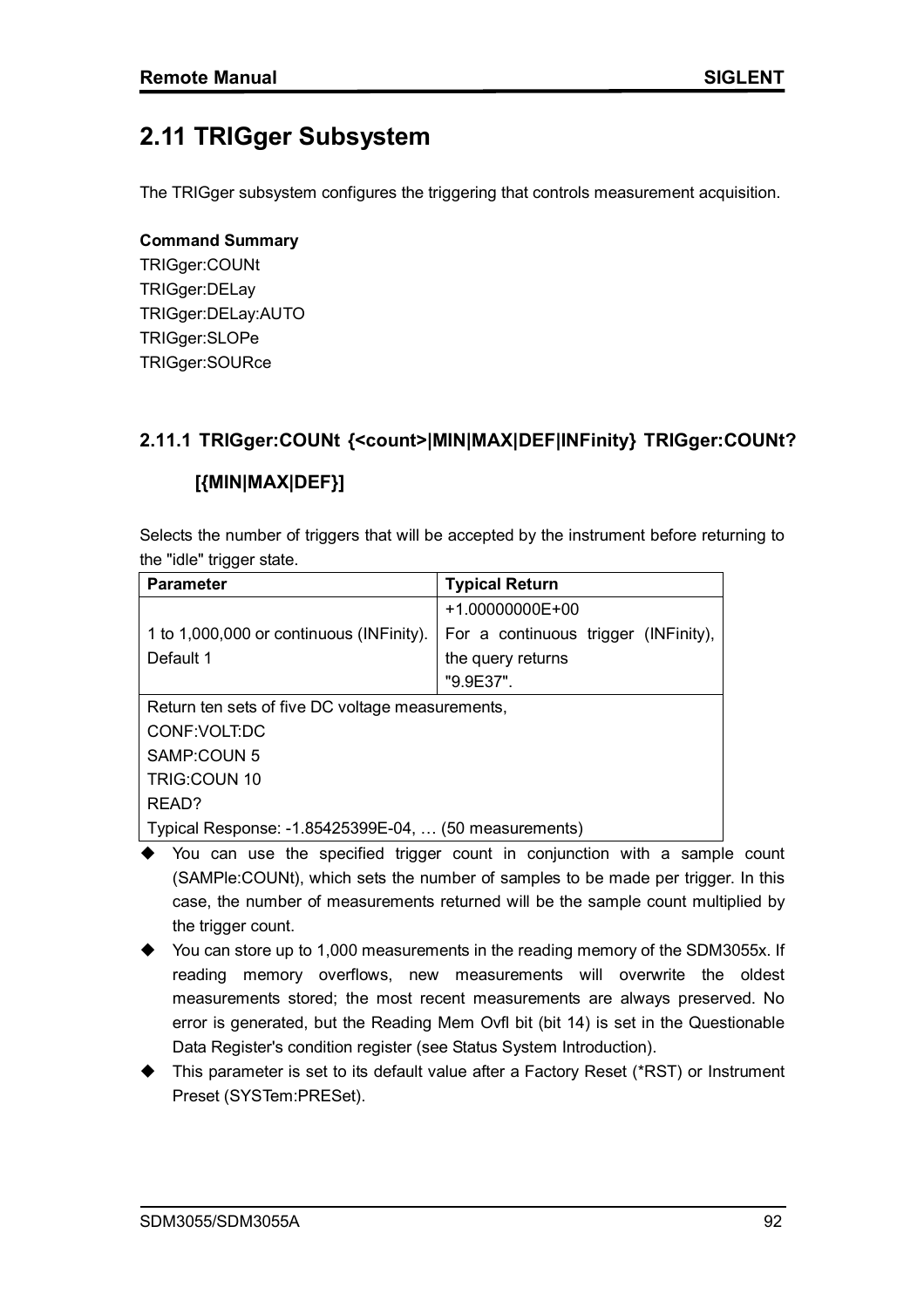## 2.11 TRIGger Subsystem

The TRIGger subsystem configures the triggering that controls measurement acquisition.

**Command Summary**

TRIGger:COUNt
TRIGger:DELay
TRIGger:DELay:AUTO
TRIGger:SLOPe
TRIGger:SOURce

### 2.11.1 TRIGger:COUNt {<count>|MIN|MAX|DEF|INFinity} TRIGger:COUNt? [{MIN|MAX|DEF}]

Selects the number of triggers that will be accepted by the instrument before returning to the "idle" trigger state.

| Parameter | Typical Return |
| --- | --- |
| 1 to 1,000,000 or continuous (INFinity). Default 1 | +1.00000000E+00 For a continuous trigger (INFinity), the query returns "9.9E37". |
| Return ten sets of five DC voltage measurements, CONF:VOLT:DC SAMP:COUN 5 TRIG:COUN 10 READ? Typical Response: -1.85425399E-04, … (50 measurements) | |

- You can use the specified trigger count in conjunction with a sample count (SAMPle:COUNt), which sets the number of samples to be made per trigger. In this case, the number of measurements returned will be the sample count multiplied by the trigger count.
- You can store up to 1,000 measurements in the reading memory of the SDM3055x. If reading memory overflows, new measurements will overwrite the oldest measurements stored; the most recent measurements are always preserved. No error is generated, but the Reading Mem Ovfl bit (bit 14) is set in the Questionable Data Register's condition register (see Status System Introduction).
- This parameter is set to its default value after a Factory Reset (*RST) or Instrument Preset (SYSTem:PRESet).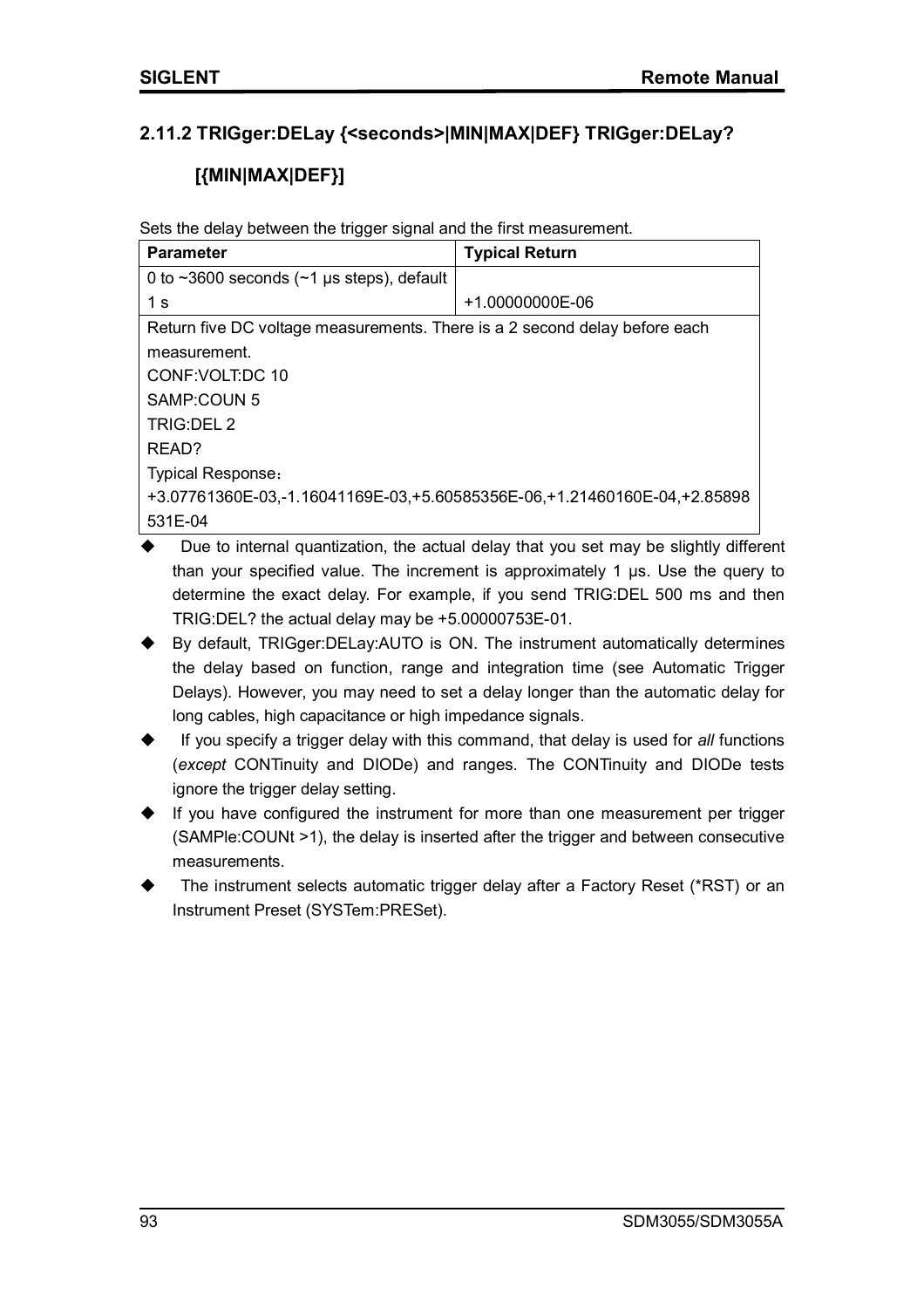### 2.11.2 TRIGger:DELay {<seconds>|MIN|MAX|DEF} TRIGger:DELay? [{MIN|MAX|DEF}]

Sets the delay between the trigger signal and the first measurement.

| Parameter | Typical Return |
| --- | --- |
| 0 to ~3600 seconds (~1 μs steps), default 1 s | +1.00000000E-06 |
| Return five DC voltage measurements. There is a 2 second delay before each measurement.<br>CONF:VOLT:DC 10<br>SAMP:COUN 5<br>TRIG:DEL 2<br>READ?<br>Typical Response：<br>+3.07761360E-03,-1.16041169E-03,+5.60585356E-06,+1.21460160E-04,+2.85898531E-04 | |

- Due to internal quantization, the actual delay that you set may be slightly different than your specified value. The increment is approximately 1 μs. Use the query to determine the exact delay. For example, if you send TRIG:DEL 500 ms and then TRIG:DEL? the actual delay may be +5.00000753E-01.
- By default, TRIGger:DELay:AUTO is ON. The instrument automatically determines the delay based on function, range and integration time (see Automatic Trigger Delays). However, you may need to set a delay longer than the automatic delay for long cables, high capacitance or high impedance signals.
- If you specify a trigger delay with this command, that delay is used for *all* functions (*except* CONTinuity and DIODe) and ranges. The CONTinuity and DIODe tests ignore the trigger delay setting.
- If you have configured the instrument for more than one measurement per trigger (SAMPle:COUNt >1), the delay is inserted after the trigger and between consecutive measurements.
- The instrument selects automatic trigger delay after a Factory Reset (*RST) or an Instrument Preset (SYSTem:PRESet).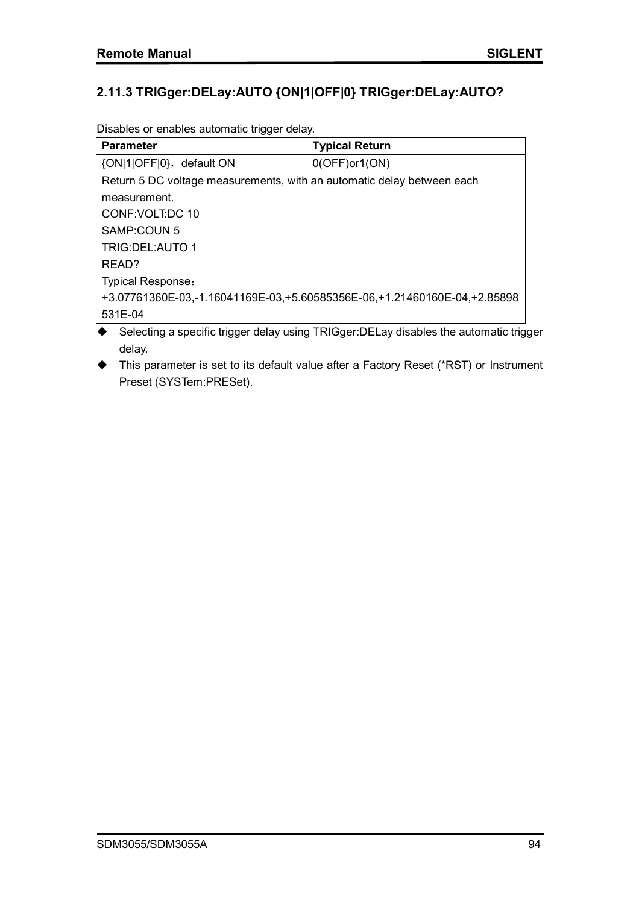### 2.11.3 TRIGger:DELay:AUTO {ON|1|OFF|0} TRIGger:DELay:AUTO?

Disables or enables automatic trigger delay.

| Parameter | Typical Return |
|---|---|
| {ON\|1\|OFF\|0}，default ON | 0(OFF)or1(ON) |
| Return 5 DC voltage measurements, with an automatic delay between each measurement.<br>CONF:VOLT:DC 10<br>SAMP:COUN 5<br>TRIG:DEL:AUTO 1<br>READ?<br>Typical Response：<br>+3.07761360E-03,-1.16041169E-03,+5.60585356E-06,+1.21460160E-04,+2.85898531E-04 | |

- Selecting a specific trigger delay using TRIGger:DELay disables the automatic trigger delay.
- This parameter is set to its default value after a Factory Reset (*RST) or Instrument Preset (SYSTem:PRESet).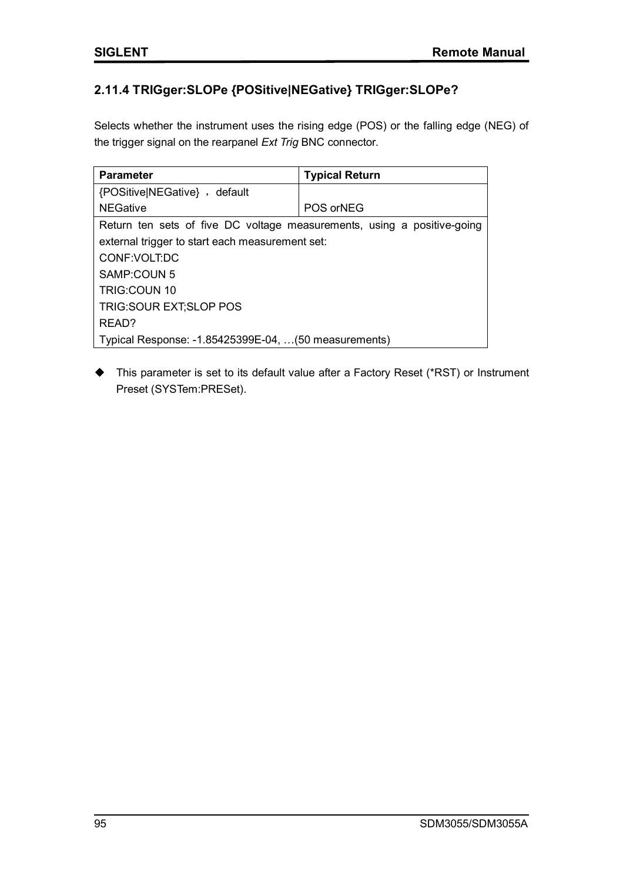### 2.11.4 TRIGger:SLOPe {POSitive|NEGative} TRIGger:SLOPe?

Selects whether the instrument uses the rising edge (POS) or the falling edge (NEG) of the trigger signal on the rearpanel *Ext Trig* BNC connector.

| Parameter | Typical Return |
|---|---|
| {POSitive\|NEGative} ， default NEGative | POS orNEG |
| Return ten sets of five DC voltage measurements, using a positive-going external trigger to start each measurement set:<br>CONF:VOLT:DC<br>SAMP:COUN 5<br>TRIG:COUN 10<br>TRIG:SOUR EXT;SLOP POS<br>READ?<br>Typical Response: -1.85425399E-04, …(50 measurements) | |

- This parameter is set to its default value after a Factory Reset (*RST) or Instrument Preset (SYSTem:PRESet).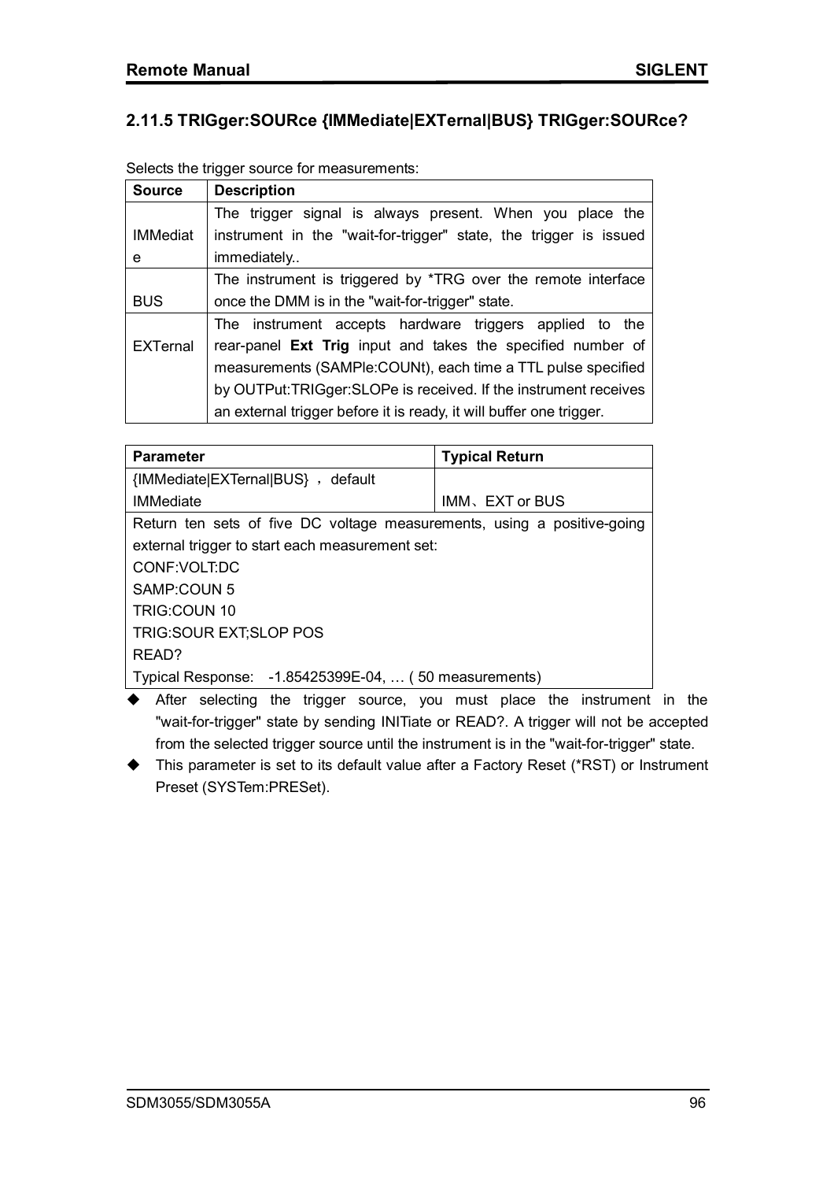### 2.11.5 TRIGger:SOURce {IMMediate|EXTernal|BUS} TRIGger:SOURce?

Selects the trigger source for measurements:

| Source | Description |
|---|---|
| IMMediate | The trigger signal is always present. When you place the instrument in the "wait-for-trigger" state, the trigger is issued immediately.. |
| BUS | The instrument is triggered by *TRG over the remote interface once the DMM is in the "wait-for-trigger" state. |
| EXTernal | The instrument accepts hardware triggers applied to the rear-panel **Ext Trig** input and takes the specified number of measurements (SAMPle:COUNt), each time a TTL pulse specified by OUTPut:TRIGger:SLOPe is received. If the instrument receives an external trigger before it is ready, it will buffer one trigger. |

| Parameter | Typical Return |
|---|---|
| {IMMediate\|EXTernal\|BUS} ， default IMMediate | IMM、EXT or BUS |

Return ten sets of five DC voltage measurements, using a positive-going external trigger to start each measurement set:

```
CONF:VOLT:DC
SAMP:COUN 5
TRIG:COUN 10
TRIG:SOUR EXT;SLOP POS
READ?
```

Typical Response: -1.85425399E-04, … ( 50 measurements)

- After selecting the trigger source, you must place the instrument in the "wait-for-trigger" state by sending INITiate or READ?. A trigger will not be accepted from the selected trigger source until the instrument is in the "wait-for-trigger" state.
- This parameter is set to its default value after a Factory Reset (*RST) or Instrument Preset (SYSTem:PRESet).